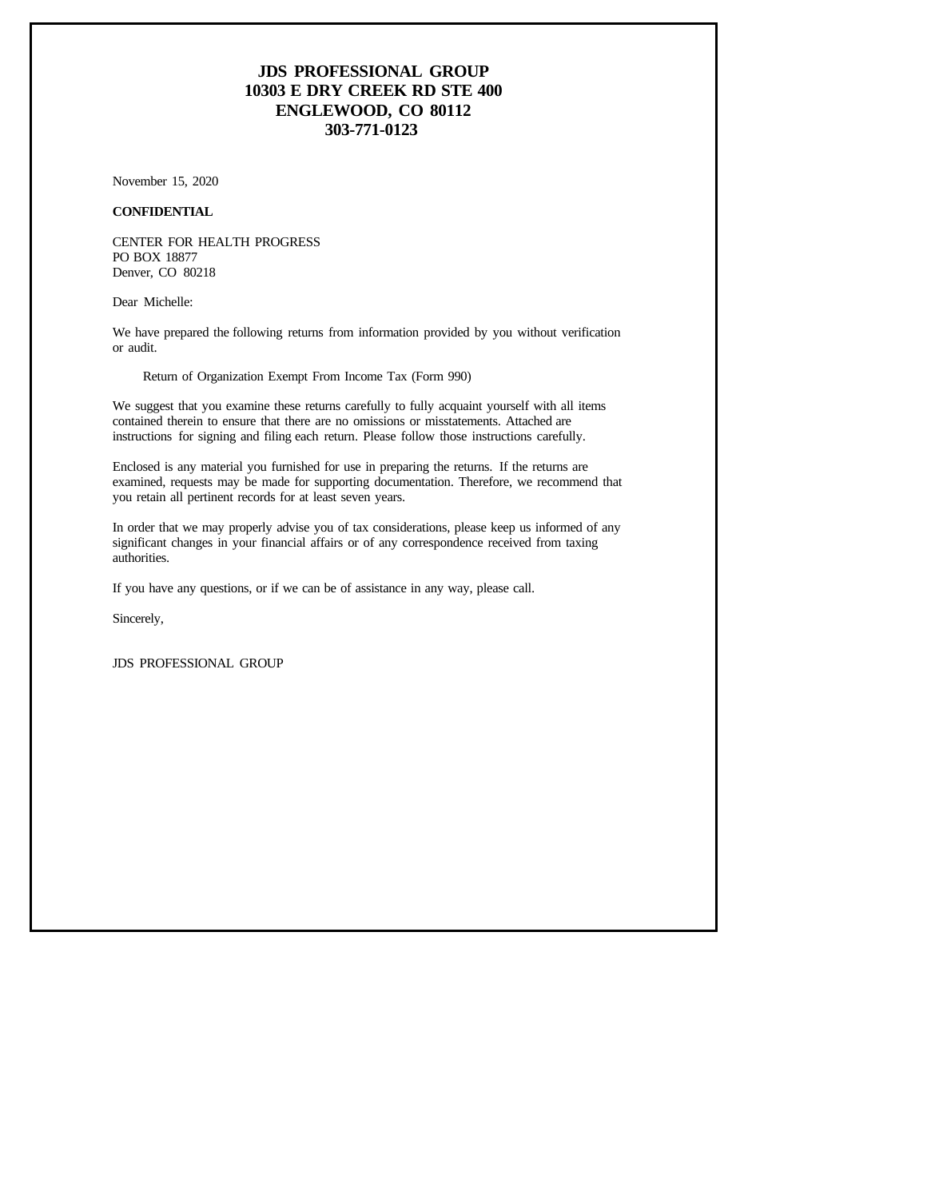**JDS PROFESSIONAL GROUP**
**10303 E DRY CREEK RD STE 400**
**ENGLEWOOD, CO 80112**
**303-771-0123**

November 15, 2020

**CONFIDENTIAL**

CENTER FOR HEALTH PROGRESS
PO BOX 18877
Denver, CO 80218

Dear Michelle:

We have prepared the following returns from information provided by you without verification or audit.

Return of Organization Exempt From Income Tax (Form 990)

We suggest that you examine these returns carefully to fully acquaint yourself with all items contained therein to ensure that there are no omissions or misstatements. Attached are instructions for signing and filing each return. Please follow those instructions carefully.

Enclosed is any material you furnished for use in preparing the returns. If the returns are examined, requests may be made for supporting documentation. Therefore, we recommend that you retain all pertinent records for at least seven years.

In order that we may properly advise you of tax considerations, please keep us informed of any significant changes in your financial affairs or of any correspondence received from taxing authorities.

If you have any questions, or if we can be of assistance in any way, please call.

Sincerely,

JDS PROFESSIONAL GROUP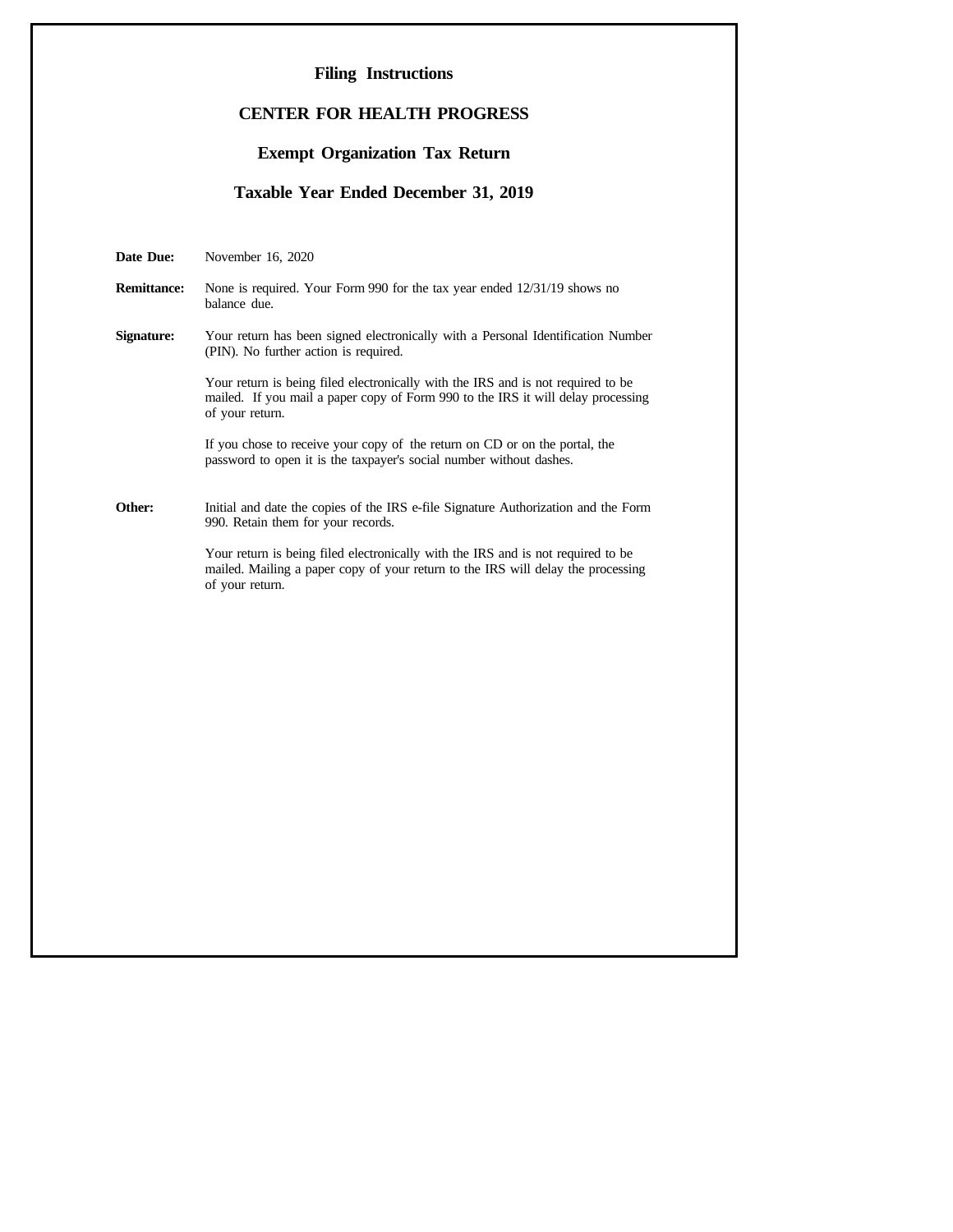# Filing Instructions

## CENTER FOR HEALTH PROGRESS

### Exempt Organization Tax Return

### Taxable Year Ended December 31, 2019

**Date Due:** November 16, 2020

**Remittance:** None is required. Your Form 990 for the tax year ended 12/31/19 shows no balance due.

**Signature:** Your return has been signed electronically with a Personal Identification Number (PIN). No further action is required.

Your return is being filed electronically with the IRS and is not required to be mailed. If you mail a paper copy of Form 990 to the IRS it will delay processing of your return.

If you chose to receive your copy of the return on CD or on the portal, the password to open it is the taxpayer's social number without dashes.

**Other:** Initial and date the copies of the IRS e-file Signature Authorization and the Form 990. Retain them for your records.

Your return is being filed electronically with the IRS and is not required to be mailed. Mailing a paper copy of your return to the IRS will delay the processing of your return.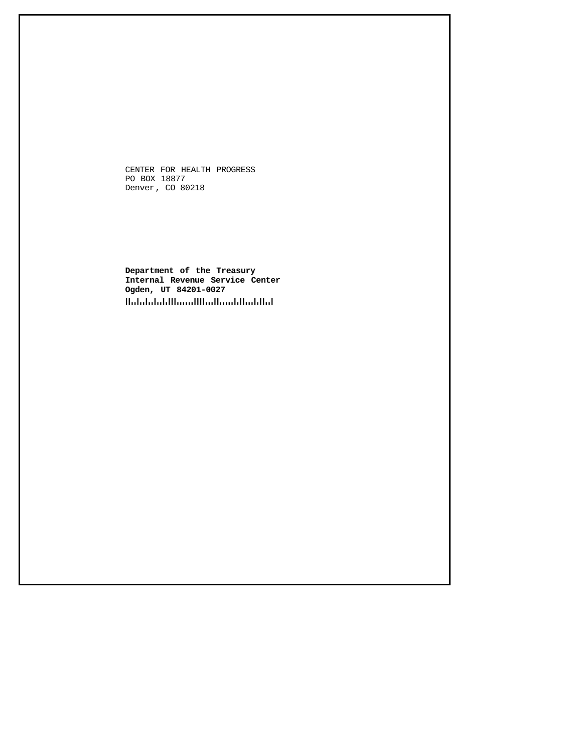CENTER FOR HEALTH PROGRESS
PO BOX 18877
Denver, CO 80218

**Department of the Treasury**
**Internal Revenue Service Center**
**Ogden, UT 84201-0027**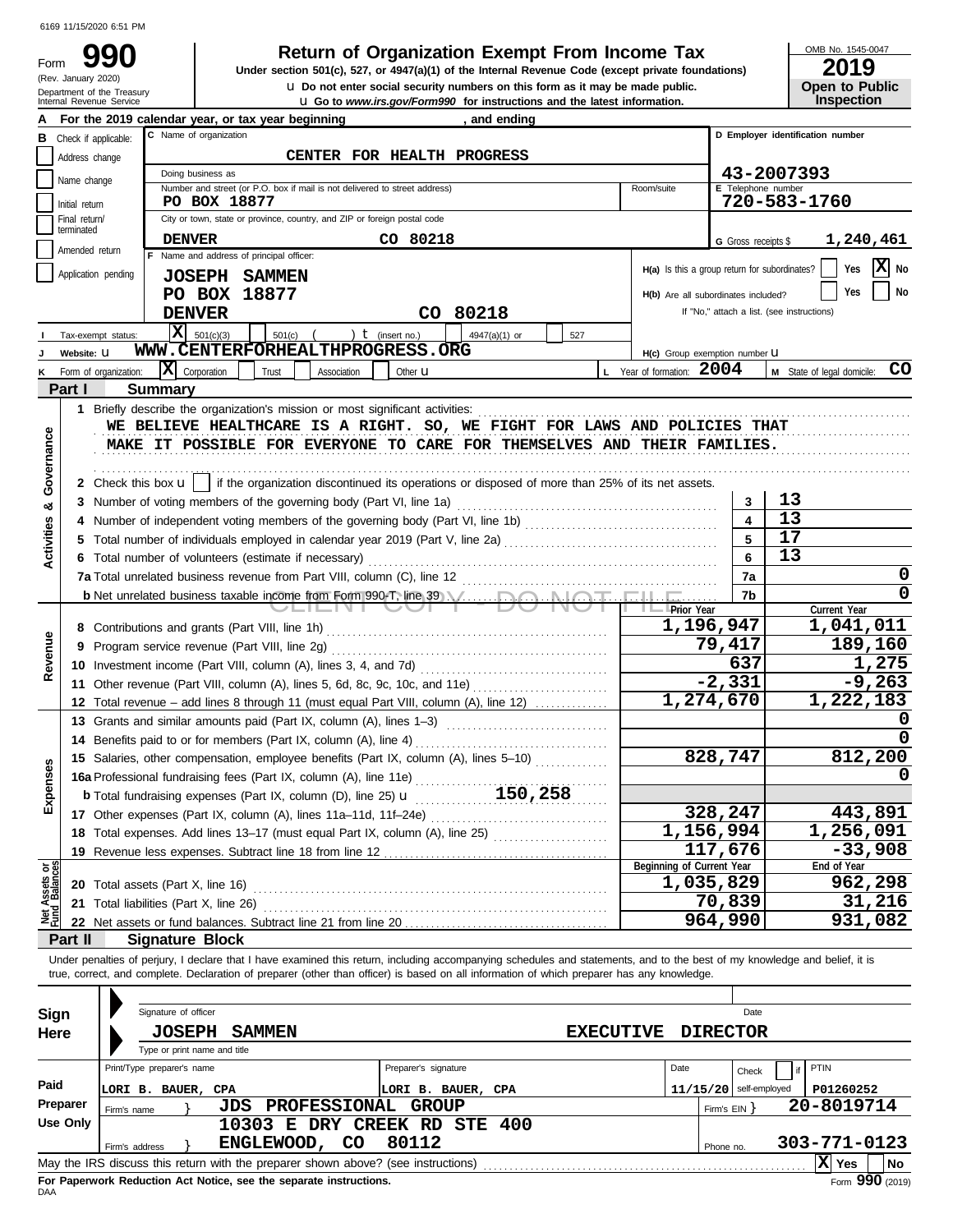6169 11/15/2020 6:51 PM

# Form 990 — Return of Organization Exempt From Income Tax

(Rev. January 2020)
Department of the Treasury
Internal Revenue Service

**Under section 501(c), 527, or 4947(a)(1) of the Internal Revenue Code (except private foundations)**

u Do not enter social security numbers on this form as it may be made public.
u Go to *www.irs.gov/Form990* for instructions and the latest information.

OMB No. 1545-0047
**2019**
**Open to Public Inspection**

**A** For the 2019 calendar year, or tax year beginning , and ending

**B** Check if applicable:
- Address change
- Name change
- Initial return
- Final return/terminated
- Amended return
- Application pending

**C** Name of organization: **CENTER FOR HEALTH PROGRESS**

Doing business as

Number and street (or P.O. box if mail is not delivered to street address): **PO BOX 18877** Room/suite

City or town, state or province, country, and ZIP or foreign postal code: **DENVER CO 80218**

**D** Employer identification number: **43-2007393**

**E** Telephone number: **720-583-1760**

**G** Gross receipts $ **1,240,461**

**F** Name and address of principal officer:
**JOSEPH SAMMEN**
**PO BOX 18877**
**DENVER CO 80218**

**H(a)** Is this a group return for subordinates? Yes [X] No
**H(b)** Are all subordinates included? Yes No
If "No," attach a list. (see instructions)

**I** Tax-exempt status: [X] 501(c)(3) 501(c) ( ) t (insert no.) 4947(a)(1) or 527

**J** Website: u **WWW.CENTERFORHEALTHPROGRESS.ORG**

**H(c)** Group exemption number u

**K** Form of organization: [X] Corporation Trust Association Other u

**L** Year of formation: **2004**

**M** State of legal domicile: **CO**

## Part I Summary

**Activities & Governance**

1 Briefly describe the organization's mission or most significant activities:
WE BELIEVE HEALTHCARE IS A RIGHT. SO, WE FIGHT FOR LAWS AND POLICIES THAT MAKE IT POSSIBLE FOR EVERYONE TO CARE FOR THEMSELVES AND THEIR FAMILIES.

2 Check this box u [ ] if the organization discontinued its operations or disposed of more than 25% of its net assets.

| | | | |
|---|---|---|---|
| 3 | Number of voting members of the governing body (Part VI, line 1a) | 3 | 13 |
| 4 | Number of independent voting members of the governing body (Part VI, line 1b) | 4 | 13 |
| 5 | Total number of individuals employed in calendar year 2019 (Part V, line 2a) | 5 | 17 |
| 6 | Total number of volunteers (estimate if necessary) | 6 | 13 |
| 7a | Total unrelated business revenue from Part VIII, column (C), line 12 | 7a | 0 |
| b | Net unrelated business taxable income from Form 990-T, line 39 | 7b | 0 |

CLIENT COPY - DO NOT FILE

| | | Prior Year | Current Year |
|---|---|---|---|
| **Revenue** | | | |
| 8 | Contributions and grants (Part VIII, line 1h) | 1,196,947 | 1,041,011 |
| 9 | Program service revenue (Part VIII, line 2g) | 79,417 | 189,160 |
| 10 | Investment income (Part VIII, column (A), lines 3, 4, and 7d) | 637 | 1,275 |
| 11 | Other revenue (Part VIII, column (A), lines 5, 6d, 8c, 9c, 10c, and 11e) | -2,331 | -9,263 |
| 12 | Total revenue – add lines 8 through 11 (must equal Part VIII, column (A), line 12) | 1,274,670 | 1,222,183 |
| **Expenses** | | | |
| 13 | Grants and similar amounts paid (Part IX, column (A), lines 1–3) | | 0 |
| 14 | Benefits paid to or for members (Part IX, column (A), line 4) | | 0 |
| 15 | Salaries, other compensation, employee benefits (Part IX, column (A), lines 5–10) | 828,747 | 812,200 |
| 16a | Professional fundraising fees (Part IX, column (A), line 11e) | | 0 |
| b | Total fundraising expenses (Part IX, column (D), line 25) u 150,258 | | |
| 17 | Other expenses (Part IX, column (A), lines 11a–11d, 11f–24e) | 328,247 | 443,891 |
| 18 | Total expenses. Add lines 13–17 (must equal Part IX, column (A), line 25) | 1,156,994 | 1,256,091 |
| 19 | Revenue less expenses. Subtract line 18 from line 12 | 117,676 | -33,908 |
| **Net Assets or Fund Balances** | | **Beginning of Current Year** | **End of Year** |
| 20 | Total assets (Part X, line 16) | 1,035,829 | 962,298 |
| 21 | Total liabilities (Part X, line 26) | 70,839 | 31,216 |
| 22 | Net assets or fund balances. Subtract line 21 from line 20 | 964,990 | 931,082 |

## Part II Signature Block

Under penalties of perjury, I declare that I have examined this return, including accompanying schedules and statements, and to the best of my knowledge and belief, it is true, correct, and complete. Declaration of preparer (other than officer) is based on all information of which preparer has any knowledge.

**Sign Here**

Signature of officer Date

**JOSEPH SAMMEN EXECUTIVE DIRECTOR**
Type or print name and title

**Paid Preparer Use Only**

| Print/Type preparer's name | Preparer's signature | Date | Check if self-employed | PTIN |
|---|---|---|---|---|
| LORI B. BAUER, CPA | LORI B. BAUER, CPA | 11/15/20 | | P01260252 |

Firm's name } **JDS PROFESSIONAL GROUP** Firm's EIN } **20-8019714**

Firm's address } **10303 E DRY CREEK RD STE 400 ENGLEWOOD, CO 80112** Phone no. **303-771-0123**

May the IRS discuss this return with the preparer shown above? (see instructions) [X] Yes No

**For Paperwork Reduction Act Notice, see the separate instructions.**
DAA Form **990** (2019)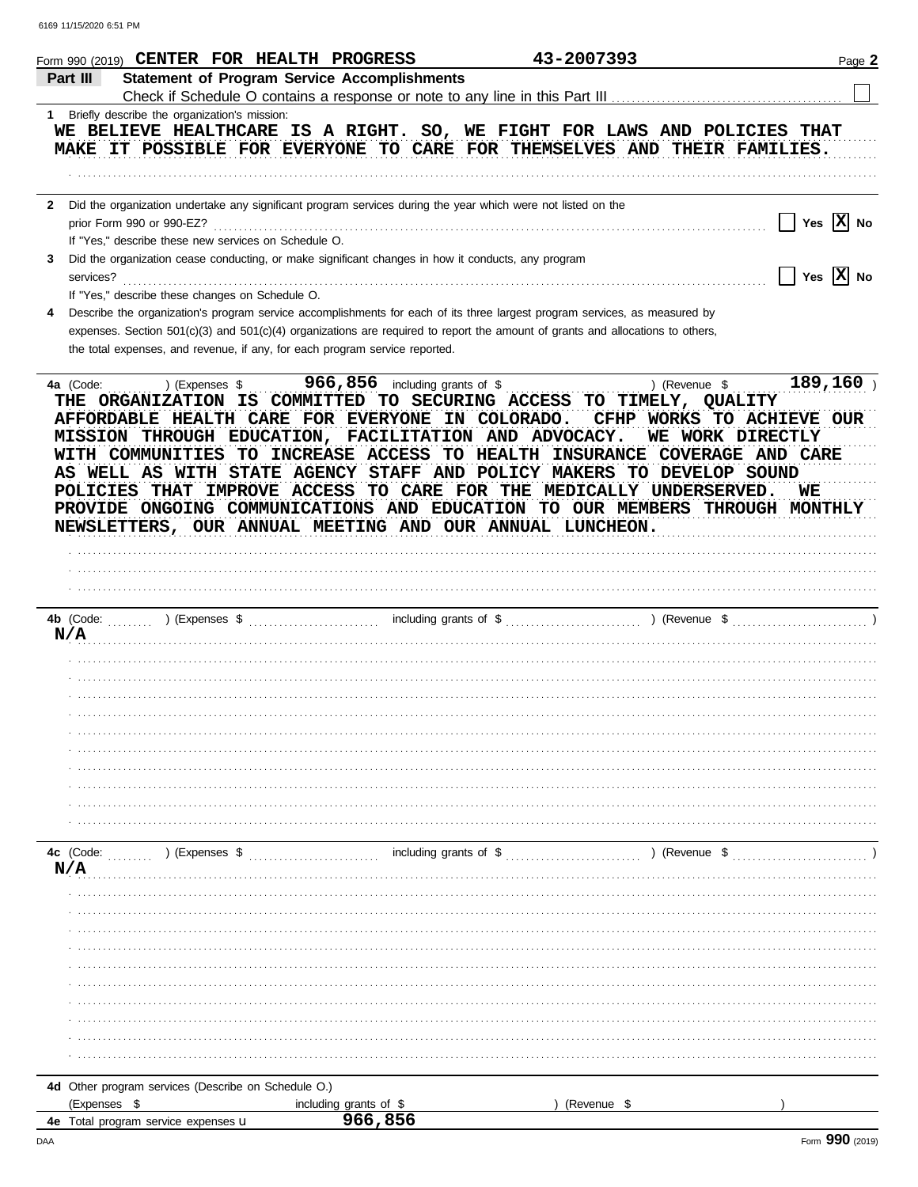Form 990 (2019) **CENTER FOR HEALTH PROGRESS** **43-2007393**

## Part III Statement of Program Service Accomplishments

Check if Schedule O contains a response or note to any line in this Part III ☐

**1** Briefly describe the organization's mission:

WE BELIEVE HEALTHCARE IS A RIGHT. SO, WE FIGHT FOR LAWS AND POLICIES THAT MAKE IT POSSIBLE FOR EVERYONE TO CARE FOR THEMSELVES AND THEIR FAMILIES.

**2** Did the organization undertake any significant program services during the year which were not listed on the prior Form 990 or 990-EZ? ☐ Yes ☒ No

If "Yes," describe these new services on Schedule O.

**3** Did the organization cease conducting, or make significant changes in how it conducts, any program services? ☐ Yes ☒ No

If "Yes," describe these changes on Schedule O.

**4** Describe the organization's program service accomplishments for each of its three largest program services, as measured by expenses. Section 501(c)(3) and 501(c)(4) organizations are required to report the amount of grants and allocations to others, the total expenses, and revenue, if any, for each program service reported.

**4a** (Code: ) (Expenses $ 966,856 including grants of $ ) (Revenue $ 189,160 )

THE ORGANIZATION IS COMMITTED TO SECURING ACCESS TO TIMELY, QUALITY AFFORDABLE HEALTH CARE FOR EVERYONE IN COLORADO. CFHP WORKS TO ACHIEVE OUR MISSION THROUGH EDUCATION, FACILITATION AND ADVOCACY. WE WORK DIRECTLY WITH COMMUNITIES TO INCREASE ACCESS TO HEALTH INSURANCE COVERAGE AND CARE AS WELL AS WITH STATE AGENCY STAFF AND POLICY MAKERS TO DEVELOP SOUND POLICIES THAT IMPROVE ACCESS TO CARE FOR THE MEDICALLY UNDERSERVED. WE PROVIDE ONGOING COMMUNICATIONS AND EDUCATION TO OUR MEMBERS THROUGH MONTHLY NEWSLETTERS, OUR ANNUAL MEETING AND OUR ANNUAL LUNCHEON.

**4b** (Code: ) (Expenses $ including grants of $ ) (Revenue $ )

N/A

**4c** (Code: ) (Expenses $ including grants of $ ) (Revenue $ )

N/A

**4d** Other program services (Describe on Schedule O.)

(Expenses $ including grants of $ ) (Revenue $ )

**4e** Total program service expenses 966,856

Form **990** (2019)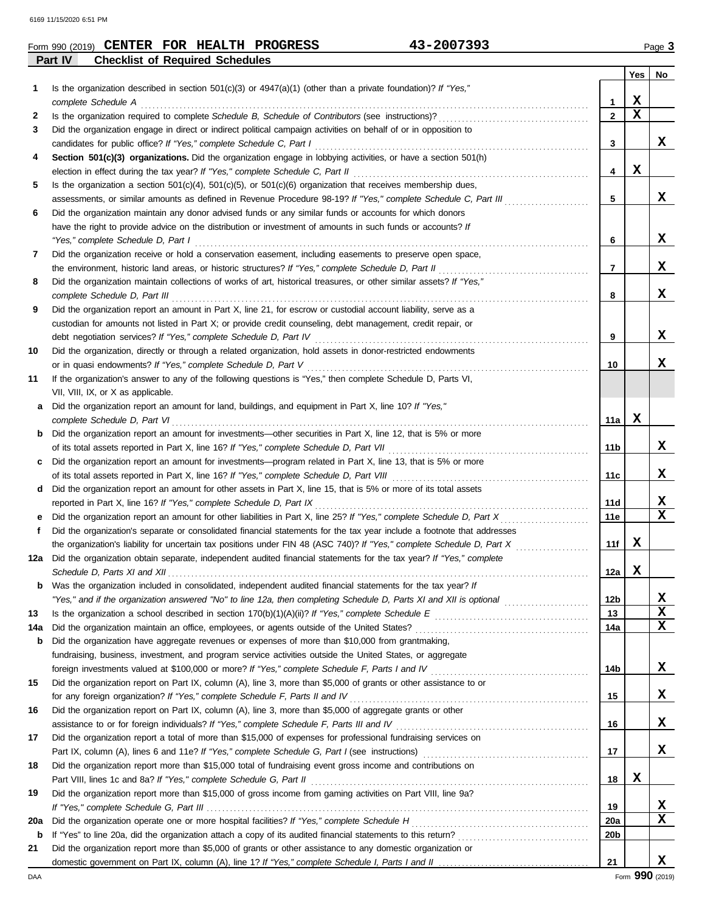Form 990 (2019) **CENTER FOR HEALTH PROGRESS** **43-2007393**

## Part IV Checklist of Required Schedules

| | | | Yes | No |
|---|---|---|---|---|
| **1** | Is the organization described in section 501(c)(3) or 4947(a)(1) (other than a private foundation)? *If "Yes," complete Schedule A* | 1 | X | |
| **2** | Is the organization required to complete *Schedule B, Schedule of Contributors* (see instructions)? | 2 | X | |
| **3** | Did the organization engage in direct or indirect political campaign activities on behalf of or in opposition to candidates for public office? *If "Yes," complete Schedule C, Part I* | 3 | | X |
| **4** | **Section 501(c)(3) organizations.** Did the organization engage in lobbying activities, or have a section 501(h) election in effect during the tax year? *If "Yes," complete Schedule C, Part II* | 4 | X | |
| **5** | Is the organization a section 501(c)(4), 501(c)(5), or 501(c)(6) organization that receives membership dues, assessments, or similar amounts as defined in Revenue Procedure 98-19? *If "Yes," complete Schedule C, Part III* | 5 | | X |
| **6** | Did the organization maintain any donor advised funds or any similar funds or accounts for which donors have the right to provide advice on the distribution or investment of amounts in such funds or accounts? *If "Yes," complete Schedule D, Part I* | 6 | | X |
| **7** | Did the organization receive or hold a conservation easement, including easements to preserve open space, the environment, historic land areas, or historic structures? *If "Yes," complete Schedule D, Part II* | 7 | | X |
| **8** | Did the organization maintain collections of works of art, historical treasures, or other similar assets? *If "Yes," complete Schedule D, Part III* | 8 | | X |
| **9** | Did the organization report an amount in Part X, line 21, for escrow or custodial account liability, serve as a custodian for amounts not listed in Part X; or provide credit counseling, debt management, credit repair, or debt negotiation services? *If "Yes," complete Schedule D, Part IV* | 9 | | X |
| **10** | Did the organization, directly or through a related organization, hold assets in donor-restricted endowments or in quasi endowments? *If "Yes," complete Schedule D, Part V* | 10 | | X |
| **11** | If the organization's answer to any of the following questions is "Yes," then complete Schedule D, Parts VI, VII, VIII, IX, or X as applicable. | | | |
| **a** | Did the organization report an amount for land, buildings, and equipment in Part X, line 10? *If "Yes," complete Schedule D, Part VI* | 11a | X | |
| **b** | Did the organization report an amount for investments—other securities in Part X, line 12, that is 5% or more of its total assets reported in Part X, line 16? *If "Yes," complete Schedule D, Part VII* | 11b | | X |
| **c** | Did the organization report an amount for investments—program related in Part X, line 13, that is 5% or more of its total assets reported in Part X, line 16? *If "Yes," complete Schedule D, Part VIII* | 11c | | X |
| **d** | Did the organization report an amount for other assets in Part X, line 15, that is 5% or more of its total assets reported in Part X, line 16? *If "Yes," complete Schedule D, Part IX* | 11d | | X |
| **e** | Did the organization report an amount for other liabilities in Part X, line 25? *If "Yes," complete Schedule D, Part X* | 11e | | X |
| **f** | Did the organization's separate or consolidated financial statements for the tax year include a footnote that addresses the organization's liability for uncertain tax positions under FIN 48 (ASC 740)? *If "Yes," complete Schedule D, Part X* | 11f | X | |
| **12a** | Did the organization obtain separate, independent audited financial statements for the tax year? *If "Yes," complete Schedule D, Parts XI and XII* | 12a | X | |
| **b** | Was the organization included in consolidated, independent audited financial statements for the tax year? *If "Yes," and if the organization answered "No" to line 12a, then completing Schedule D, Parts XI and XII is optional* | 12b | | X |
| **13** | Is the organization a school described in section 170(b)(1)(A)(ii)? *If "Yes," complete Schedule E* | 13 | | X |
| **14a** | Did the organization maintain an office, employees, or agents outside of the United States? | 14a | | X |
| **b** | Did the organization have aggregate revenues or expenses of more than $10,000 from grantmaking, fundraising, business, investment, and program service activities outside the United States, or aggregate foreign investments valued at $100,000 or more? *If "Yes," complete Schedule F, Parts I and IV* | 14b | | X |
| **15** | Did the organization report on Part IX, column (A), line 3, more than $5,000 of grants or other assistance to or for any foreign organization? *If "Yes," complete Schedule F, Parts II and IV* | 15 | | X |
| **16** | Did the organization report on Part IX, column (A), line 3, more than $5,000 of aggregate grants or other assistance to or for foreign individuals? *If "Yes," complete Schedule F, Parts III and IV* | 16 | | X |
| **17** | Did the organization report a total of more than $15,000 of expenses for professional fundraising services on Part IX, column (A), lines 6 and 11e? *If "Yes," complete Schedule G, Part I* (see instructions) | 17 | | X |
| **18** | Did the organization report more than $15,000 total of fundraising event gross income and contributions on Part VIII, lines 1c and 8a? *If "Yes," complete Schedule G, Part II* | 18 | X | |
| **19** | Did the organization report more than $15,000 of gross income from gaming activities on Part VIII, line 9a? *If "Yes," complete Schedule G, Part III* | 19 | | X |
| **20a** | Did the organization operate one or more hospital facilities? *If "Yes," complete Schedule H* | 20a | | X |
| **b** | If "Yes" to line 20a, did the organization attach a copy of its audited financial statements to this return? | 20b | | |
| **21** | Did the organization report more than $5,000 of grants or other assistance to any domestic organization or domestic government on Part IX, column (A), line 1? *If "Yes," complete Schedule I, Parts I and II* | 21 | | X |

Form **990** (2019)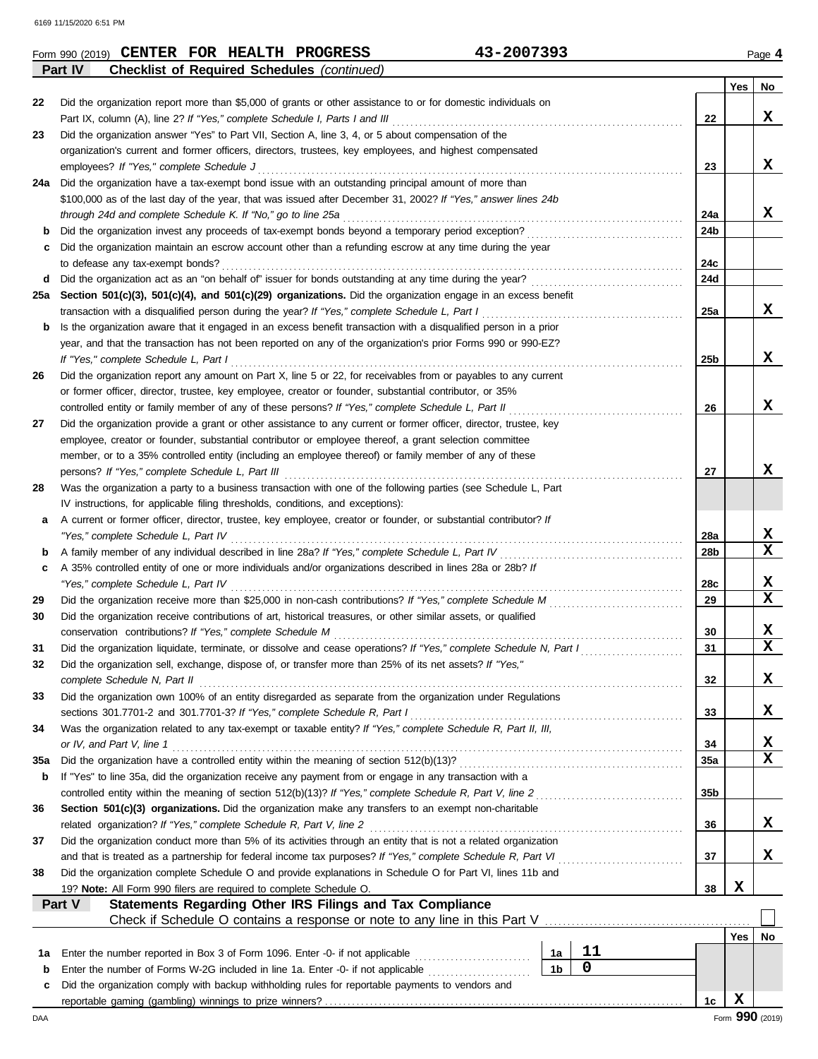Form 990 (2019) **CENTER FOR HEALTH PROGRESS** **43-2007393** Page **4**

**Part IV** **Checklist of Required Schedules** *(continued)*

| | | | Yes | No |
|---|---|---|---|---|
| 22 | Did the organization report more than $5,000 of grants or other assistance to or for domestic individuals on Part IX, column (A), line 2? *If "Yes," complete Schedule I, Parts I and III* | 22 | | X |
| 23 | Did the organization answer "Yes" to Part VII, Section A, line 3, 4, or 5 about compensation of the organization's current and former officers, directors, trustees, key employees, and highest compensated employees? *If "Yes," complete Schedule J* | 23 | | X |
| 24a | Did the organization have a tax-exempt bond issue with an outstanding principal amount of more than $100,000 as of the last day of the year, that was issued after December 31, 2002? *If "Yes," answer lines 24b through 24d and complete Schedule K. If "No," go to line 25a* | 24a | | X |
| b | Did the organization invest any proceeds of tax-exempt bonds beyond a temporary period exception? | 24b | | |
| c | Did the organization maintain an escrow account other than a refunding escrow at any time during the year to defease any tax-exempt bonds? | 24c | | |
| d | Did the organization act as an "on behalf of" issuer for bonds outstanding at any time during the year? | 24d | | |
| 25a | **Section 501(c)(3), 501(c)(4), and 501(c)(29) organizations.** Did the organization engage in an excess benefit transaction with a disqualified person during the year? *If "Yes," complete Schedule L, Part I* | 25a | | X |
| b | Is the organization aware that it engaged in an excess benefit transaction with a disqualified person in a prior year, and that the transaction has not been reported on any of the organization's prior Forms 990 or 990-EZ? *If "Yes," complete Schedule L, Part I* | 25b | | X |
| 26 | Did the organization report any amount on Part X, line 5 or 22, for receivables from or payables to any current or former officer, director, trustee, key employee, creator or founder, substantial contributor, or 35% controlled entity or family member of any of these persons? *If "Yes," complete Schedule L, Part II* | 26 | | X |
| 27 | Did the organization provide a grant or other assistance to any current or former officer, director, trustee, key employee, creator or founder, substantial contributor or employee thereof, a grant selection committee member, or to a 35% controlled entity (including an employee thereof) or family member of any of these persons? *If "Yes," complete Schedule L, Part III* | 27 | | X |
| 28 | Was the organization a party to a business transaction with one of the following parties (see Schedule L, Part IV instructions, for applicable filing thresholds, conditions, and exceptions): | | | |
| a | A current or former officer, director, trustee, key employee, creator or founder, or substantial contributor? *If "Yes," complete Schedule L, Part IV* | 28a | | X |
| b | A family member of any individual described in line 28a? *If "Yes," complete Schedule L, Part IV* | 28b | | X |
| c | A 35% controlled entity of one or more individuals and/or organizations described in lines 28a or 28b? *If "Yes," complete Schedule L, Part IV* | 28c | | X |
| 29 | Did the organization receive more than $25,000 in non-cash contributions? *If "Yes," complete Schedule M* | 29 | | X |
| 30 | Did the organization receive contributions of art, historical treasures, or other similar assets, or qualified conservation contributions? *If "Yes," complete Schedule M* | 30 | | X |
| 31 | Did the organization liquidate, terminate, or dissolve and cease operations? *If "Yes," complete Schedule N, Part I* | 31 | | X |
| 32 | Did the organization sell, exchange, dispose of, or transfer more than 25% of its net assets? *If "Yes," complete Schedule N, Part II* | 32 | | X |
| 33 | Did the organization own 100% of an entity disregarded as separate from the organization under Regulations sections 301.7701-2 and 301.7701-3? *If "Yes," complete Schedule R, Part I* | 33 | | X |
| 34 | Was the organization related to any tax-exempt or taxable entity? *If "Yes," complete Schedule R, Part II, III, or IV, and Part V, line 1* | 34 | | X |
| 35a | Did the organization have a controlled entity within the meaning of section 512(b)(13)? | 35a | | X |
| b | If "Yes" to line 35a, did the organization receive any payment from or engage in any transaction with a controlled entity within the meaning of section 512(b)(13)? *If "Yes," complete Schedule R, Part V, line 2* | 35b | | |
| 36 | **Section 501(c)(3) organizations.** Did the organization make any transfers to an exempt non-charitable related organization? *If "Yes," complete Schedule R, Part V, line 2* | 36 | | X |
| 37 | Did the organization conduct more than 5% of its activities through an entity that is not a related organization and that is treated as a partnership for federal income tax purposes? *If "Yes," complete Schedule R, Part VI* | 37 | | X |
| 38 | Did the organization complete Schedule O and provide explanations in Schedule O for Part VI, lines 11b and 19? **Note:** All Form 990 filers are required to complete Schedule O. | 38 | X | |

**Part V** **Statements Regarding Other IRS Filings and Tax Compliance**

Check if Schedule O contains a response or note to any line in this Part V ☐

| | | | | | Yes | No |
|---|---|---|---|---|---|---|
| 1a | Enter the number reported in Box 3 of Form 1096. Enter -0- if not applicable | 1a | 11 | | | |
| b | Enter the number of Forms W-2G included in line 1a. Enter -0- if not applicable | 1b | 0 | | | |
| c | Did the organization comply with backup withholding rules for reportable payments to vendors and reportable gaming (gambling) winnings to prize winners? | | | 1c | X | |

Form **990** (2019)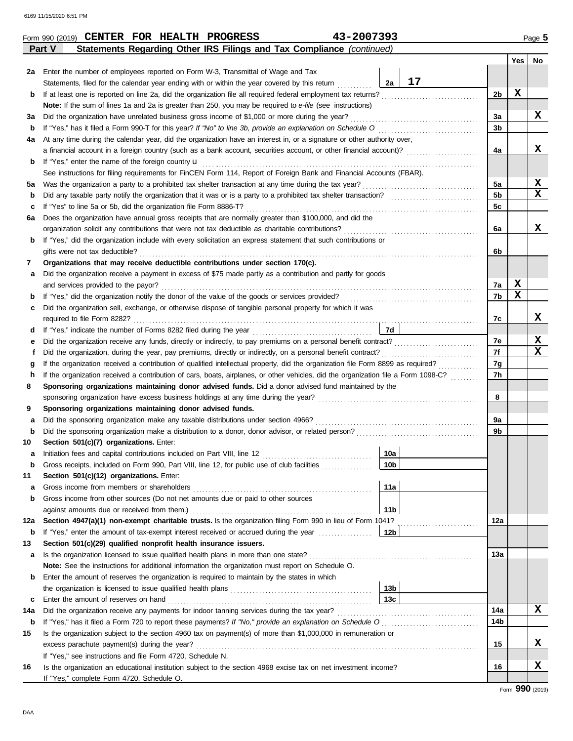Form 990 (2019) **CENTER FOR HEALTH PROGRESS** **43-2007393** Page **5**

## Part V Statements Regarding Other IRS Filings and Tax Compliance *(continued)*

| | | | | | Yes | No |
|---|---|---|---|---|---|---|
| **2a** | Enter the number of employees reported on Form W-3, Transmittal of Wage and Tax Statements, filed for the calendar year ending with or within the year covered by this return | 2a | 17 | | | |
| **b** | If at least one is reported on line 2a, did the organization file all required federal employment tax returns? | | | 2b | X | |
| | **Note:** If the sum of lines 1a and 2a is greater than 250, you may be required to *e-file* (see instructions) | | | | | |
| **3a** | Did the organization have unrelated business gross income of $1,000 or more during the year? | | | 3a | | X |
| **b** | If "Yes," has it filed a Form 990-T for this year? *If "No" to line 3b, provide an explanation on Schedule O* | | | 3b | | |
| **4a** | At any time during the calendar year, did the organization have an interest in, or a signature or other authority over, a financial account in a foreign country (such as a bank account, securities account, or other financial account)? | | | 4a | | X |
| **b** | If "Yes," enter the name of the foreign country u | | | | | |
| | See instructions for filing requirements for FinCEN Form 114, Report of Foreign Bank and Financial Accounts (FBAR). | | | | | |
| **5a** | Was the organization a party to a prohibited tax shelter transaction at any time during the tax year? | | | 5a | | X |
| **b** | Did any taxable party notify the organization that it was or is a party to a prohibited tax shelter transaction? | | | 5b | | X |
| **c** | If "Yes" to line 5a or 5b, did the organization file Form 8886-T? | | | 5c | | |
| **6a** | Does the organization have annual gross receipts that are normally greater than $100,000, and did the organization solicit any contributions that were not tax deductible as charitable contributions? | | | 6a | | X |
| **b** | If "Yes," did the organization include with every solicitation an express statement that such contributions or gifts were not tax deductible? | | | 6b | | |
| **7** | **Organizations that may receive deductible contributions under section 170(c).** | | | | | |
| **a** | Did the organization receive a payment in excess of $75 made partly as a contribution and partly for goods and services provided to the payor? | | | 7a | X | |
| **b** | If "Yes," did the organization notify the donor of the value of the goods or services provided? | | | 7b | X | |
| **c** | Did the organization sell, exchange, or otherwise dispose of tangible personal property for which it was required to file Form 8282? | | | 7c | | X |
| **d** | If "Yes," indicate the number of Forms 8282 filed during the year | 7d | | | | |
| **e** | Did the organization receive any funds, directly or indirectly, to pay premiums on a personal benefit contract? | | | 7e | | X |
| **f** | Did the organization, during the year, pay premiums, directly or indirectly, on a personal benefit contract? | | | 7f | | X |
| **g** | If the organization received a contribution of qualified intellectual property, did the organization file Form 8899 as required? | | | 7g | | |
| **h** | If the organization received a contribution of cars, boats, airplanes, or other vehicles, did the organization file a Form 1098-C? | | | 7h | | |
| **8** | **Sponsoring organizations maintaining donor advised funds.** Did a donor advised fund maintained by the sponsoring organization have excess business holdings at any time during the year? | | | 8 | | |
| **9** | **Sponsoring organizations maintaining donor advised funds.** | | | | | |
| **a** | Did the sponsoring organization make any taxable distributions under section 4966? | | | 9a | | |
| **b** | Did the sponsoring organization make a distribution to a donor, donor advisor, or related person? | | | 9b | | |
| **10** | **Section 501(c)(7) organizations.** Enter: | | | | | |
| **a** | Initiation fees and capital contributions included on Part VIII, line 12 | 10a | | | | |
| **b** | Gross receipts, included on Form 990, Part VIII, line 12, for public use of club facilities | 10b | | | | |
| **11** | **Section 501(c)(12) organizations.** Enter: | | | | | |
| **a** | Gross income from members or shareholders | 11a | | | | |
| **b** | Gross income from other sources (Do not net amounts due or paid to other sources against amounts due or received from them.) | 11b | | | | |
| **12a** | **Section 4947(a)(1) non-exempt charitable trusts.** Is the organization filing Form 990 in lieu of Form 1041? | | | 12a | | |
| **b** | If "Yes," enter the amount of tax-exempt interest received or accrued during the year | 12b | | | | |
| **13** | **Section 501(c)(29) qualified nonprofit health insurance issuers.** | | | | | |
| **a** | Is the organization licensed to issue qualified health plans in more than one state? | | | 13a | | |
| | **Note:** See the instructions for additional information the organization must report on Schedule O. | | | | | |
| **b** | Enter the amount of reserves the organization is required to maintain by the states in which the organization is licensed to issue qualified health plans | 13b | | | | |
| **c** | Enter the amount of reserves on hand | 13c | | | | |
| **14a** | Did the organization receive any payments for indoor tanning services during the tax year? | | | 14a | | X |
| **b** | If "Yes," has it filed a Form 720 to report these payments? *If "No," provide an explanation on Schedule O* | | | 14b | | |
| **15** | Is the organization subject to the section 4960 tax on payment(s) of more than $1,000,000 in remuneration or excess parachute payment(s) during the year? | | | 15 | | X |
| | If "Yes," see instructions and file Form 4720, Schedule N. | | | | | |
| **16** | Is the organization an educational institution subject to the section 4968 excise tax on net investment income? | | | 16 | | X |
| | If "Yes," complete Form 4720, Schedule O. | | | | | |

Form **990** (2019)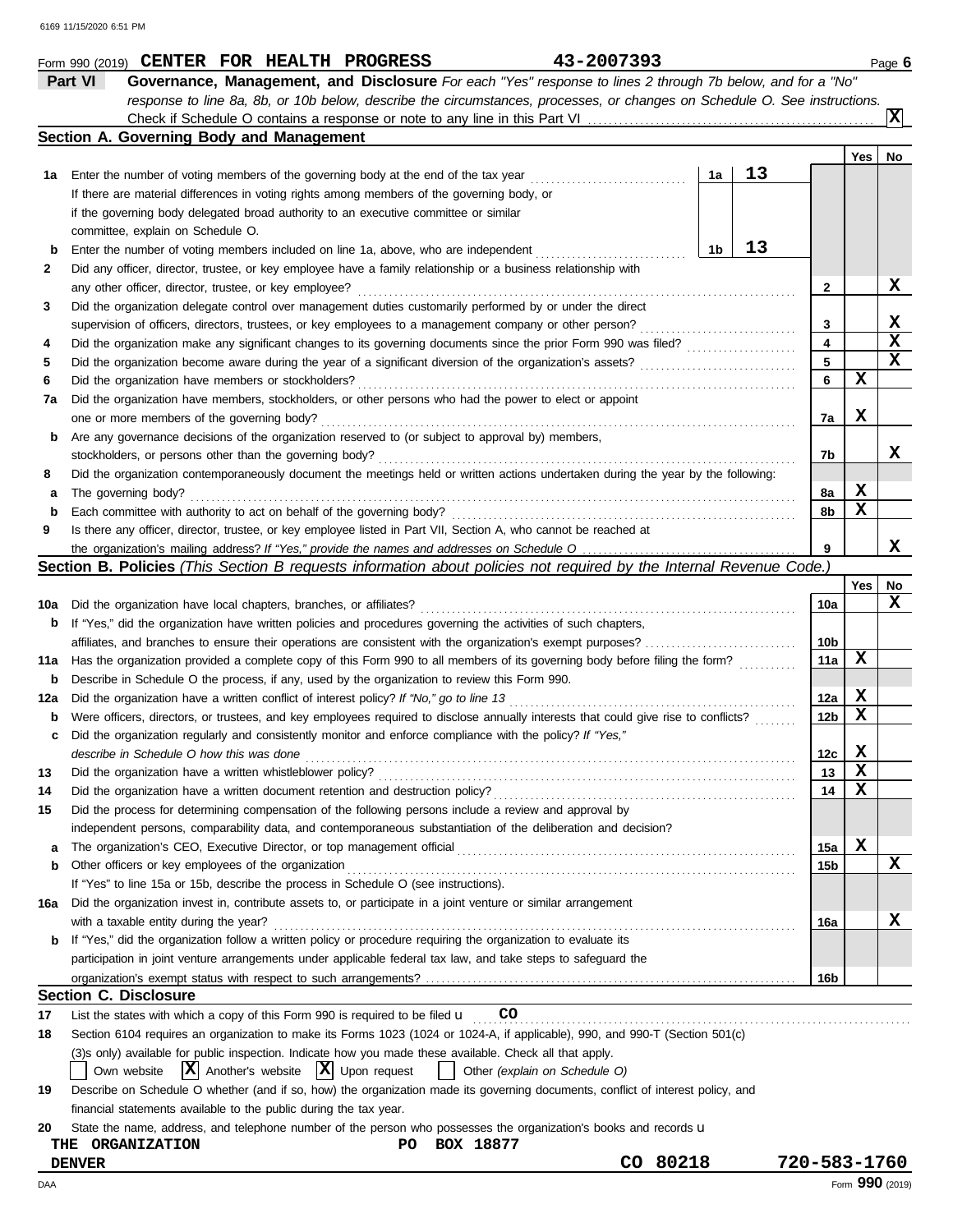Form 990 (2019) **CENTER FOR HEALTH PROGRESS** **43-2007393** Page **6**

## Part VI Governance, Management, and Disclosure

*For each "Yes" response to lines 2 through 7b below, and for a "No" response to line 8a, 8b, or 10b below, describe the circumstances, processes, or changes on Schedule O. See instructions.*

Check if Schedule O contains a response or note to any line in this Part VI .......... **X**

### Section A. Governing Body and Management

| | | | | | Yes | No |
|---|---|---|---|---|---|---|
| **1a** | Enter the number of voting members of the governing body at the end of the tax year | 1a | 13 | | | |
| | If there are material differences in voting rights among members of the governing body, or if the governing body delegated broad authority to an executive committee or similar committee, explain on Schedule O. | | | | | |
| **b** | Enter the number of voting members included on line 1a, above, who are independent | 1b | 13 | | | |
| **2** | Did any officer, director, trustee, or key employee have a family relationship or a business relationship with any other officer, director, trustee, or key employee? | | | 2 | | X |
| **3** | Did the organization delegate control over management duties customarily performed by or under the direct supervision of officers, directors, trustees, or key employees to a management company or other person? | | | 3 | | X |
| **4** | Did the organization make any significant changes to its governing documents since the prior Form 990 was filed? | | | 4 | | X |
| **5** | Did the organization become aware during the year of a significant diversion of the organization's assets? | | | 5 | | X |
| **6** | Did the organization have members or stockholders? | | | 6 | X | |
| **7a** | Did the organization have members, stockholders, or other persons who had the power to elect or appoint one or more members of the governing body? | | | 7a | X | |
| **b** | Are any governance decisions of the organization reserved to (or subject to approval by) members, stockholders, or persons other than the governing body? | | | 7b | | X |
| **8** | Did the organization contemporaneously document the meetings held or written actions undertaken during the year by the following: | | | | | |
| **a** | The governing body? | | | 8a | X | |
| **b** | Each committee with authority to act on behalf of the governing body? | | | 8b | X | |
| **9** | Is there any officer, director, trustee, or key employee listed in Part VII, Section A, who cannot be reached at the organization's mailing address? *If "Yes," provide the names and addresses on Schedule O* | | | 9 | | X |

### Section B. Policies *(This Section B requests information about policies not required by the Internal Revenue Code.)*

| | | | Yes | No |
|---|---|---|---|---|
| **10a** | Did the organization have local chapters, branches, or affiliates? | 10a | | X |
| **b** | If "Yes," did the organization have written policies and procedures governing the activities of such chapters, affiliates, and branches to ensure their operations are consistent with the organization's exempt purposes? | 10b | | |
| **11a** | Has the organization provided a complete copy of this Form 990 to all members of its governing body before filing the form? | 11a | X | |
| **b** | Describe in Schedule O the process, if any, used by the organization to review this Form 990. | | | |
| **12a** | Did the organization have a written conflict of interest policy? *If "No," go to line 13* | 12a | X | |
| **b** | Were officers, directors, or trustees, and key employees required to disclose annually interests that could give rise to conflicts? | 12b | X | |
| **c** | Did the organization regularly and consistently monitor and enforce compliance with the policy? *If "Yes," describe in Schedule O how this was done* | 12c | X | |
| **13** | Did the organization have a written whistleblower policy? | 13 | X | |
| **14** | Did the organization have a written document retention and destruction policy? | 14 | X | |
| **15** | Did the process for determining compensation of the following persons include a review and approval by independent persons, comparability data, and contemporaneous substantiation of the deliberation and decision? | | | |
| **a** | The organization's CEO, Executive Director, or top management official | 15a | X | |
| **b** | Other officers or key employees of the organization | 15b | | X |
| | If "Yes" to line 15a or 15b, describe the process in Schedule O (see instructions). | | | |
| **16a** | Did the organization invest in, contribute assets to, or participate in a joint venture or similar arrangement with a taxable entity during the year? | 16a | | X |
| **b** | If "Yes," did the organization follow a written policy or procedure requiring the organization to evaluate its participation in joint venture arrangements under applicable federal tax law, and take steps to safeguard the organization's exempt status with respect to such arrangements? | 16b | | |

### Section C. Disclosure

**17** List the states with which a copy of this Form 990 is required to be filed u **CO**

**18** Section 6104 requires an organization to make its Forms 1023 (1024 or 1024-A, if applicable), 990, and 990-T (Section 501(c)(3)s only) available for public inspection. Indicate how you made these available. Check all that apply.

☐ Own website  ☒ Another's website  ☒ Upon request  ☐ Other *(explain on Schedule O)*

**19** Describe on Schedule O whether (and if so, how) the organization made its governing documents, conflict of interest policy, and financial statements available to the public during the tax year.

**20** State the name, address, and telephone number of the person who possesses the organization's books and records u

THE ORGANIZATION  PO BOX 18877
DENVER  CO 80218  720-583-1760

Form **990** (2019)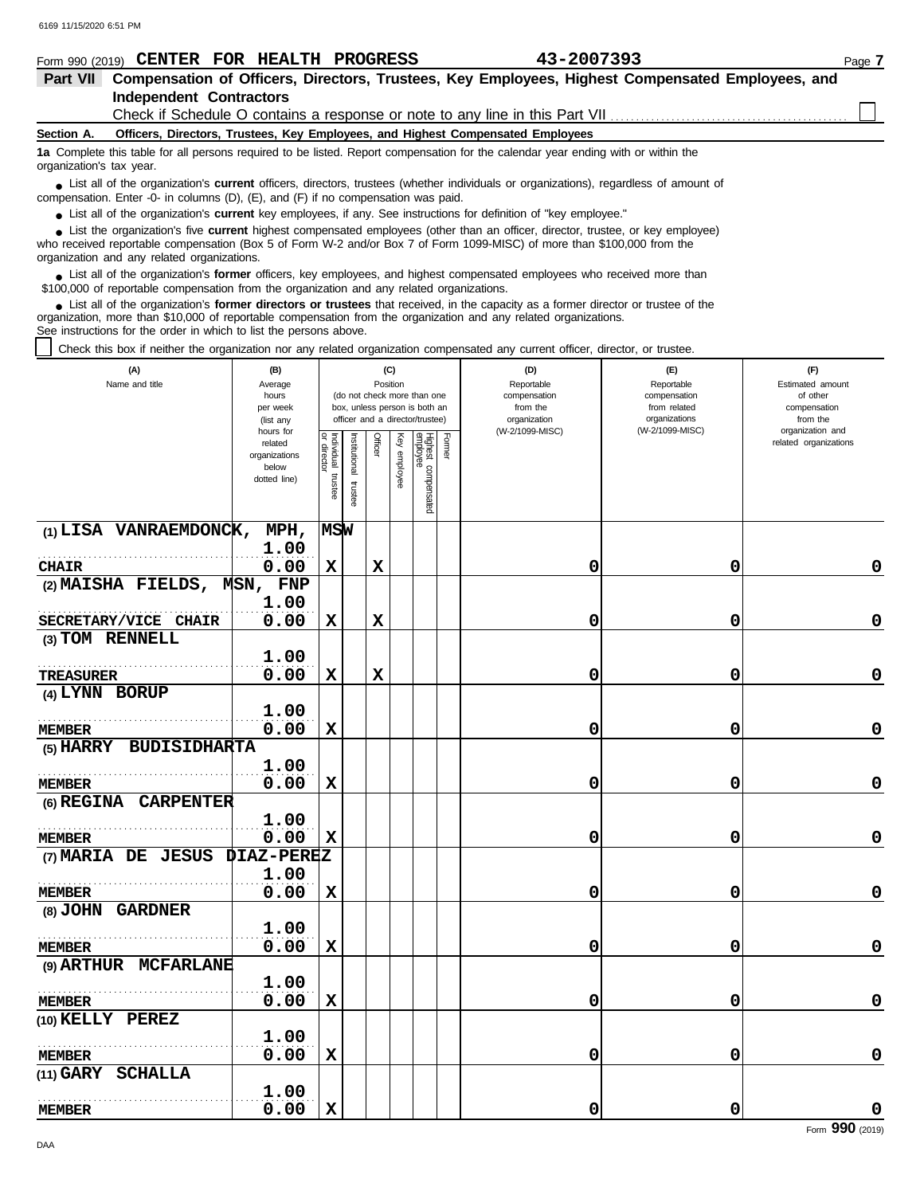6169 11/15/2020 6:51 PM

Form 990 (2019) **CENTER FOR HEALTH PROGRESS** 43-2007393 Page **7**

## Part VII Compensation of Officers, Directors, Trustees, Key Employees, Highest Compensated Employees, and Independent Contractors

Check if Schedule O contains a response or note to any line in this Part VII ☐

### Section A. Officers, Directors, Trustees, Key Employees, and Highest Compensated Employees

**1a** Complete this table for all persons required to be listed. Report compensation for the calendar year ending with or within the organization's tax year.

- List all of the organization's **current** officers, directors, trustees (whether individuals or organizations), regardless of amount of compensation. Enter -0- in columns (D), (E), and (F) if no compensation was paid.
- List all of the organization's **current** key employees, if any. See instructions for definition of "key employee."
- List the organization's five **current** highest compensated employees (other than an officer, director, trustee, or key employee) who received reportable compensation (Box 5 of Form W-2 and/or Box 7 of Form 1099-MISC) of more than $100,000 from the organization and any related organizations.
- List all of the organization's **former** officers, key employees, and highest compensated employees who received more than $100,000 of reportable compensation from the organization and any related organizations.
- List all of the organization's **former directors or trustees** that received, in the capacity as a former director or trustee of the organization, more than $10,000 of reportable compensation from the organization and any related organizations.

See instructions for the order in which to list the persons above.

☐ Check this box if neither the organization nor any related organization compensated any current officer, director, or trustee.

| (A) Name and title | (B) Average hours per week (list any hours for related organizations below dotted line) | (C) Position (do not check more than one box, unless person is both an officer and a director/trustee) | | | | | | (D) Reportable compensation from the organization (W-2/1099-MISC) | (E) Reportable compensation from related organizations (W-2/1099-MISC) | (F) Estimated amount of other compensation from the organization and related organizations |
|---|---|---|---|---|---|---|---|---|---|---|
| | | Individual trustee or director | Institutional trustee | Officer | Key employee | Highest compensated employee | Former | | | |
| (1) LISA VANRAEMDONCK, MPH, MSW<br>CHAIR | 1.00<br>0.00 | X | | X | | | | 0 | 0 | 0 |
| (2) MAISHA FIELDS, MSN, FNP<br>SECRETARY/VICE CHAIR | 1.00<br>0.00 | X | | X | | | | 0 | 0 | 0 |
| (3) TOM RENNELL<br>TREASURER | 1.00<br>0.00 | X | | X | | | | 0 | 0 | 0 |
| (4) LYNN BORUP<br>MEMBER | 1.00<br>0.00 | X | | | | | | 0 | 0 | 0 |
| (5) HARRY BUDISIDHARTA<br>MEMBER | 1.00<br>0.00 | X | | | | | | 0 | 0 | 0 |
| (6) REGINA CARPENTER<br>MEMBER | 1.00<br>0.00 | X | | | | | | 0 | 0 | 0 |
| (7) MARIA DE JESUS DIAZ-PEREZ<br>MEMBER | 1.00<br>0.00 | X | | | | | | 0 | 0 | 0 |
| (8) JOHN GARDNER<br>MEMBER | 1.00<br>0.00 | X | | | | | | 0 | 0 | 0 |
| (9) ARTHUR MCFARLANE<br>MEMBER | 1.00<br>0.00 | X | | | | | | 0 | 0 | 0 |
| (10) KELLY PEREZ<br>MEMBER | 1.00<br>0.00 | X | | | | | | 0 | 0 | 0 |
| (11) GARY SCHALLA<br>MEMBER | 1.00<br>0.00 | X | | | | | | 0 | 0 | 0 |

Form **990** (2019)

DAA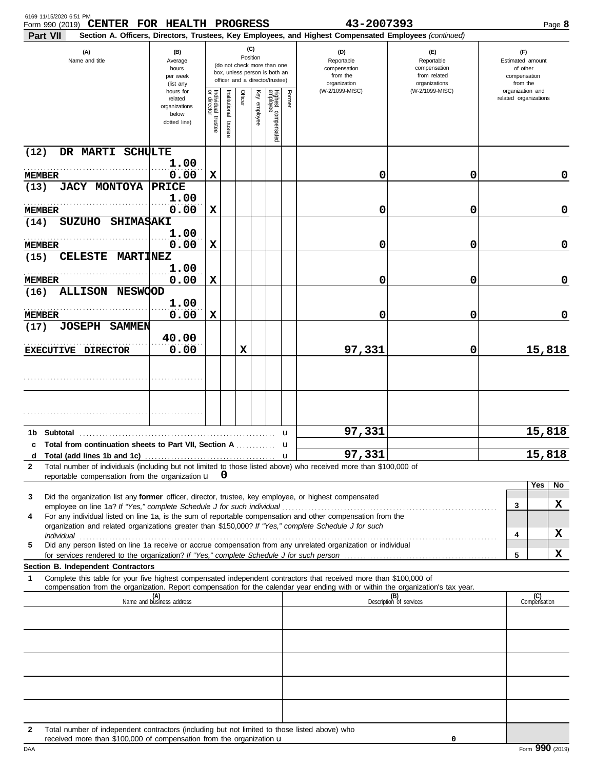Form 990 (2019) **CENTER FOR HEALTH PROGRESS** 43-2007393 Page **8**

**Part VII** **Section A. Officers, Directors, Trustees, Key Employees, and Highest Compensated Employees** *(continued)*

| (A) Name and title | (B) Average hours per week (list any hours for related organizations below dotted line) | (C) Position: Individual trustee or director | Institutional trustee | Officer | Key employee | Highest compensated employee | Former | (D) Reportable compensation from the organization (W-2/1099-MISC) | (E) Reportable compensation from related organizations (W-2/1099-MISC) | (F) Estimated amount of other compensation from the organization and related organizations |
|---|---|---|---|---|---|---|---|---|---|---|
| (12) DR MARTI SCHULTE<br>MEMBER | 1.00<br>0.00 | X | | | | | | 0 | 0 | 0 |
| (13) JACY MONTOYA PRICE<br>MEMBER | 1.00<br>0.00 | X | | | | | | 0 | 0 | 0 |
| (14) SUZUHO SHIMASAKI<br>MEMBER | 1.00<br>0.00 | X | | | | | | 0 | 0 | 0 |
| (15) CELESTE MARTINEZ<br>MEMBER | 1.00<br>0.00 | X | | | | | | 0 | 0 | 0 |
| (16) ALLISON NESWOOD<br>MEMBER | 1.00<br>0.00 | X | | | | | | 0 | 0 | 0 |
| (17) JOSEPH SAMMEN<br>EXECUTIVE DIRECTOR | 40.00<br>0.00 | | | X | | | | 97,331 | 0 | 15,818 |
| | | | | | | | | | | |
| | | | | | | | | | | |

| | | (D) | (E) | (F) |
|---|---|---|---|---|
| **1b** | **Subtotal** ▸ | 97,331 | | 15,818 |
| **c** | **Total from continuation sheets to Part VII, Section A** ▸ | | | |
| **d** | **Total (add lines 1b and 1c)** ▸ | 97,331 | | 15,818 |

**2** Total number of individuals (including but not limited to those listed above) who received more than $100,000 of reportable compensation from the organization ▸ 0

| | | | Yes | No |
|---|---|---|---|---|
| **3** | Did the organization list any **former** officer, director, trustee, key employee, or highest compensated employee on line 1a? *If "Yes," complete Schedule J for such individual* | 3 | | X |
| **4** | For any individual listed on line 1a, is the sum of reportable compensation and other compensation from the organization and related organizations greater than $150,000? *If "Yes," complete Schedule J for such individual* | 4 | | X |
| **5** | Did any person listed on line 1a receive or accrue compensation from any unrelated organization or individual for services rendered to the organization? *If "Yes," complete Schedule J for such person* | 5 | | X |

**Section B. Independent Contractors**

**1** Complete this table for your five highest compensated independent contractors that received more than $100,000 of compensation from the organization. Report compensation for the calendar year ending with or within the organization's tax year.

| (A) Name and business address | (B) Description of services | (C) Compensation |
|---|---|---|
| | | |
| | | |
| | | |
| | | |
| | | |

**2** Total number of independent contractors (including but not limited to those listed above) who received more than $100,000 of compensation from the organization ▸ 0

Form **990** (2019)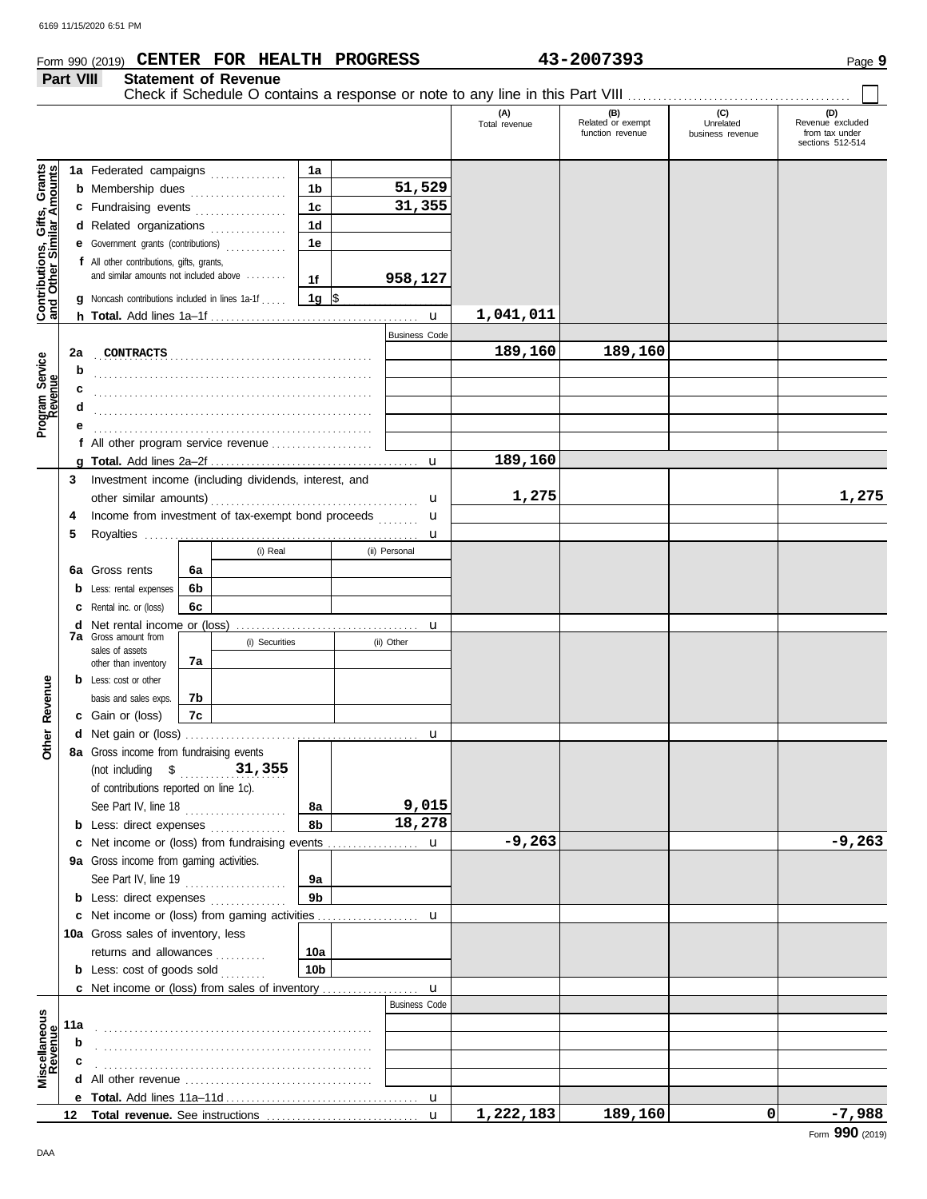Form 990 (2019) **CENTER FOR HEALTH PROGRESS** **43-2007393** Page **9**

**Part VIII** **Statement of Revenue**

Check if Schedule O contains a response or note to any line in this Part VIII ☐

| | | | | (A) Total revenue | (B) Related or exempt function revenue | (C) Unrelated business revenue | (D) Revenue excluded from tax under sections 512-514 |
|---|---|---|---|---|---|---|---|
| **Contributions, Gifts, Grants and Other Similar Amounts** | 1a Federated campaigns | 1a | | | | | |
| | b Membership dues | 1b | 51,529 | | | | |
| | c Fundraising events | 1c | 31,355 | | | | |
| | d Related organizations | 1d | | | | | |
| | e Government grants (contributions) | 1e | | | | | |
| | f All other contributions, gifts, grants, and similar amounts not included above | 1f | 958,127 | | | | |
| | g Noncash contributions included in lines 1a-1f | 1g | $ | | | | |
| | h **Total.** Add lines 1a–1f | | u | 1,041,011 | | | |
| **Program Service Revenue** | | | Business Code | | | | |
| | 2a CONTRACTS | | | 189,160 | 189,160 | | |
| | b | | | | | | |
| | c | | | | | | |
| | d | | | | | | |
| | e | | | | | | |
| | f All other program service revenue | | | | | | |
| | g **Total.** Add lines 2a–2f | | u | 189,160 | | | |
| **Other Revenue** | 3 Investment income (including dividends, interest, and other similar amounts) | | u | 1,275 | | | 1,275 |
| | 4 Income from investment of tax-exempt bond proceeds | | u | | | | |
| | 5 Royalties | | u | | | | |
| | | (i) Real | (ii) Personal | | | | |
| | 6a Gross rents | 6a | | | | | |
| | b Less: rental expenses | 6b | | | | | |
| | c Rental inc. or (loss) | 6c | | | | | |
| | d Net rental income or (loss) | | u | | | | |
| | | (i) Securities | (ii) Other | | | | |
| | 7a Gross amount from sales of assets other than inventory | 7a | | | | | |
| | b Less: cost or other basis and sales exps. | 7b | | | | | |
| | c Gain or (loss) | 7c | | | | | |
| | d Net gain or (loss) | | u | | | | |
| | 8a Gross income from fundraising events (not including $ 31,355 of contributions reported on line 1c). See Part IV, line 18 | 8a | 9,015 | | | | |
| | b Less: direct expenses | 8b | 18,278 | | | | |
| | c Net income or (loss) from fundraising events | | u | -9,263 | | | -9,263 |
| | 9a Gross income from gaming activities. See Part IV, line 19 | 9a | | | | | |
| | b Less: direct expenses | 9b | | | | | |
| | c Net income or (loss) from gaming activities | | u | | | | |
| | 10a Gross sales of inventory, less returns and allowances | 10a | | | | | |
| | b Less: cost of goods sold | 10b | | | | | |
| | c Net income or (loss) from sales of inventory | | u | | | | |
| **Miscellaneous Revenue** | | | Business Code | | | | |
| | 11a | | | | | | |
| | b | | | | | | |
| | c | | | | | | |
| | d All other revenue | | | | | | |
| | e **Total.** Add lines 11a–11d | | u | | | | |
| | 12 **Total revenue.** See instructions | | u | 1,222,183 | 189,160 | 0 | -7,988 |

Form **990** (2019)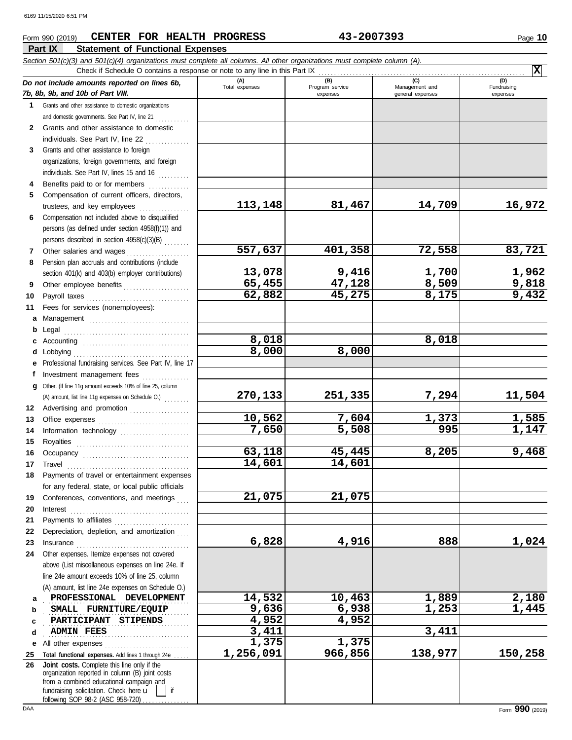Form 990 (2019) **CENTER FOR HEALTH PROGRESS** **43-2007393** Page **10**

## Part IX Statement of Functional Expenses

*Section 501(c)(3) and 501(c)(4) organizations must complete all columns. All other organizations must complete column (A).*

Check if Schedule O contains a response or note to any line in this Part IX . . . . . . **X**

| *Do not include amounts reported on lines 6b, 7b, 8b, 9b, and 10b of Part VIII.* | (A) Total expenses | (B) Program service expenses | (C) Management and general expenses | (D) Fundraising expenses |
|---|---|---|---|---|
| **1** Grants and other assistance to domestic organizations and domestic governments. See Part IV, line 21 | | | | |
| **2** Grants and other assistance to domestic individuals. See Part IV, line 22 | | | | |
| **3** Grants and other assistance to foreign organizations, foreign governments, and foreign individuals. See Part IV, lines 15 and 16 | | | | |
| **4** Benefits paid to or for members | | | | |
| **5** Compensation of current officers, directors, trustees, and key employees | 113,148 | 81,467 | 14,709 | 16,972 |
| **6** Compensation not included above to disqualified persons (as defined under section 4958(f)(1)) and persons described in section 4958(c)(3)(B) | | | | |
| **7** Other salaries and wages | 557,637 | 401,358 | 72,558 | 83,721 |
| **8** Pension plan accruals and contributions (include section 401(k) and 403(b) employer contributions) | 13,078 | 9,416 | 1,700 | 1,962 |
| **9** Other employee benefits | 65,455 | 47,128 | 8,509 | 9,818 |
| **10** Payroll taxes | 62,882 | 45,275 | 8,175 | 9,432 |
| **11** Fees for services (nonemployees): | | | | |
| **a** Management | | | | |
| **b** Legal | | | | |
| **c** Accounting | 8,018 | | 8,018 | |
| **d** Lobbying | 8,000 | 8,000 | | |
| **e** Professional fundraising services. See Part IV, line 17 | | | | |
| **f** Investment management fees | | | | |
| **g** Other. (If line 11g amount exceeds 10% of line 25, column (A) amount, list line 11g expenses on Schedule O.) | 270,133 | 251,335 | 7,294 | 11,504 |
| **12** Advertising and promotion | | | | |
| **13** Office expenses | 10,562 | 7,604 | 1,373 | 1,585 |
| **14** Information technology | 7,650 | 5,508 | 995 | 1,147 |
| **15** Royalties | | | | |
| **16** Occupancy | 63,118 | 45,445 | 8,205 | 9,468 |
| **17** Travel | 14,601 | 14,601 | | |
| **18** Payments of travel or entertainment expenses for any federal, state, or local public officials | | | | |
| **19** Conferences, conventions, and meetings | 21,075 | 21,075 | | |
| **20** Interest | | | | |
| **21** Payments to affiliates | | | | |
| **22** Depreciation, depletion, and amortization | | | | |
| **23** Insurance | 6,828 | 4,916 | 888 | 1,024 |
| **24** Other expenses. Itemize expenses not covered above (List miscellaneous expenses on line 24e. If line 24e amount exceeds 10% of line 25, column (A) amount, list line 24e expenses on Schedule O.) | | | | |
| **a** PROFESSIONAL DEVELOPMENT | 14,532 | 10,463 | 1,889 | 2,180 |
| **b** SMALL FURNITURE/EQUIP | 9,636 | 6,938 | 1,253 | 1,445 |
| **c** PARTICIPANT STIPENDS | 4,952 | 4,952 | | |
| **d** ADMIN FEES | 3,411 | | 3,411 | |
| **e** All other expenses | 1,375 | 1,375 | | |
| **25** **Total functional expenses.** Add lines 1 through 24e | 1,256,091 | 966,856 | 138,977 | 150,258 |
| **26** **Joint costs.** Complete this line only if the organization reported in column (B) joint costs from a combined educational campaign and fundraising solicitation. Check here ☐ if following SOP 98-2 (ASC 958-720) | | | | |

Form **990** (2019)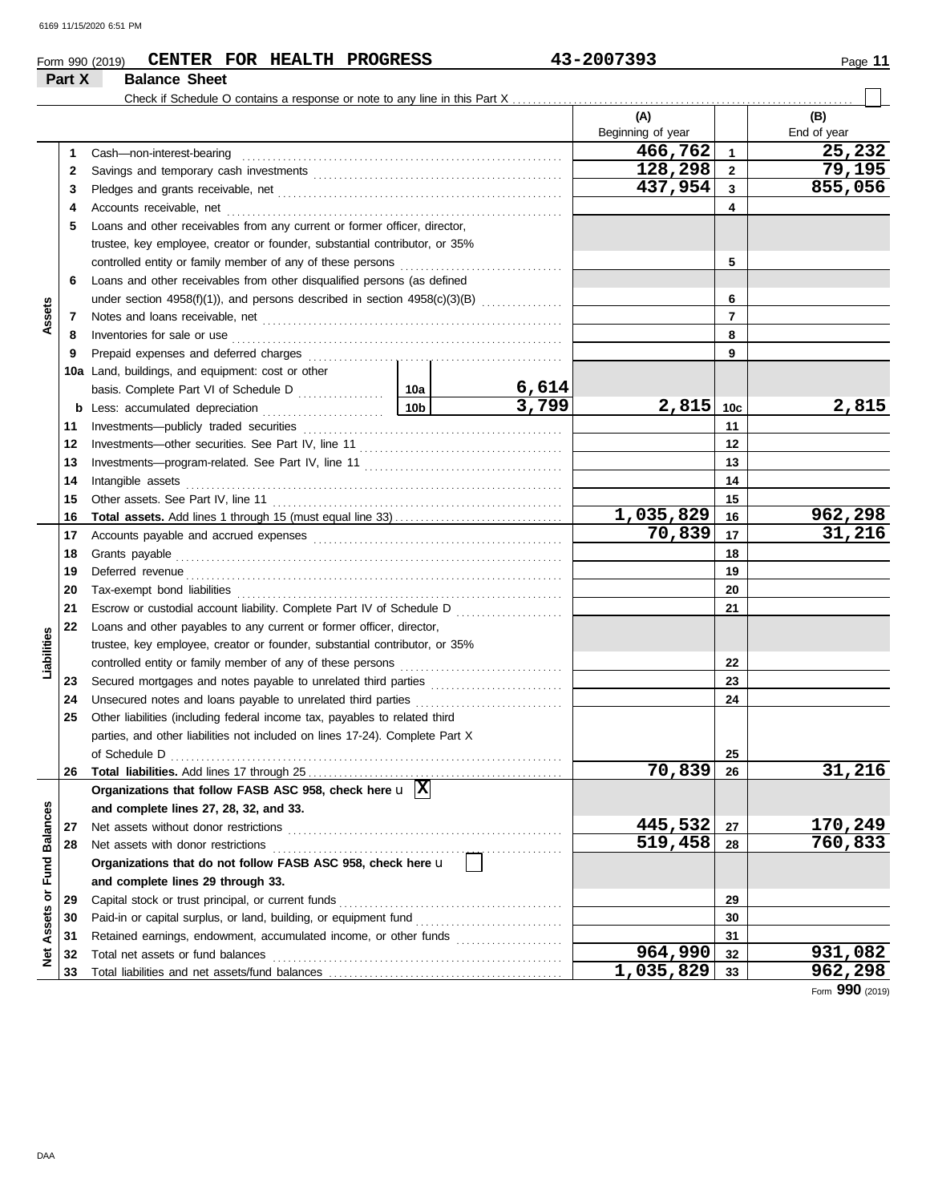Form 990 (2019) **CENTER FOR HEALTH PROGRESS** 43-2007393

## Part X Balance Sheet

Check if Schedule O contains a response or note to any line in this Part X ☐

| | | | | | (A) Beginning of year | | (B) End of year |
|---|---|---|---|---|---|---|---|
| **Assets** | 1 | Cash—non-interest-bearing | | | 466,762 | 1 | 25,232 |
| | 2 | Savings and temporary cash investments | | | 128,298 | 2 | 79,195 |
| | 3 | Pledges and grants receivable, net | | | 437,954 | 3 | 855,056 |
| | 4 | Accounts receivable, net | | | | 4 | |
| | 5 | Loans and other receivables from any current or former officer, director, trustee, key employee, creator or founder, substantial contributor, or 35% controlled entity or family member of any of these persons | | | | 5 | |
| | 6 | Loans and other receivables from other disqualified persons (as defined under section 4958(f)(1)), and persons described in section 4958(c)(3)(B) | | | | 6 | |
| | 7 | Notes and loans receivable, net | | | | 7 | |
| | 8 | Inventories for sale or use | | | | 8 | |
| | 9 | Prepaid expenses and deferred charges | | | | 9 | |
| | 10a | Land, buildings, and equipment: cost or other basis. Complete Part VI of Schedule D | 10a | 6,614 | | | |
| | b | Less: accumulated depreciation | 10b | 3,799 | 2,815 | 10c | 2,815 |
| | 11 | Investments—publicly traded securities | | | | 11 | |
| | 12 | Investments—other securities. See Part IV, line 11 | | | | 12 | |
| | 13 | Investments—program-related. See Part IV, line 11 | | | | 13 | |
| | 14 | Intangible assets | | | | 14 | |
| | 15 | Other assets. See Part IV, line 11 | | | | 15 | |
| | 16 | **Total assets.** Add lines 1 through 15 (must equal line 33) | | | 1,035,829 | 16 | 962,298 |
| **Liabilities** | 17 | Accounts payable and accrued expenses | | | 70,839 | 17 | 31,216 |
| | 18 | Grants payable | | | | 18 | |
| | 19 | Deferred revenue | | | | 19 | |
| | 20 | Tax-exempt bond liabilities | | | | 20 | |
| | 21 | Escrow or custodial account liability. Complete Part IV of Schedule D | | | | 21 | |
| | 22 | Loans and other payables to any current or former officer, director, trustee, key employee, creator or founder, substantial contributor, or 35% controlled entity or family member of any of these persons | | | | 22 | |
| | 23 | Secured mortgages and notes payable to unrelated third parties | | | | 23 | |
| | 24 | Unsecured notes and loans payable to unrelated third parties | | | | 24 | |
| | 25 | Other liabilities (including federal income tax, payables to related third parties, and other liabilities not included on lines 17-24). Complete Part X of Schedule D | | | | 25 | |
| | 26 | **Total liabilities.** Add lines 17 through 25 | | | 70,839 | 26 | 31,216 |
| **Net Assets or Fund Balances** | | **Organizations that follow FASB ASC 958, check here** ☒ **and complete lines 27, 28, 32, and 33.** | | | | | |
| | 27 | Net assets without donor restrictions | | | 445,532 | 27 | 170,249 |
| | 28 | Net assets with donor restrictions | | | 519,458 | 28 | 760,833 |
| | | **Organizations that do not follow FASB ASC 958, check here** ☐ **and complete lines 29 through 33.** | | | | | |
| | 29 | Capital stock or trust principal, or current funds | | | | 29 | |
| | 30 | Paid-in or capital surplus, or land, building, or equipment fund | | | | 30 | |
| | 31 | Retained earnings, endowment, accumulated income, or other funds | | | | 31 | |
| | 32 | Total net assets or fund balances | | | 964,990 | 32 | 931,082 |
| | 33 | Total liabilities and net assets/fund balances | | | 1,035,829 | 33 | 962,298 |

Form **990** (2019)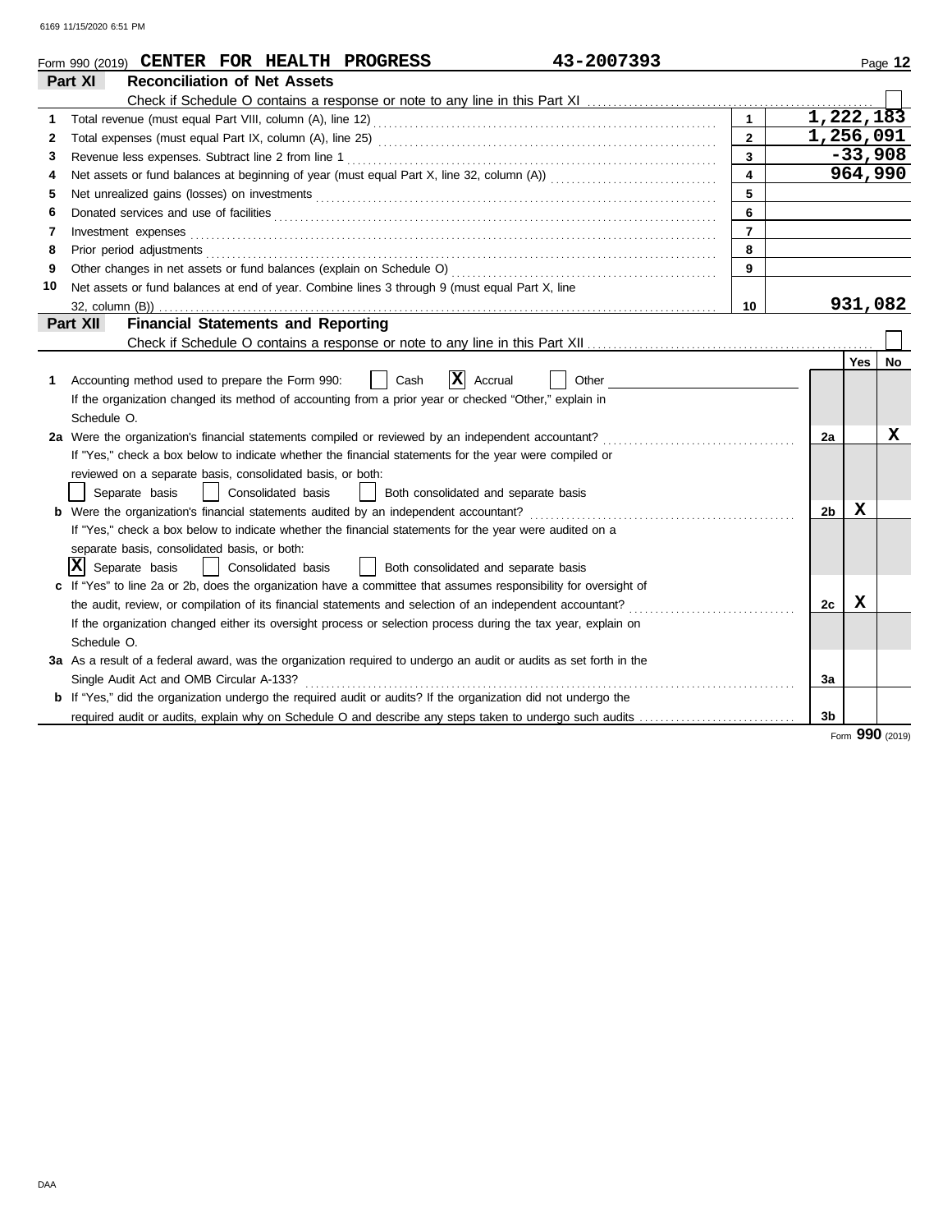Form 990 (2019) **CENTER FOR HEALTH PROGRESS** 43-2007393

## Part XI Reconciliation of Net Assets

Check if Schedule O contains a response or note to any line in this Part XI ☐

| | | | |
|---|---|---|---|
| 1 | Total revenue (must equal Part VIII, column (A), line 12) | 1 | 1,222,183 |
| 2 | Total expenses (must equal Part IX, column (A), line 25) | 2 | 1,256,091 |
| 3 | Revenue less expenses. Subtract line 2 from line 1 | 3 | -33,908 |
| 4 | Net assets or fund balances at beginning of year (must equal Part X, line 32, column (A)) | 4 | 964,990 |
| 5 | Net unrealized gains (losses) on investments | 5 | |
| 6 | Donated services and use of facilities | 6 | |
| 7 | Investment expenses | 7 | |
| 8 | Prior period adjustments | 8 | |
| 9 | Other changes in net assets or fund balances (explain on Schedule O) | 9 | |
| 10 | Net assets or fund balances at end of year. Combine lines 3 through 9 (must equal Part X, line 32, column (B)) | 10 | 931,082 |

## Part XII Financial Statements and Reporting

Check if Schedule O contains a response or note to any line in this Part XII ☐

| | | | Yes | No |
|---|---|---|---|---|
| 1 | Accounting method used to prepare the Form 990: ☐ Cash ☒ Accrual ☐ Other<br>If the organization changed its method of accounting from a prior year or checked "Other," explain in Schedule O. | | | |
| 2a | Were the organization's financial statements compiled or reviewed by an independent accountant?<br>If "Yes," check a box below to indicate whether the financial statements for the year were compiled or reviewed on a separate basis, consolidated basis, or both:<br>☐ Separate basis ☐ Consolidated basis ☐ Both consolidated and separate basis | 2a | | X |
| b | Were the organization's financial statements audited by an independent accountant?<br>If "Yes," check a box below to indicate whether the financial statements for the year were audited on a separate basis, consolidated basis, or both:<br>☒ Separate basis ☐ Consolidated basis ☐ Both consolidated and separate basis | 2b | X | |
| c | If "Yes" to line 2a or 2b, does the organization have a committee that assumes responsibility for oversight of the audit, review, or compilation of its financial statements and selection of an independent accountant?<br>If the organization changed either its oversight process or selection process during the tax year, explain on Schedule O. | 2c | X | |
| 3a | As a result of a federal award, was the organization required to undergo an audit or audits as set forth in the Single Audit Act and OMB Circular A-133? | 3a | | |
| b | If "Yes," did the organization undergo the required audit or audits? If the organization did not undergo the required audit or audits, explain why on Schedule O and describe any steps taken to undergo such audits | 3b | | |

Form **990** (2019)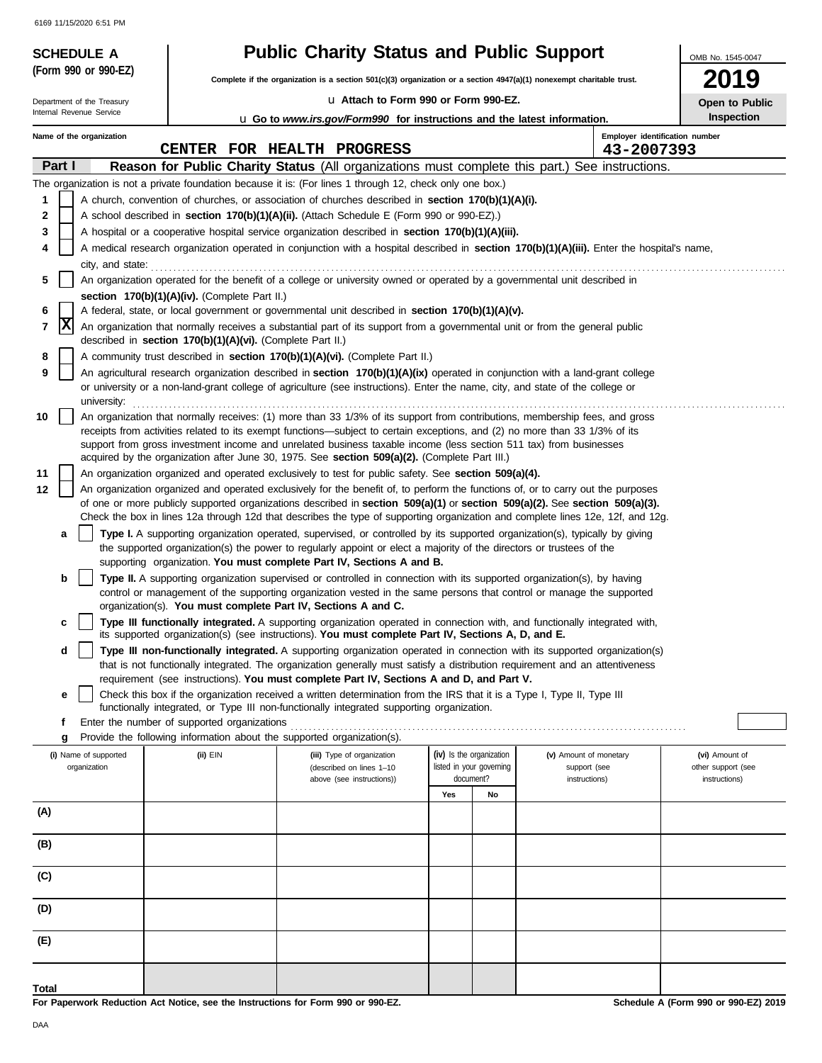6169 11/15/2020 6:51 PM

**SCHEDULE A (Form 990 or 990-EZ)**

Department of the Treasury
Internal Revenue Service

# Public Charity Status and Public Support

**Complete if the organization is a section 501(c)(3) organization or a section 4947(a)(1) nonexempt charitable trust.**

u **Attach to Form 990 or Form 990-EZ.**

u **Go to *www.irs.gov/Form990* for instructions and the latest information.**

OMB No. 1545-0047

**2019**

**Open to Public Inspection**

**Name of the organization**
CENTER FOR HEALTH PROGRESS

**Employer identification number**
43-2007393

**Part I** **Reason for Public Charity Status** (All organizations must complete this part.) See instructions.

The organization is not a private foundation because it is: (For lines 1 through 12, check only one box.)

1 [ ] A church, convention of churches, or association of churches described in **section 170(b)(1)(A)(i).**

2 [ ] A school described in **section 170(b)(1)(A)(ii).** (Attach Schedule E (Form 990 or 990-EZ).)

3 [ ] A hospital or a cooperative hospital service organization described in **section 170(b)(1)(A)(iii).**

4 [ ] A medical research organization operated in conjunction with a hospital described in **section 170(b)(1)(A)(iii).** Enter the hospital's name, city, and state:

5 [ ] An organization operated for the benefit of a college or university owned or operated by a governmental unit described in **section 170(b)(1)(A)(iv).** (Complete Part II.)

6 [ ] A federal, state, or local government or governmental unit described in **section 170(b)(1)(A)(v).**

7 [X] An organization that normally receives a substantial part of its support from a governmental unit or from the general public described in **section 170(b)(1)(A)(vi).** (Complete Part II.)

8 [ ] A community trust described in **section 170(b)(1)(A)(vi).** (Complete Part II.)

9 [ ] An agricultural research organization described in **section 170(b)(1)(A)(ix)** operated in conjunction with a land-grant college or university or a non-land-grant college of agriculture (see instructions). Enter the name, city, and state of the college or university:

10 [ ] An organization that normally receives: (1) more than 33 1/3% of its support from contributions, membership fees, and gross receipts from activities related to its exempt functions—subject to certain exceptions, and (2) no more than 33 1/3% of its support from gross investment income and unrelated business taxable income (less section 511 tax) from businesses acquired by the organization after June 30, 1975. See **section 509(a)(2).** (Complete Part III.)

11 [ ] An organization organized and operated exclusively to test for public safety. See **section 509(a)(4).**

12 [ ] An organization organized and operated exclusively for the benefit of, to perform the functions of, or to carry out the purposes of one or more publicly supported organizations described in **section 509(a)(1)** or **section 509(a)(2).** See **section 509(a)(3).** Check the box in lines 12a through 12d that describes the type of supporting organization and complete lines 12e, 12f, and 12g.

**a** [ ] **Type I.** A supporting organization operated, supervised, or controlled by its supported organization(s), typically by giving the supported organization(s) the power to regularly appoint or elect a majority of the directors or trustees of the supporting organization. **You must complete Part IV, Sections A and B.**

**b** [ ] **Type II.** A supporting organization supervised or controlled in connection with its supported organization(s), by having control or management of the supporting organization vested in the same persons that control or manage the supported organization(s). **You must complete Part IV, Sections A and C.**

**c** [ ] **Type III functionally integrated.** A supporting organization operated in connection with, and functionally integrated with, its supported organization(s) (see instructions). **You must complete Part IV, Sections A, D, and E.**

**d** [ ] **Type III non-functionally integrated.** A supporting organization operated in connection with its supported organization(s) that is not functionally integrated. The organization generally must satisfy a distribution requirement and an attentiveness requirement (see instructions). **You must complete Part IV, Sections A and D, and Part V.**

**e** [ ] Check this box if the organization received a written determination from the IRS that it is a Type I, Type II, Type III functionally integrated, or Type III non-functionally integrated supporting organization.

**f** Enter the number of supported organizations

**g** Provide the following information about the supported organization(s).

| (i) Name of supported organization | (ii) EIN | (iii) Type of organization (described on lines 1–10 above (see instructions)) | (iv) Is the organization listed in your governing document? | | (v) Amount of monetary support (see instructions) | (vi) Amount of other support (see instructions) |
|---|---|---|---|---|---|---|
| | | | Yes | No | | |
| (A) | | | | | | |
| (B) | | | | | | |
| (C) | | | | | | |
| (D) | | | | | | |
| (E) | | | | | | |
| Total | | | | | | |

**For Paperwork Reduction Act Notice, see the Instructions for Form 990 or 990-EZ.** **Schedule A (Form 990 or 990-EZ) 2019**

DAA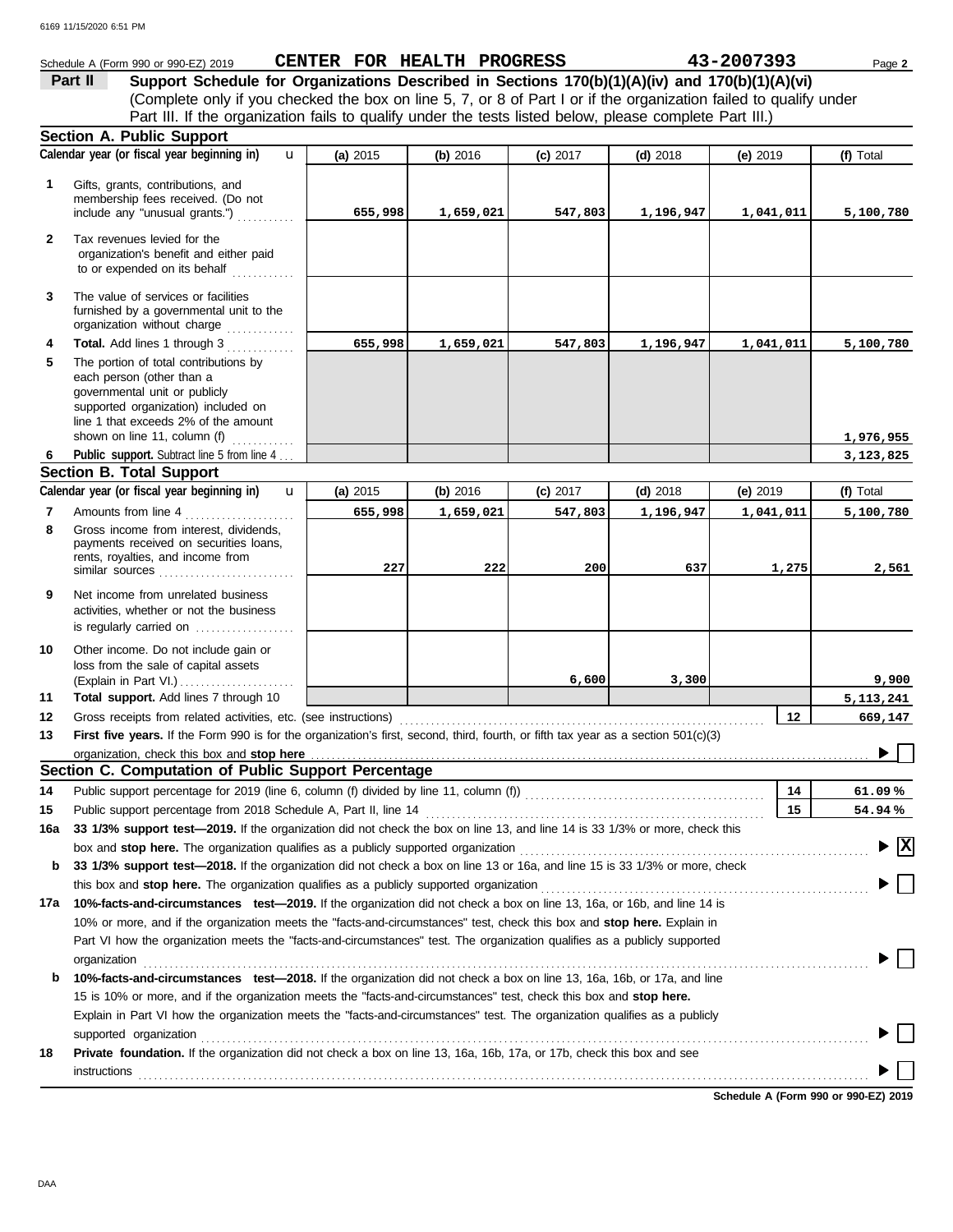Schedule A (Form 990 or 990-EZ) 2019 **CENTER FOR HEALTH PROGRESS** **43-2007393**

## Part II Support Schedule for Organizations Described in Sections 170(b)(1)(A)(iv) and 170(b)(1)(A)(vi)

(Complete only if you checked the box on line 5, 7, or 8 of Part I or if the organization failed to qualify under Part III. If the organization fails to qualify under the tests listed below, please complete Part III.)

### Section A. Public Support

| | Calendar year (or fiscal year beginning in) | (a) 2015 | (b) 2016 | (c) 2017 | (d) 2018 | (e) 2019 | (f) Total |
|---|---|---|---|---|---|---|---|
| 1 | Gifts, grants, contributions, and membership fees received. (Do not include any "unusual grants.") | 655,998 | 1,659,021 | 547,803 | 1,196,947 | 1,041,011 | 5,100,780 |
| 2 | Tax revenues levied for the organization's benefit and either paid to or expended on its behalf | | | | | | |
| 3 | The value of services or facilities furnished by a governmental unit to the organization without charge | | | | | | |
| 4 | **Total.** Add lines 1 through 3 | 655,998 | 1,659,021 | 547,803 | 1,196,947 | 1,041,011 | 5,100,780 |
| 5 | The portion of total contributions by each person (other than a governmental unit or publicly supported organization) included on line 1 that exceeds 2% of the amount shown on line 11, column (f) | | | | | | 1,976,955 |
| 6 | **Public support.** Subtract line 5 from line 4 | | | | | | 3,123,825 |

### Section B. Total Support

| | Calendar year (or fiscal year beginning in) | (a) 2015 | (b) 2016 | (c) 2017 | (d) 2018 | (e) 2019 | (f) Total |
|---|---|---|---|---|---|---|---|
| 7 | Amounts from line 4 | 655,998 | 1,659,021 | 547,803 | 1,196,947 | 1,041,011 | 5,100,780 |
| 8 | Gross income from interest, dividends, payments received on securities loans, rents, royalties, and income from similar sources | 227 | 222 | 200 | 637 | 1,275 | 2,561 |
| 9 | Net income from unrelated business activities, whether or not the business is regularly carried on | | | | | | |
| 10 | Other income. Do not include gain or loss from the sale of capital assets (Explain in Part VI.) | | | 6,600 | 3,300 | | 9,900 |
| 11 | **Total support.** Add lines 7 through 10 | | | | | | 5,113,241 |

12 Gross receipts from related activities, etc. (see instructions) — 12 — 669,147

13 **First five years.** If the Form 990 is for the organization's first, second, third, fourth, or fifth tax year as a section 501(c)(3) organization, check this box and **stop here** ☐

### Section C. Computation of Public Support Percentage

14 Public support percentage for 2019 (line 6, column (f) divided by line 11, column (f)) — 14 — 61.09 %

15 Public support percentage from 2018 Schedule A, Part II, line 14 — 15 — 54.94 %

**16a 33 1/3% support test—2019.** If the organization did not check the box on line 13, and line 14 is 33 1/3% or more, check this box and **stop here.** The organization qualifies as a publicly supported organization ☒

**b 33 1/3% support test—2018.** If the organization did not check a box on line 13 or 16a, and line 15 is 33 1/3% or more, check this box and **stop here.** The organization qualifies as a publicly supported organization ☐

**17a 10%-facts-and-circumstances test—2019.** If the organization did not check a box on line 13, 16a, or 16b, and line 14 is 10% or more, and if the organization meets the "facts-and-circumstances" test, check this box and **stop here.** Explain in Part VI how the organization meets the "facts-and-circumstances" test. The organization qualifies as a publicly supported organization ☐

**b 10%-facts-and-circumstances test—2018.** If the organization did not check a box on line 13, 16a, 16b, or 17a, and line 15 is 10% or more, and if the organization meets the "facts-and-circumstances" test, check this box and **stop here.** Explain in Part VI how the organization meets the "facts-and-circumstances" test. The organization qualifies as a publicly supported organization ☐

**18 Private foundation.** If the organization did not check a box on line 13, 16a, 16b, 17a, or 17b, check this box and see instructions ☐

**Schedule A (Form 990 or 990-EZ) 2019**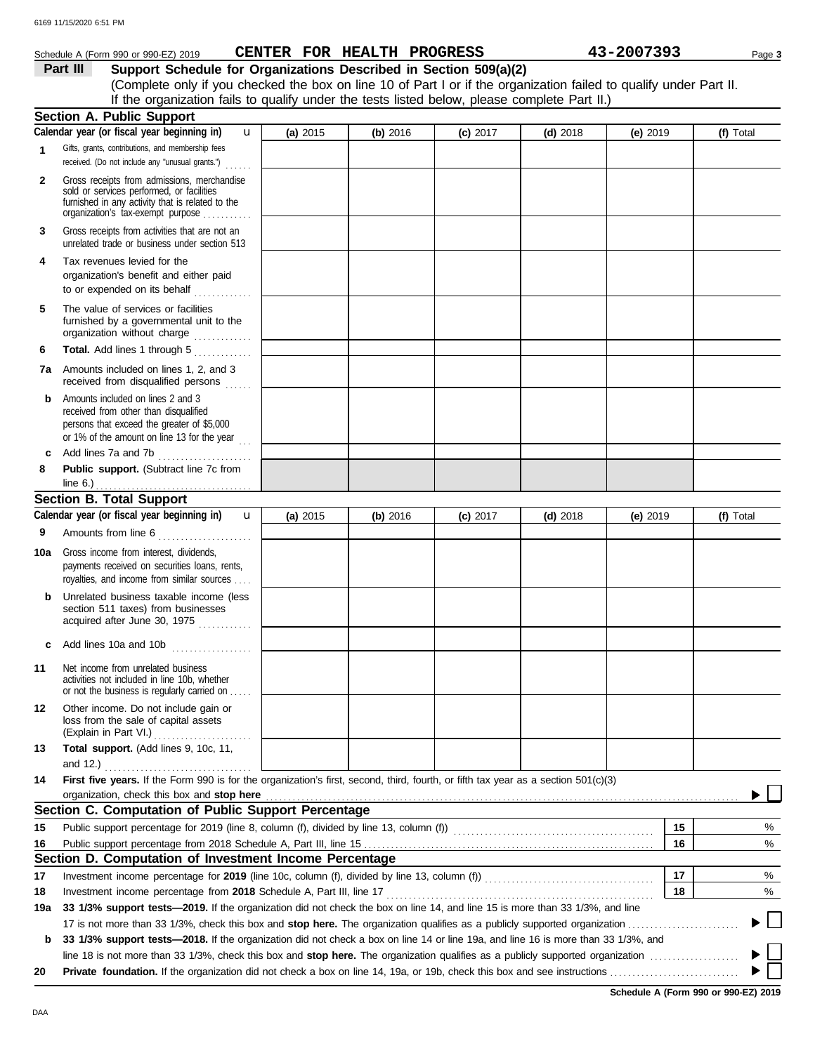Schedule A (Form 990 or 990-EZ) 2019 **CENTER FOR HEALTH PROGRESS** 43-2007393

## Part III Support Schedule for Organizations Described in Section 509(a)(2)

(Complete only if you checked the box on line 10 of Part I or if the organization failed to qualify under Part II. If the organization fails to qualify under the tests listed below, please complete Part II.)

### Section A. Public Support

| Calendar year (or fiscal year beginning in) | (a) 2015 | (b) 2016 | (c) 2017 | (d) 2018 | (e) 2019 | (f) Total |
|---|---|---|---|---|---|---|
| **1** Gifts, grants, contributions, and membership fees received. (Do not include any "unusual grants.") | | | | | | |
| **2** Gross receipts from admissions, merchandise sold or services performed, or facilities furnished in any activity that is related to the organization's tax-exempt purpose | | | | | | |
| **3** Gross receipts from activities that are not an unrelated trade or business under section 513 | | | | | | |
| **4** Tax revenues levied for the organization's benefit and either paid to or expended on its behalf | | | | | | |
| **5** The value of services or facilities furnished by a governmental unit to the organization without charge | | | | | | |
| **6** **Total.** Add lines 1 through 5 | | | | | | |
| **7a** Amounts included on lines 1, 2, and 3 received from disqualified persons | | | | | | |
| **b** Amounts included on lines 2 and 3 received from other than disqualified persons that exceed the greater of $5,000 or 1% of the amount on line 13 for the year | | | | | | |
| **c** Add lines 7a and 7b | | | | | | |
| **8** **Public support.** (Subtract line 7c from line 6.) | | | | | | |

### Section B. Total Support

| Calendar year (or fiscal year beginning in) | (a) 2015 | (b) 2016 | (c) 2017 | (d) 2018 | (e) 2019 | (f) Total |
|---|---|---|---|---|---|---|
| **9** Amounts from line 6 | | | | | | |
| **10a** Gross income from interest, dividends, payments received on securities loans, rents, royalties, and income from similar sources | | | | | | |
| **b** Unrelated business taxable income (less section 511 taxes) from businesses acquired after June 30, 1975 | | | | | | |
| **c** Add lines 10a and 10b | | | | | | |
| **11** Net income from unrelated business activities not included in line 10b, whether or not the business is regularly carried on | | | | | | |
| **12** Other income. Do not include gain or loss from the sale of capital assets (Explain in Part VI.) | | | | | | |
| **13** **Total support.** (Add lines 9, 10c, 11, and 12.) | | | | | | |

**14** **First five years.** If the Form 990 is for the organization's first, second, third, fourth, or fifth tax year as a section 501(c)(3) organization, check this box and **stop here** ☐

### Section C. Computation of Public Support Percentage

| | | | |
|---|---|---|---|
| **15** | Public support percentage for 2019 (line 8, column (f), divided by line 13, column (f)) | 15 | % |
| **16** | Public support percentage from 2018 Schedule A, Part III, line 15 | 16 | % |

### Section D. Computation of Investment Income Percentage

| | | | |
|---|---|---|---|
| **17** | Investment income percentage for **2019** (line 10c, column (f), divided by line 13, column (f)) | 17 | % |
| **18** | Investment income percentage from **2018** Schedule A, Part III, line 17 | 18 | % |

**19a** **33 1/3% support tests—2019.** If the organization did not check the box on line 14, and line 15 is more than 33 1/3%, and line 17 is not more than 33 1/3%, check this box and **stop here.** The organization qualifies as a publicly supported organization ☐

**b** **33 1/3% support tests—2018.** If the organization did not check a box on line 14 or line 19a, and line 16 is more than 33 1/3%, and line 18 is not more than 33 1/3%, check this box and **stop here.** The organization qualifies as a publicly supported organization ☐

**20** **Private foundation.** If the organization did not check a box on line 14, 19a, or 19b, check this box and see instructions ☐

Schedule A (Form 990 or 990-EZ) 2019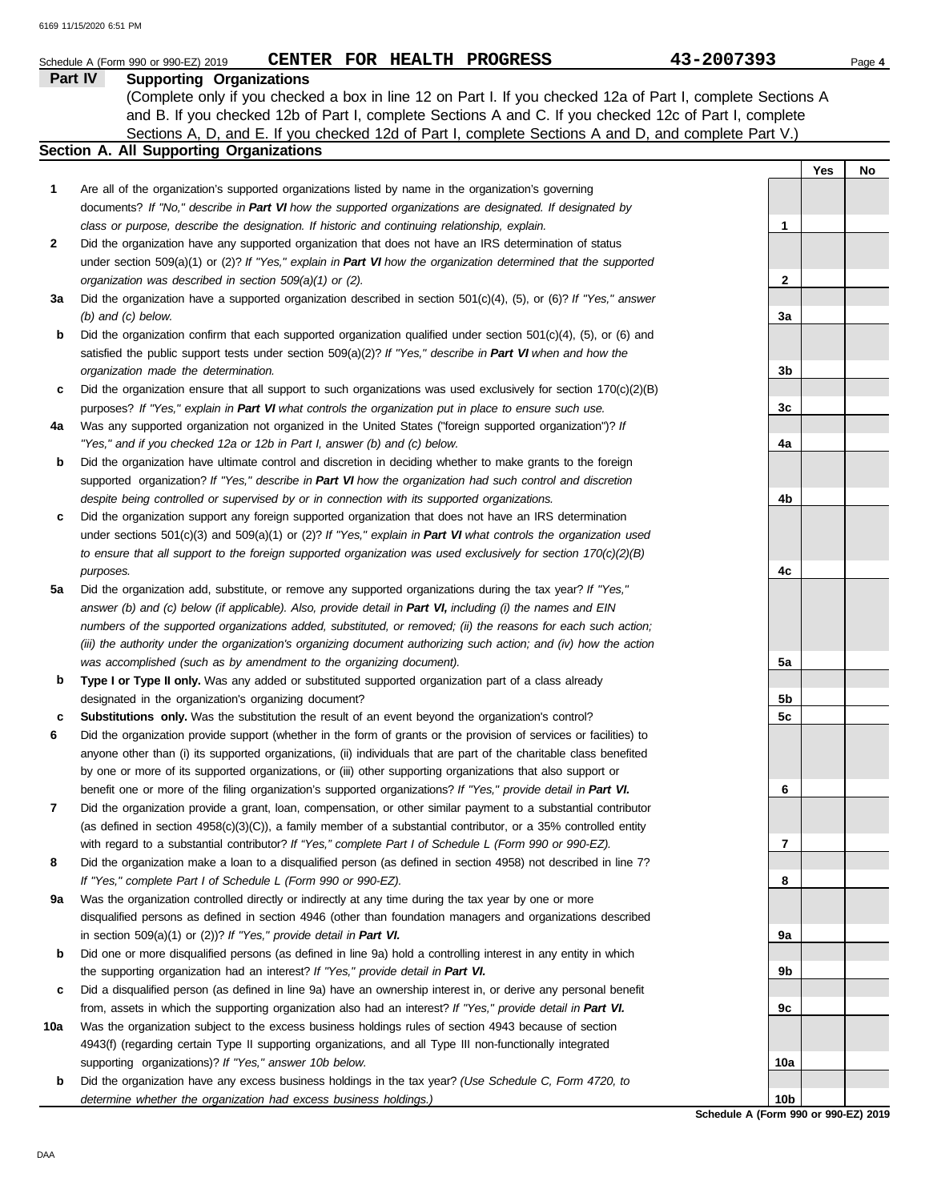Schedule A (Form 990 or 990-EZ) 2019 **CENTER FOR HEALTH PROGRESS** **43-2007393** Page **4**

## Part IV Supporting Organizations

(Complete only if you checked a box in line 12 on Part I. If you checked 12a of Part I, complete Sections A and B. If you checked 12b of Part I, complete Sections A and C. If you checked 12c of Part I, complete Sections A, D, and E. If you checked 12d of Part I, complete Sections A and D, and complete Part V.)

### Section A. All Supporting Organizations

| | | | Yes | No |
|---|---|---|---|---|
| **1** | Are all of the organization's supported organizations listed by name in the organization's governing documents? *If "No," describe in **Part VI** how the supported organizations are designated. If designated by class or purpose, describe the designation. If historic and continuing relationship, explain.* | 1 | | |
| **2** | Did the organization have any supported organization that does not have an IRS determination of status under section 509(a)(1) or (2)? *If "Yes," explain in **Part VI** how the organization determined that the supported organization was described in section 509(a)(1) or (2).* | 2 | | |
| **3a** | Did the organization have a supported organization described in section 501(c)(4), (5), or (6)? *If "Yes," answer (b) and (c) below.* | 3a | | |
| **b** | Did the organization confirm that each supported organization qualified under section 501(c)(4), (5), or (6) and satisfied the public support tests under section 509(a)(2)? *If "Yes," describe in **Part VI** when and how the organization made the determination.* | 3b | | |
| **c** | Did the organization ensure that all support to such organizations was used exclusively for section 170(c)(2)(B) purposes? *If "Yes," explain in **Part VI** what controls the organization put in place to ensure such use.* | 3c | | |
| **4a** | Was any supported organization not organized in the United States ("foreign supported organization")? *If "Yes," and if you checked 12a or 12b in Part I, answer (b) and (c) below.* | 4a | | |
| **b** | Did the organization have ultimate control and discretion in deciding whether to make grants to the foreign supported organization? *If "Yes," describe in **Part VI** how the organization had such control and discretion despite being controlled or supervised by or in connection with its supported organizations.* | 4b | | |
| **c** | Did the organization support any foreign supported organization that does not have an IRS determination under sections 501(c)(3) and 509(a)(1) or (2)? *If "Yes," explain in **Part VI** what controls the organization used to ensure that all support to the foreign supported organization was used exclusively for section 170(c)(2)(B) purposes.* | 4c | | |
| **5a** | Did the organization add, substitute, or remove any supported organizations during the tax year? *If "Yes," answer (b) and (c) below (if applicable). Also, provide detail in **Part VI,** including (i) the names and EIN numbers of the supported organizations added, substituted, or removed; (ii) the reasons for each such action; (iii) the authority under the organization's organizing document authorizing such action; and (iv) how the action was accomplished (such as by amendment to the organizing document).* | 5a | | |
| **b** | **Type I or Type II only.** Was any added or substituted supported organization part of a class already designated in the organization's organizing document? | 5b | | |
| **c** | **Substitutions only.** Was the substitution the result of an event beyond the organization's control? | 5c | | |
| **6** | Did the organization provide support (whether in the form of grants or the provision of services or facilities) to anyone other than (i) its supported organizations, (ii) individuals that are part of the charitable class benefited by one or more of its supported organizations, or (iii) other supporting organizations that also support or benefit one or more of the filing organization's supported organizations? *If "Yes," provide detail in **Part VI.*** | 6 | | |
| **7** | Did the organization provide a grant, loan, compensation, or other similar payment to a substantial contributor (as defined in section 4958(c)(3)(C)), a family member of a substantial contributor, or a 35% controlled entity with regard to a substantial contributor? *If "Yes," complete Part I of Schedule L (Form 990 or 990-EZ).* | 7 | | |
| **8** | Did the organization make a loan to a disqualified person (as defined in section 4958) not described in line 7? *If "Yes," complete Part I of Schedule L (Form 990 or 990-EZ).* | 8 | | |
| **9a** | Was the organization controlled directly or indirectly at any time during the tax year by one or more disqualified persons as defined in section 4946 (other than foundation managers and organizations described in section 509(a)(1) or (2))? *If "Yes," provide detail in **Part VI.*** | 9a | | |
| **b** | Did one or more disqualified persons (as defined in line 9a) hold a controlling interest in any entity in which the supporting organization had an interest? *If "Yes," provide detail in **Part VI.*** | 9b | | |
| **c** | Did a disqualified person (as defined in line 9a) have an ownership interest in, or derive any personal benefit from, assets in which the supporting organization also had an interest? *If "Yes," provide detail in **Part VI.*** | 9c | | |
| **10a** | Was the organization subject to the excess business holdings rules of section 4943 because of section 4943(f) (regarding certain Type II supporting organizations, and all Type III non-functionally integrated supporting organizations)? *If "Yes," answer 10b below.* | 10a | | |
| **b** | Did the organization have any excess business holdings in the tax year? *(Use Schedule C, Form 4720, to determine whether the organization had excess business holdings.)* | 10b | | |

**Schedule A (Form 990 or 990-EZ) 2019**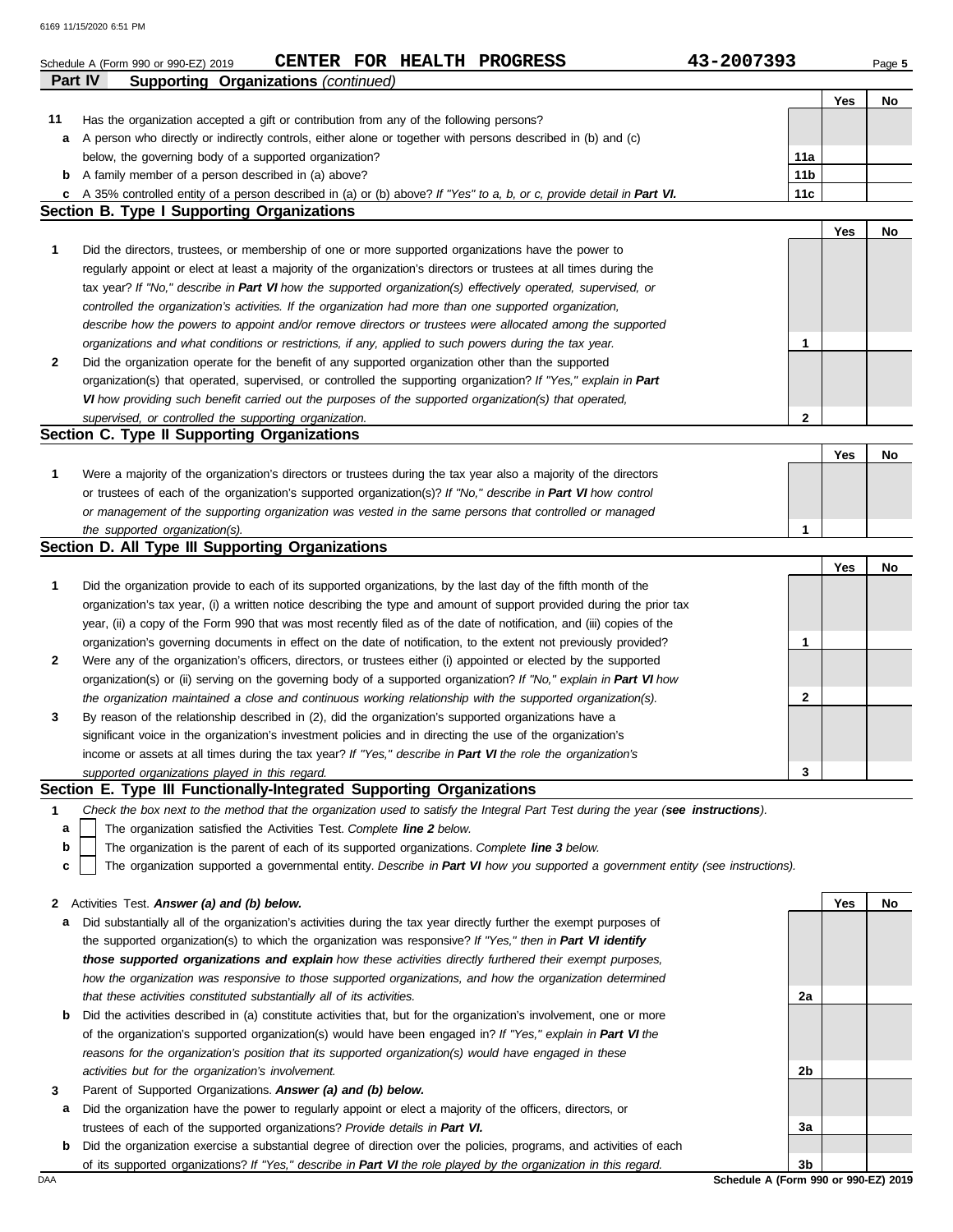Schedule A (Form 990 or 990-EZ) 2019 **CENTER FOR HEALTH PROGRESS** 43-2007393

## Part IV Supporting Organizations *(continued)*

| | | | Yes | No |
|---|---|---|---|---|
| **11** | Has the organization accepted a gift or contribution from any of the following persons? | | | |
| **a** | A person who directly or indirectly controls, either alone or together with persons described in (b) and (c) below, the governing body of a supported organization? | 11a | | |
| **b** | A family member of a person described in (a) above? | 11b | | |
| **c** | A 35% controlled entity of a person described in (a) or (b) above? *If "Yes" to a, b, or c, provide detail in **Part VI.*** | 11c | | |

### Section B. Type I Supporting Organizations

| | | | Yes | No |
|---|---|---|---|---|
| **1** | Did the directors, trustees, or membership of one or more supported organizations have the power to regularly appoint or elect at least a majority of the organization's directors or trustees at all times during the tax year? *If "No," describe in **Part VI** how the supported organization(s) effectively operated, supervised, or controlled the organization's activities. If the organization had more than one supported organization, describe how the powers to appoint and/or remove directors or trustees were allocated among the supported organizations and what conditions or restrictions, if any, applied to such powers during the tax year.* | 1 | | |
| **2** | Did the organization operate for the benefit of any supported organization other than the supported organization(s) that operated, supervised, or controlled the supporting organization? *If "Yes," explain in **Part VI** how providing such benefit carried out the purposes of the supported organization(s) that operated, supervised, or controlled the supporting organization.* | 2 | | |

### Section C. Type II Supporting Organizations

| | | | Yes | No |
|---|---|---|---|---|
| **1** | Were a majority of the organization's directors or trustees during the tax year also a majority of the directors or trustees of each of the organization's supported organization(s)? *If "No," describe in **Part VI** how control or management of the supporting organization was vested in the same persons that controlled or managed the supported organization(s).* | 1 | | |

### Section D. All Type III Supporting Organizations

| | | | Yes | No |
|---|---|---|---|---|
| **1** | Did the organization provide to each of its supported organizations, by the last day of the fifth month of the organization's tax year, (i) a written notice describing the type and amount of support provided during the prior tax year, (ii) a copy of the Form 990 that was most recently filed as of the date of notification, and (iii) copies of the organization's governing documents in effect on the date of notification, to the extent not previously provided? | 1 | | |
| **2** | Were any of the organization's officers, directors, or trustees either (i) appointed or elected by the supported organization(s) or (ii) serving on the governing body of a supported organization? *If "No," explain in **Part VI** how the organization maintained a close and continuous working relationship with the supported organization(s).* | 2 | | |
| **3** | By reason of the relationship described in (2), did the organization's supported organizations have a significant voice in the organization's investment policies and in directing the use of the organization's income or assets at all times during the tax year? *If "Yes," describe in **Part VI** the role the organization's supported organizations played in this regard.* | 3 | | |

### Section E. Type III Functionally-Integrated Supporting Organizations

**1** *Check the box next to the method that the organization used to satisfy the Integral Part Test during the year (**see instructions**).*

- **a** ☐ The organization satisfied the Activities Test. *Complete **line 2** below.*
- **b** ☐ The organization is the parent of each of its supported organizations. *Complete **line 3** below.*
- **c** ☐ The organization supported a governmental entity. *Describe in **Part VI** how you supported a government entity (see instructions).*

| | | | Yes | No |
|---|---|---|---|---|
| **2** | Activities Test. ***Answer (a) and (b) below.*** | | | |
| **a** | Did substantially all of the organization's activities during the tax year directly further the exempt purposes of the supported organization(s) to which the organization was responsive? *If "Yes," then in **Part VI identify those supported organizations and explain** how these activities directly furthered their exempt purposes, how the organization was responsive to those supported organizations, and how the organization determined that these activities constituted substantially all of its activities.* | 2a | | |
| **b** | Did the activities described in (a) constitute activities that, but for the organization's involvement, one or more of the organization's supported organization(s) would have been engaged in? *If "Yes," explain in **Part VI** the reasons for the organization's position that its supported organization(s) would have engaged in these activities but for the organization's involvement.* | 2b | | |
| **3** | Parent of Supported Organizations. ***Answer (a) and (b) below.*** | | | |
| **a** | Did the organization have the power to regularly appoint or elect a majority of the officers, directors, or trustees of each of the supported organizations? *Provide details in **Part VI.*** | 3a | | |
| **b** | Did the organization exercise a substantial degree of direction over the policies, programs, and activities of each of its supported organizations? *If "Yes," describe in **Part VI** the role played by the organization in this regard.* | 3b | | |

**Schedule A (Form 990 or 990-EZ) 2019**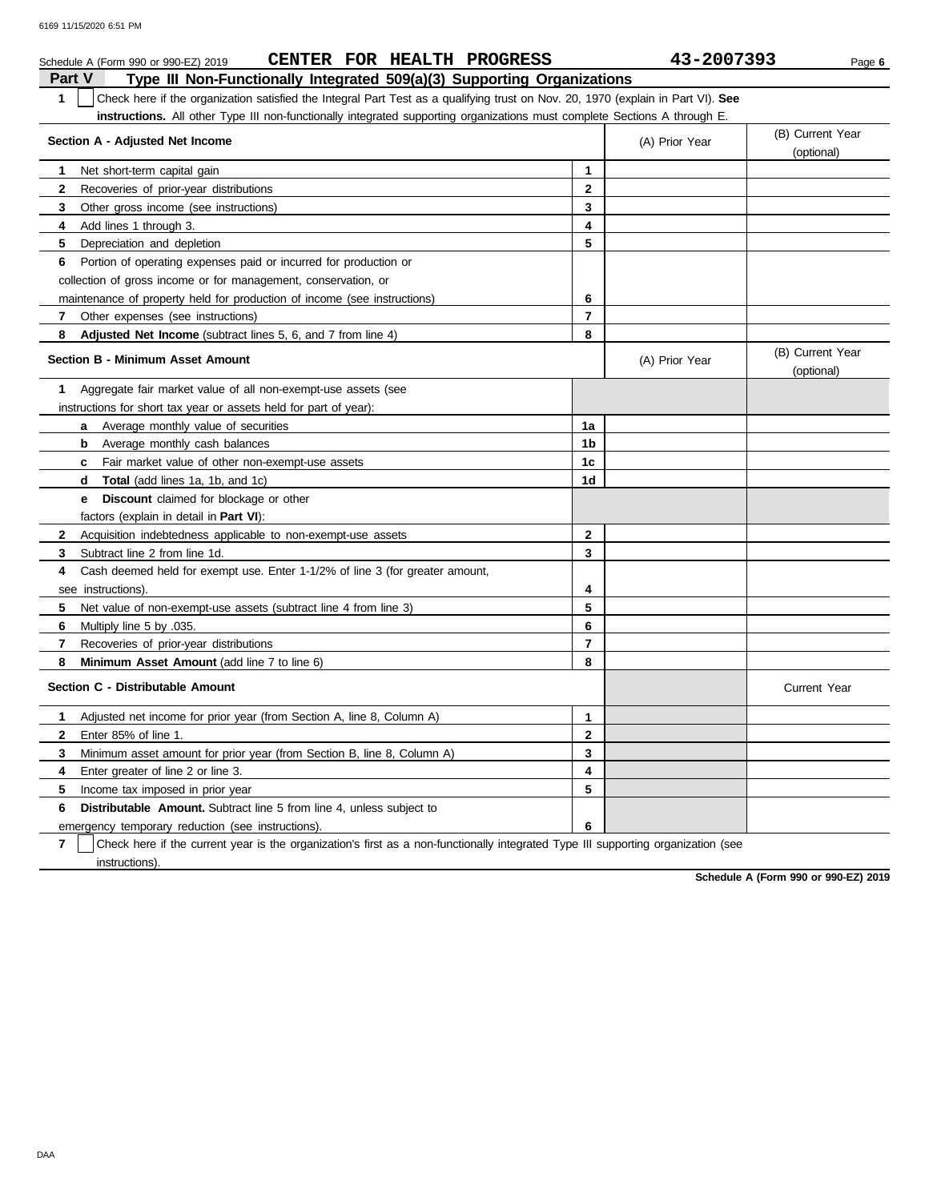Schedule A (Form 990 or 990-EZ) 2019 **CENTER FOR HEALTH PROGRESS** **43-2007393** Page **6**

## Part V Type III Non-Functionally Integrated 509(a)(3) Supporting Organizations

**1** ☐ Check here if the organization satisfied the Integral Part Test as a qualifying trust on Nov. 20, 1970 (explain in Part VI). **See instructions.** All other Type III non-functionally integrated supporting organizations must complete Sections A through E.

| **Section A - Adjusted Net Income** | | (A) Prior Year | (B) Current Year (optional) |
|---|---|---|---|
| **1** Net short-term capital gain | **1** | | |
| **2** Recoveries of prior-year distributions | **2** | | |
| **3** Other gross income (see instructions) | **3** | | |
| **4** Add lines 1 through 3. | **4** | | |
| **5** Depreciation and depletion | **5** | | |
| **6** Portion of operating expenses paid or incurred for production or collection of gross income or for management, conservation, or maintenance of property held for production of income (see instructions) | **6** | | |
| **7** Other expenses (see instructions) | **7** | | |
| **8** **Adjusted Net Income** (subtract lines 5, 6, and 7 from line 4) | **8** | | |

| **Section B - Minimum Asset Amount** | | (A) Prior Year | (B) Current Year (optional) |
|---|---|---|---|
| **1** Aggregate fair market value of all non-exempt-use assets (see instructions for short tax year or assets held for part of year): | | | |
| **a** Average monthly value of securities | **1a** | | |
| **b** Average monthly cash balances | **1b** | | |
| **c** Fair market value of other non-exempt-use assets | **1c** | | |
| **d** **Total** (add lines 1a, 1b, and 1c) | **1d** | | |
| **e** **Discount** claimed for blockage or other factors (explain in detail in **Part VI**): | | | |
| **2** Acquisition indebtedness applicable to non-exempt-use assets | **2** | | |
| **3** Subtract line 2 from line 1d. | **3** | | |
| **4** Cash deemed held for exempt use. Enter 1-1/2% of line 3 (for greater amount, see instructions). | **4** | | |
| **5** Net value of non-exempt-use assets (subtract line 4 from line 3) | **5** | | |
| **6** Multiply line 5 by .035. | **6** | | |
| **7** Recoveries of prior-year distributions | **7** | | |
| **8** **Minimum Asset Amount** (add line 7 to line 6) | **8** | | |

| **Section C - Distributable Amount** | | | Current Year |
|---|---|---|---|
| **1** Adjusted net income for prior year (from Section A, line 8, Column A) | **1** | | |
| **2** Enter 85% of line 1. | **2** | | |
| **3** Minimum asset amount for prior year (from Section B, line 8, Column A) | **3** | | |
| **4** Enter greater of line 2 or line 3. | **4** | | |
| **5** Income tax imposed in prior year | **5** | | |
| **6** **Distributable Amount.** Subtract line 5 from line 4, unless subject to emergency temporary reduction (see instructions). | **6** | | |

**7** ☐ Check here if the current year is the organization's first as a non-functionally integrated Type III supporting organization (see instructions).

**Schedule A (Form 990 or 990-EZ) 2019**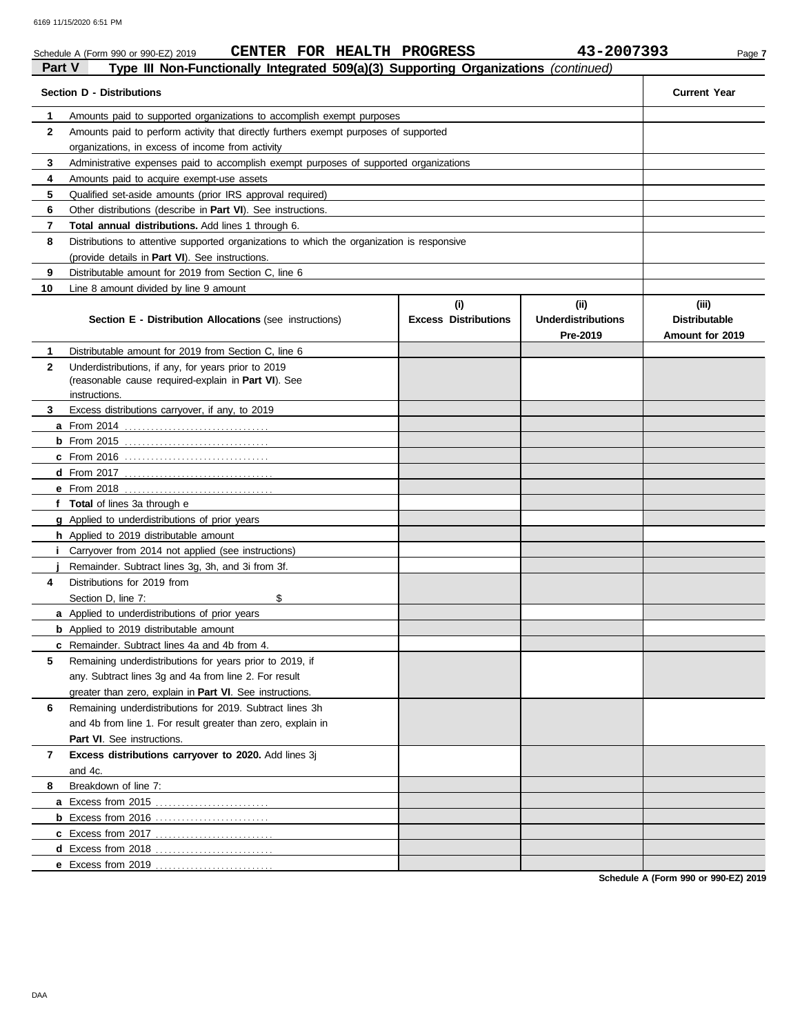Schedule A (Form 990 or 990-EZ) 2019 **CENTER FOR HEALTH PROGRESS** **43-2007393**

**Part V** **Type III Non-Functionally Integrated 509(a)(3) Supporting Organizations** *(continued)*

| | **Section D - Distributions** | **Current Year** |
|---|---|---|
| **1** | Amounts paid to supported organizations to accomplish exempt purposes | |
| **2** | Amounts paid to perform activity that directly furthers exempt purposes of supported organizations, in excess of income from activity | |
| **3** | Administrative expenses paid to accomplish exempt purposes of supported organizations | |
| **4** | Amounts paid to acquire exempt-use assets | |
| **5** | Qualified set-aside amounts (prior IRS approval required) | |
| **6** | Other distributions (describe in **Part VI**). See instructions. | |
| **7** | **Total annual distributions.** Add lines 1 through 6. | |
| **8** | Distributions to attentive supported organizations to which the organization is responsive (provide details in **Part VI**). See instructions. | |
| **9** | Distributable amount for 2019 from Section C, line 6 | |
| **10** | Line 8 amount divided by line 9 amount | |

| | **Section E - Distribution Allocations** (see instructions) | **(i)** **Excess Distributions** | **(ii)** **Underdistributions Pre-2019** | **(iii)** **Distributable Amount for 2019** |
|---|---|---|---|---|
| **1** | Distributable amount for 2019 from Section C, line 6 | | | |
| **2** | Underdistributions, if any, for years prior to 2019 (reasonable cause required-explain in **Part VI**). See instructions. | | | |
| **3** | Excess distributions carryover, if any, to 2019 | | | |
| **a** | From 2014 | | | |
| **b** | From 2015 | | | |
| **c** | From 2016 | | | |
| **d** | From 2017 | | | |
| **e** | From 2018 | | | |
| **f** | **Total** of lines 3a through e | | | |
| **g** | Applied to underdistributions of prior years | | | |
| **h** | Applied to 2019 distributable amount | | | |
| **i** | Carryover from 2014 not applied (see instructions) | | | |
| **j** | Remainder. Subtract lines 3g, 3h, and 3i from 3f. | | | |
| **4** | Distributions for 2019 from Section D, line 7: $ | | | |
| **a** | Applied to underdistributions of prior years | | | |
| **b** | Applied to 2019 distributable amount | | | |
| **c** | Remainder. Subtract lines 4a and 4b from 4. | | | |
| **5** | Remaining underdistributions for years prior to 2019, if any. Subtract lines 3g and 4a from line 2. For result greater than zero, explain in **Part VI**. See instructions. | | | |
| **6** | Remaining underdistributions for 2019. Subtract lines 3h and 4b from line 1. For result greater than zero, explain in **Part VI**. See instructions. | | | |
| **7** | **Excess distributions carryover to 2020.** Add lines 3j and 4c. | | | |
| **8** | Breakdown of line 7: | | | |
| **a** | Excess from 2015 | | | |
| **b** | Excess from 2016 | | | |
| **c** | Excess from 2017 | | | |
| **d** | Excess from 2018 | | | |
| **e** | Excess from 2019 | | | |

**Schedule A (Form 990 or 990-EZ) 2019**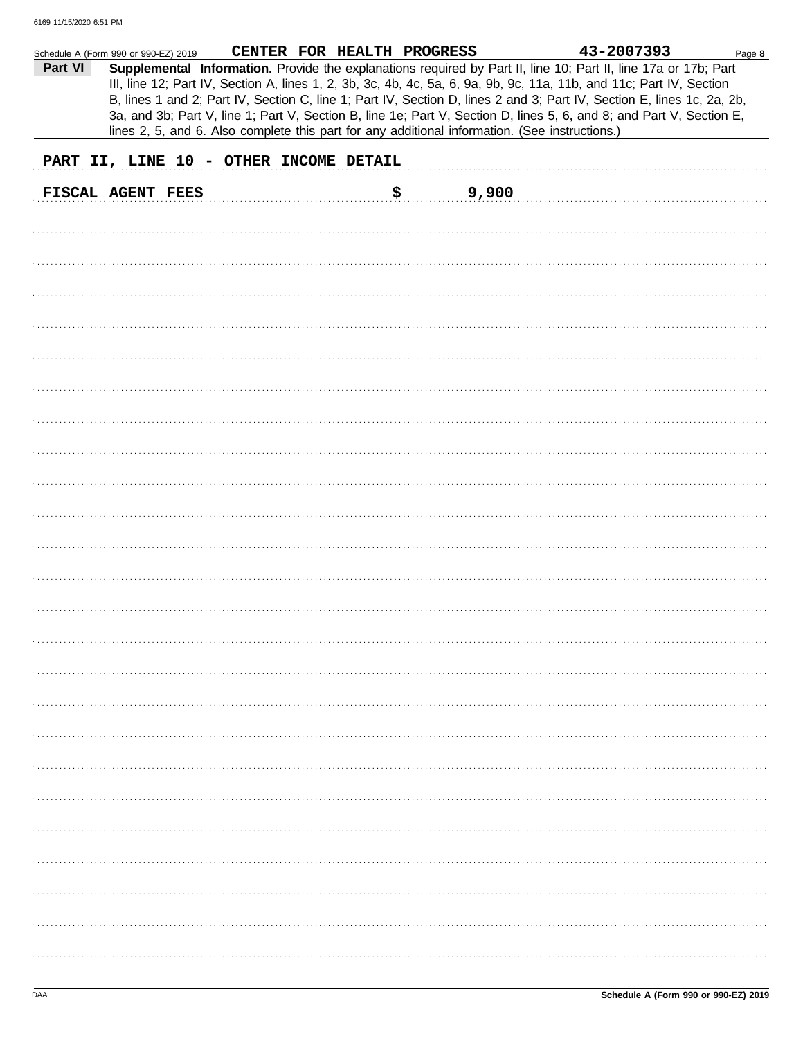Schedule A (Form 990 or 990-EZ) 2019 **CENTER FOR HEALTH PROGRESS** **43-2007393** Page **8**

**Part VI** **Supplemental Information.** Provide the explanations required by Part II, line 10; Part II, line 17a or 17b; Part III, line 12; Part IV, Section A, lines 1, 2, 3b, 3c, 4b, 4c, 5a, 6, 9a, 9b, 9c, 11a, 11b, and 11c; Part IV, Section B, lines 1 and 2; Part IV, Section C, line 1; Part IV, Section D, lines 2 and 3; Part IV, Section E, lines 1c, 2a, 2b, 3a, and 3b; Part V, line 1; Part V, Section B, line 1e; Part V, Section D, lines 5, 6, and 8; and Part V, Section E, lines 2, 5, and 6. Also complete this part for any additional information. (See instructions.)

**PART II, LINE 10 - OTHER INCOME DETAIL**

**FISCAL AGENT FEES** **$ 9,900**

Schedule A (Form 990 or 990-EZ) 2019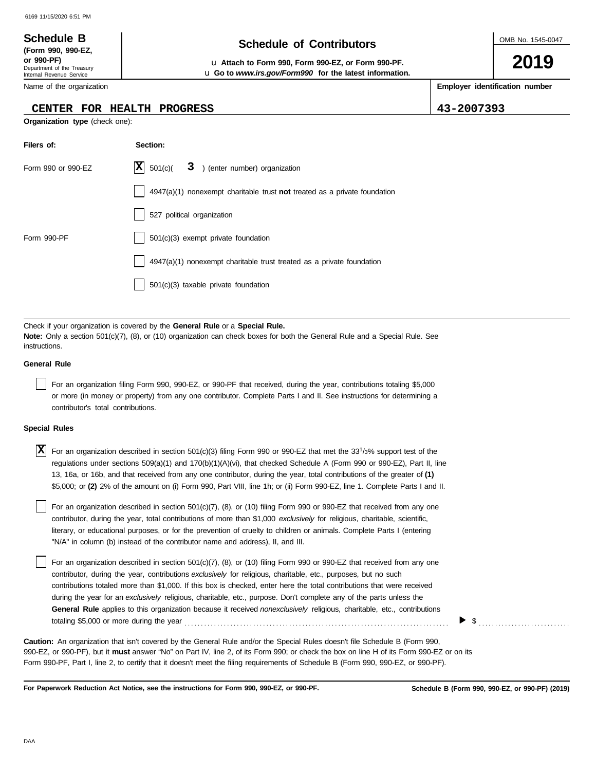6169 11/15/2020 6:51 PM

# Schedule B

**(Form 990, 990-EZ, or 990-PF)**
Department of the Treasury
Internal Revenue Service

## Schedule of Contributors

u **Attach to Form 990, Form 990-EZ, or Form 990-PF.**
u **Go to *www.irs.gov/Form990* for the latest information.**

OMB No. 1545-0047

**2019**

Name of the organization: **CENTER FOR HEALTH PROGRESS**

**Employer identification number:** **43-2007393**

**Organization type** (check one):

| **Filers of:** | **Section:** |
|---|---|
| Form 990 or 990-EZ | [X] 501(c)( **3** ) (enter number) organization |
| | [ ] 4947(a)(1) nonexempt charitable trust **not** treated as a private foundation |
| | [ ] 527 political organization |
| Form 990-PF | [ ] 501(c)(3) exempt private foundation |
| | [ ] 4947(a)(1) nonexempt charitable trust treated as a private foundation |
| | [ ] 501(c)(3) taxable private foundation |

Check if your organization is covered by the **General Rule** or a **Special Rule.**
**Note:** Only a section 501(c)(7), (8), or (10) organization can check boxes for both the General Rule and a Special Rule. See instructions.

**General Rule**

[ ] For an organization filing Form 990, 990-EZ, or 990-PF that received, during the year, contributions totaling $5,000 or more (in money or property) from any one contributor. Complete Parts I and II. See instructions for determining a contributor's total contributions.

**Special Rules**

[X] For an organization described in section 501(c)(3) filing Form 990 or 990-EZ that met the 33 1/3% support test of the regulations under sections 509(a)(1) and 170(b)(1)(A)(vi), that checked Schedule A (Form 990 or 990-EZ), Part II, line 13, 16a, or 16b, and that received from any one contributor, during the year, total contributions of the greater of **(1)** $5,000; or **(2)** 2% of the amount on (i) Form 990, Part VIII, line 1h; or (ii) Form 990-EZ, line 1. Complete Parts I and II.

[ ] For an organization described in section 501(c)(7), (8), or (10) filing Form 990 or 990-EZ that received from any one contributor, during the year, total contributions of more than $1,000 *exclusively* for religious, charitable, scientific, literary, or educational purposes, or for the prevention of cruelty to children or animals. Complete Parts I (entering "N/A" in column (b) instead of the contributor name and address), II, and III.

[ ] For an organization described in section 501(c)(7), (8), or (10) filing Form 990 or 990-EZ that received from any one contributor, during the year, contributions *exclusively* for religious, charitable, etc., purposes, but no such contributions totaled more than $1,000. If this box is checked, enter here the total contributions that were received during the year for an *exclusively* religious, charitable, etc., purpose. Don't complete any of the parts unless the **General Rule** applies to this organization because it received *nonexclusively* religious, charitable, etc., contributions totaling $5,000 or more during the year ▶ $ ............

**Caution:** An organization that isn't covered by the General Rule and/or the Special Rules doesn't file Schedule B (Form 990, 990-EZ, or 990-PF), but it **must** answer "No" on Part IV, line 2, of its Form 990; or check the box on line H of its Form 990-EZ or on its Form 990-PF, Part I, line 2, to certify that it doesn't meet the filing requirements of Schedule B (Form 990, 990-EZ, or 990-PF).

**For Paperwork Reduction Act Notice, see the instructions for Form 990, 990-EZ, or 990-PF.** **Schedule B (Form 990, 990-EZ, or 990-PF) (2019)**

DAA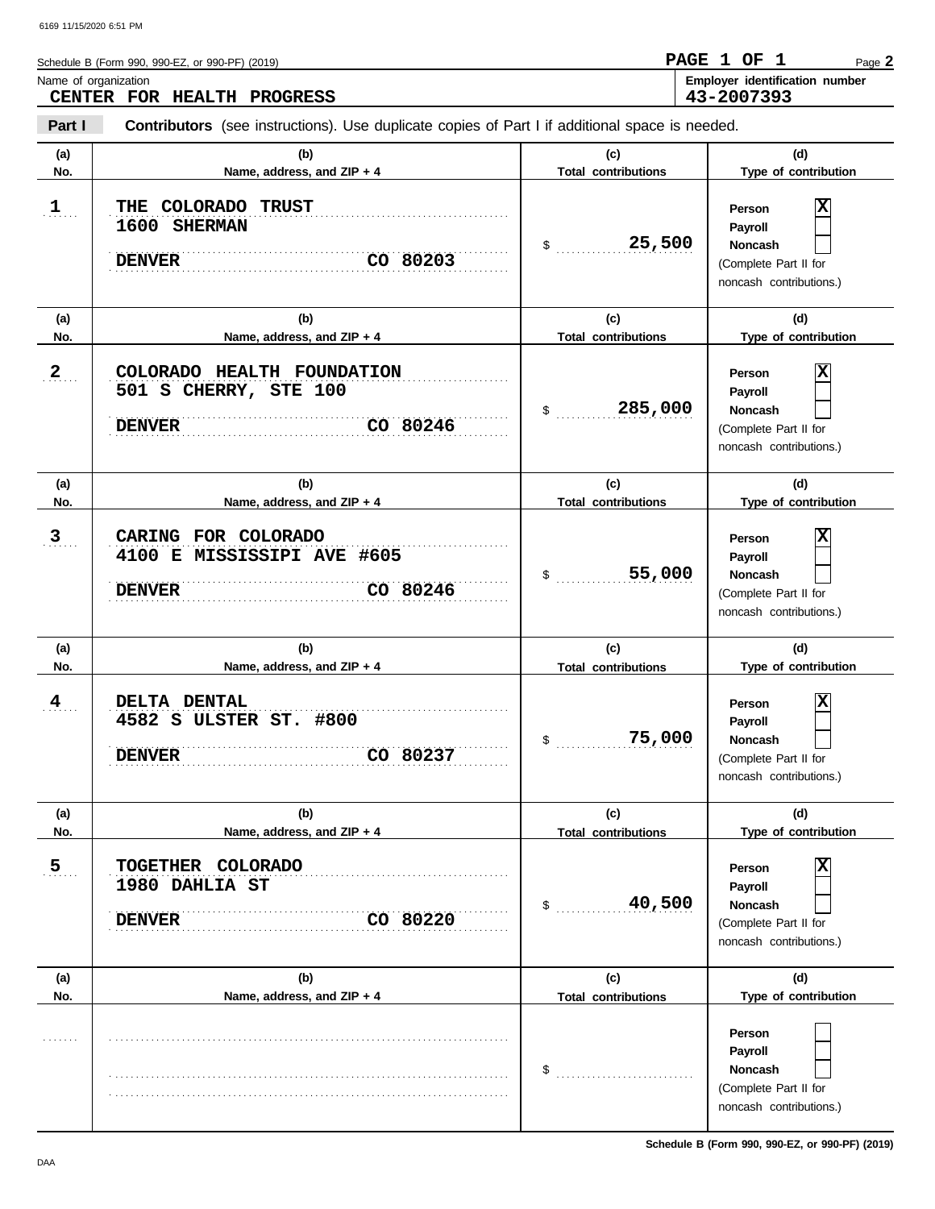Schedule B (Form 990, 990-EZ, or 990-PF) (2019)

**PAGE 1 OF 1**

Name of organization

**CENTER FOR HEALTH PROGRESS**

Employer identification number

**43-2007393**

**Part I** **Contributors** (see instructions). Use duplicate copies of Part I if additional space is needed.

| (a) No. | (b) Name, address, and ZIP + 4 | (c) Total contributions | (d) Type of contribution |
|---|---|---|---|
| 1 | THE COLORADO TRUST<br>1600 SHERMAN<br>DENVER CO 80203 | $ 25,500 | Person [X]<br>Payroll [ ]<br>Noncash [ ]<br>(Complete Part II for noncash contributions.) |
| 2 | COLORADO HEALTH FOUNDATION<br>501 S CHERRY, STE 100<br>DENVER CO 80246 | $ 285,000 | Person [X]<br>Payroll [ ]<br>Noncash [ ]<br>(Complete Part II for noncash contributions.) |
| 3 | CARING FOR COLORADO<br>4100 E MISSISSIPI AVE #605<br>DENVER CO 80246 | $ 55,000 | Person [X]<br>Payroll [ ]<br>Noncash [ ]<br>(Complete Part II for noncash contributions.) |
| 4 | DELTA DENTAL<br>4582 S ULSTER ST. #800<br>DENVER CO 80237 | $ 75,000 | Person [X]<br>Payroll [ ]<br>Noncash [ ]<br>(Complete Part II for noncash contributions.) |
| 5 | TOGETHER COLORADO<br>1980 DAHLIA ST<br>DENVER CO 80220 | $ 40,500 | Person [X]<br>Payroll [ ]<br>Noncash [ ]<br>(Complete Part II for noncash contributions.) |
| | | $ | Person [ ]<br>Payroll [ ]<br>Noncash [ ]<br>(Complete Part II for noncash contributions.) |

Schedule B (Form 990, 990-EZ, or 990-PF) (2019)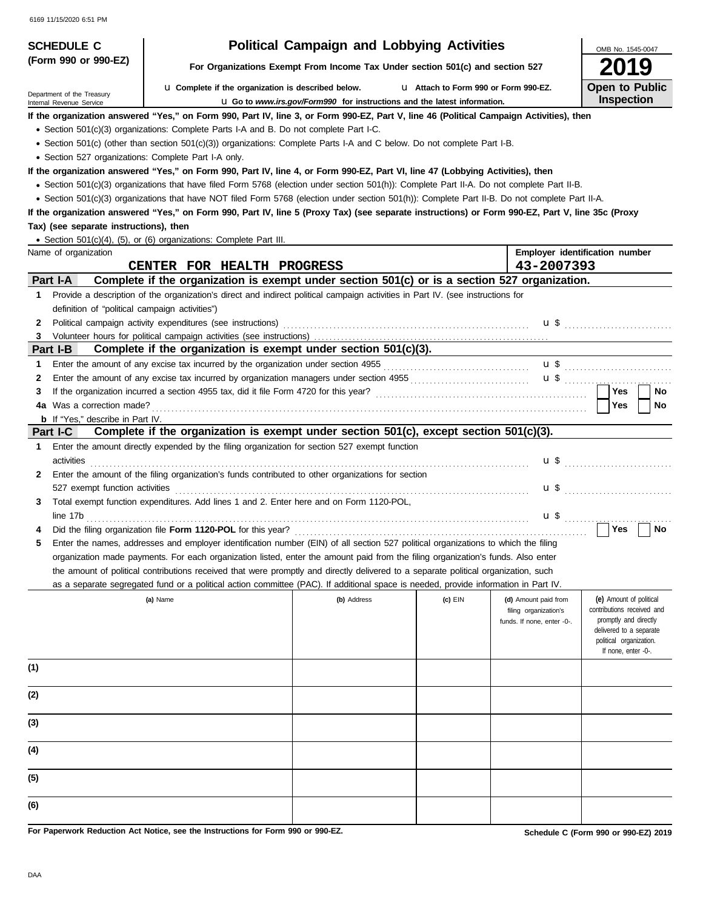6169 11/15/2020 6:51 PM

**SCHEDULE C (Form 990 or 990-EZ)**

Department of the Treasury
Internal Revenue Service

# Political Campaign and Lobbying Activities

**For Organizations Exempt From Income Tax Under section 501(c) and section 527**

u Complete if the organization is described below. u Attach to Form 990 or Form 990-EZ.
u Go to *www.irs.gov/Form990* for instructions and the latest information.

OMB No. 1545-0047
**2019**
**Open to Public Inspection**

**If the organization answered "Yes," on Form 990, Part IV, line 3, or Form 990-EZ, Part V, line 46 (Political Campaign Activities), then**

- Section 501(c)(3) organizations: Complete Parts I-A and B. Do not complete Part I-C.
- Section 501(c) (other than section 501(c)(3)) organizations: Complete Parts I-A and C below. Do not complete Part I-B.
- Section 527 organizations: Complete Part I-A only.

**If the organization answered "Yes," on Form 990, Part IV, line 4, or Form 990-EZ, Part VI, line 47 (Lobbying Activities), then**

- Section 501(c)(3) organizations that have filed Form 5768 (election under section 501(h)): Complete Part II-A. Do not complete Part II-B.
- Section 501(c)(3) organizations that have NOT filed Form 5768 (election under section 501(h)): Complete Part II-B. Do not complete Part II-A.

**If the organization answered "Yes," on Form 990, Part IV, line 5 (Proxy Tax) (see separate instructions) or Form 990-EZ, Part V, line 35c (Proxy Tax) (see separate instructions), then**

- Section 501(c)(4), (5), or (6) organizations: Complete Part III.

Name of organization: CENTER FOR HEALTH PROGRESS
Employer identification number: 43-2007393

## Part I-A Complete if the organization is exempt under section 501(c) or is a section 527 organization.

1 Provide a description of the organization's direct and indirect political campaign activities in Part IV. (see instructions for definition of "political campaign activities")

2 Political campaign activity expenditures (see instructions) u $

3 Volunteer hours for political campaign activities (see instructions)

## Part I-B Complete if the organization is exempt under section 501(c)(3).

1 Enter the amount of any excise tax incurred by the organization under section 4955 u $

2 Enter the amount of any excise tax incurred by organization managers under section 4955 u $

3 If the organization incurred a section 4955 tax, did it file Form 4720 for this year? Yes No

4a Was a correction made? Yes No

b If "Yes," describe in Part IV.

## Part I-C Complete if the organization is exempt under section 501(c), except section 501(c)(3).

1 Enter the amount directly expended by the filing organization for section 527 exempt function activities u $

2 Enter the amount of the filing organization's funds contributed to other organizations for section 527 exempt function activities u $

3 Total exempt function expenditures. Add lines 1 and 2. Enter here and on Form 1120-POL, line 17b u $

4 Did the filing organization file **Form 1120-POL** for this year? Yes No

5 Enter the names, addresses and employer identification number (EIN) of all section 527 political organizations to which the filing organization made payments. For each organization listed, enter the amount paid from the filing organization's funds. Also enter the amount of political contributions received that were promptly and directly delivered to a separate political organization, such as a separate segregated fund or a political action committee (PAC). If additional space is needed, provide information in Part IV.

| | (a) Name | (b) Address | (c) EIN | (d) Amount paid from filing organization's funds. If none, enter -0-. | (e) Amount of political contributions received and promptly and directly delivered to a separate political organization. If none, enter -0-. |
|---|---|---|---|---|---|
| (1) | | | | | |
| (2) | | | | | |
| (3) | | | | | |
| (4) | | | | | |
| (5) | | | | | |
| (6) | | | | | |

**For Paperwork Reduction Act Notice, see the Instructions for Form 990 or 990-EZ.**

**Schedule C (Form 990 or 990-EZ) 2019**

DAA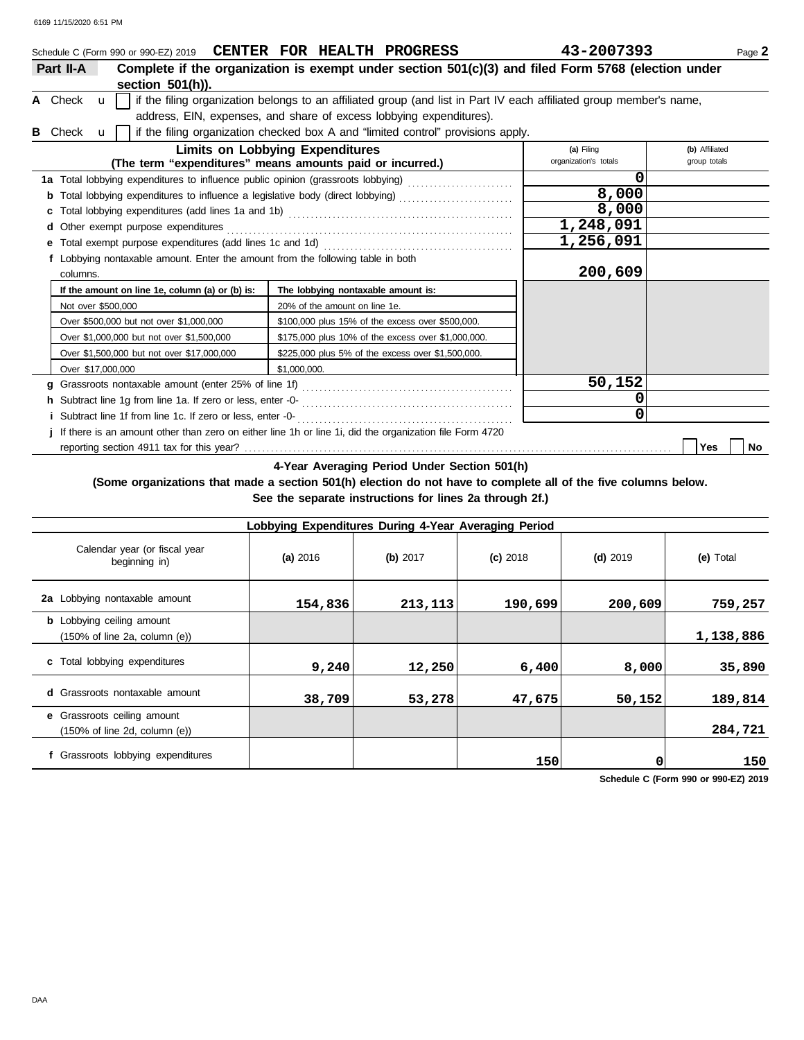Schedule C (Form 990 or 990-EZ) 2019 **CENTER FOR HEALTH PROGRESS** **43-2007393** Page **2**

**Part II-A** **Complete if the organization is exempt under section 501(c)(3) and filed Form 5768 (election under section 501(h)).**

**A** Check u [ ] if the filing organization belongs to an affiliated group (and list in Part IV each affiliated group member's name, address, EIN, expenses, and share of excess lobbying expenditures).

**B** Check u [ ] if the filing organization checked box A and "limited control" provisions apply.

| **Limits on Lobbying Expenditures** (The term "expenditures" means amounts paid or incurred.) | **(a)** Filing organization's totals | **(b)** Affiliated group totals |
|---|---|---|
| **1a** Total lobbying expenditures to influence public opinion (grassroots lobbying) | 0 | |
| **b** Total lobbying expenditures to influence a legislative body (direct lobbying) | 8,000 | |
| **c** Total lobbying expenditures (add lines 1a and 1b) | 8,000 | |
| **d** Other exempt purpose expenditures | 1,248,091 | |
| **e** Total exempt purpose expenditures (add lines 1c and 1d) | 1,256,091 | |
| **f** Lobbying nontaxable amount. Enter the amount from the following table in both columns. | 200,609 | |

| If the amount on line 1e, column (a) or (b) is: | The lobbying nontaxable amount is: |
|---|---|
| Not over $500,000 | 20% of the amount on line 1e. |
| Over $500,000 but not over $1,000,000 | $100,000 plus 15% of the excess over $500,000. |
| Over $1,000,000 but not over $1,500,000 | $175,000 plus 10% of the excess over $1,000,000. |
| Over $1,500,000 but not over $17,000,000 | $225,000 plus 5% of the excess over $1,500,000. |
| Over $17,000,000 | $1,000,000. |

| | (a) | (b) |
|---|---|---|
| **g** Grassroots nontaxable amount (enter 25% of line 1f) | 50,152 | |
| **h** Subtract line 1g from line 1a. If zero or less, enter -0- | 0 | |
| **i** Subtract line 1f from line 1c. If zero or less, enter -0- | 0 | |

**j** If there is an amount other than zero on either line 1h or line 1i, did the organization file Form 4720 reporting section 4911 tax for this year? [ ] Yes [ ] No

**4-Year Averaging Period Under Section 501(h)**

**(Some organizations that made a section 501(h) election do not have to complete all of the five columns below. See the separate instructions for lines 2a through 2f.)**

| **Lobbying Expenditures During 4-Year Averaging Period** | | | | | |
|---|---|---|---|---|---|
| Calendar year (or fiscal year beginning in) | **(a)** 2016 | **(b)** 2017 | **(c)** 2018 | **(d)** 2019 | **(e)** Total |
| **2a** Lobbying nontaxable amount | 154,836 | 213,113 | 190,699 | 200,609 | 759,257 |
| **b** Lobbying ceiling amount (150% of line 2a, column (e)) | | | | | 1,138,886 |
| **c** Total lobbying expenditures | 9,240 | 12,250 | 6,400 | 8,000 | 35,890 |
| **d** Grassroots nontaxable amount | 38,709 | 53,278 | 47,675 | 50,152 | 189,814 |
| **e** Grassroots ceiling amount (150% of line 2d, column (e)) | | | | | 284,721 |
| **f** Grassroots lobbying expenditures | | | 150 | 0 | 150 |

**Schedule C (Form 990 or 990-EZ) 2019**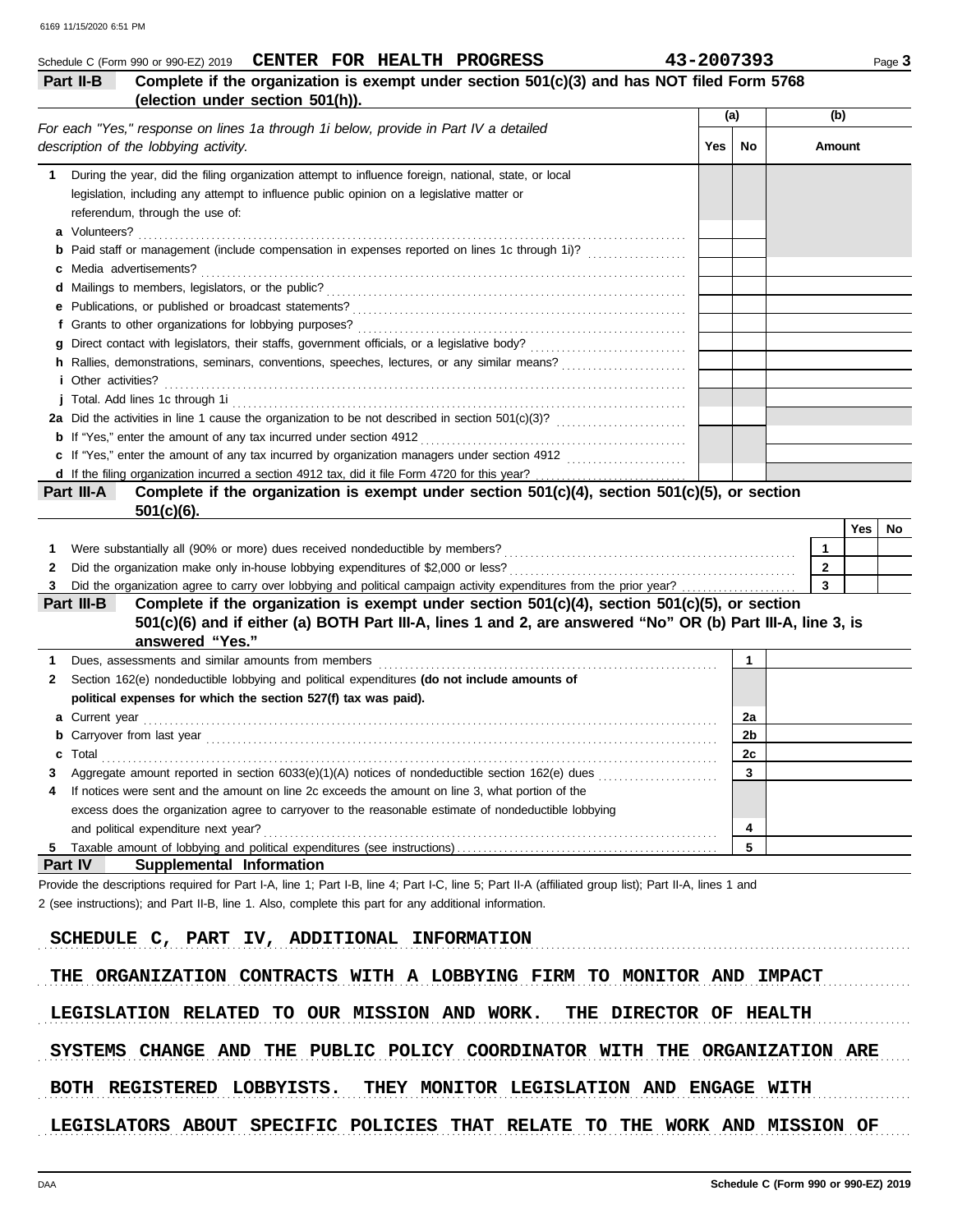Schedule C (Form 990 or 990-EZ) 2019 **CENTER FOR HEALTH PROGRESS** **43-2007393**

**Part II-B** **Complete if the organization is exempt under section 501(c)(3) and has NOT filed Form 5768 (election under section 501(h)).**

| *For each "Yes," response on lines 1a through 1i below, provide in Part IV a detailed description of the lobbying activity.* | (a) Yes | (a) No | (b) Amount |
|---|---|---|---|
| **1** During the year, did the filing organization attempt to influence foreign, national, state, or local legislation, including any attempt to influence public opinion on a legislative matter or referendum, through the use of: | | | |
| **a** Volunteers? | | | |
| **b** Paid staff or management (include compensation in expenses reported on lines 1c through 1i)? | | | |
| **c** Media advertisements? | | | |
| **d** Mailings to members, legislators, or the public? | | | |
| **e** Publications, or published or broadcast statements? | | | |
| **f** Grants to other organizations for lobbying purposes? | | | |
| **g** Direct contact with legislators, their staffs, government officials, or a legislative body? | | | |
| **h** Rallies, demonstrations, seminars, conventions, speeches, lectures, or any similar means? | | | |
| **i** Other activities? | | | |
| **j** Total. Add lines 1c through 1i | | | |
| **2a** Did the activities in line 1 cause the organization to be not described in section 501(c)(3)? | | | |
| **b** If "Yes," enter the amount of any tax incurred under section 4912 | | | |
| **c** If "Yes," enter the amount of any tax incurred by organization managers under section 4912 | | | |
| **d** If the filing organization incurred a section 4912 tax, did it file Form 4720 for this year? | | | |

**Part III-A** **Complete if the organization is exempt under section 501(c)(4), section 501(c)(5), or section 501(c)(6).**

| | | Yes | No |
|---|---|---|---|
| **1** Were substantially all (90% or more) dues received nondeductible by members? | 1 | | |
| **2** Did the organization make only in-house lobbying expenditures of $2,000 or less? | 2 | | |
| **3** Did the organization agree to carry over lobbying and political campaign activity expenditures from the prior year? | 3 | | |

**Part III-B** **Complete if the organization is exempt under section 501(c)(4), section 501(c)(5), or section 501(c)(6) and if either (a) BOTH Part III-A, lines 1 and 2, are answered "No" OR (b) Part III-A, line 3, is answered "Yes."**

| | | |
|---|---|---|
| **1** Dues, assessments and similar amounts from members | 1 | |
| **2** Section 162(e) nondeductible lobbying and political expenditures **(do not include amounts of political expenses for which the section 527(f) tax was paid).** | | |
| **a** Current year | 2a | |
| **b** Carryover from last year | 2b | |
| **c** Total | 2c | |
| **3** Aggregate amount reported in section 6033(e)(1)(A) notices of nondeductible section 162(e) dues | 3 | |
| **4** If notices were sent and the amount on line 2c exceeds the amount on line 3, what portion of the excess does the organization agree to carryover to the reasonable estimate of nondeductible lobbying and political expenditure next year? | 4 | |
| **5** Taxable amount of lobbying and political expenditures (see instructions) | 5 | |

**Part IV** **Supplemental Information**

Provide the descriptions required for Part I-A, line 1; Part I-B, line 4; Part I-C, line 5; Part II-A (affiliated group list); Part II-A, lines 1 and 2 (see instructions); and Part II-B, line 1. Also, complete this part for any additional information.

SCHEDULE C, PART IV, ADDITIONAL INFORMATION

THE ORGANIZATION CONTRACTS WITH A LOBBYING FIRM TO MONITOR AND IMPACT LEGISLATION RELATED TO OUR MISSION AND WORK. THE DIRECTOR OF HEALTH SYSTEMS CHANGE AND THE PUBLIC POLICY COORDINATOR WITH THE ORGANIZATION ARE BOTH REGISTERED LOBBYISTS. THEY MONITOR LEGISLATION AND ENGAGE WITH LEGISLATORS ABOUT SPECIFIC POLICIES THAT RELATE TO THE WORK AND MISSION OF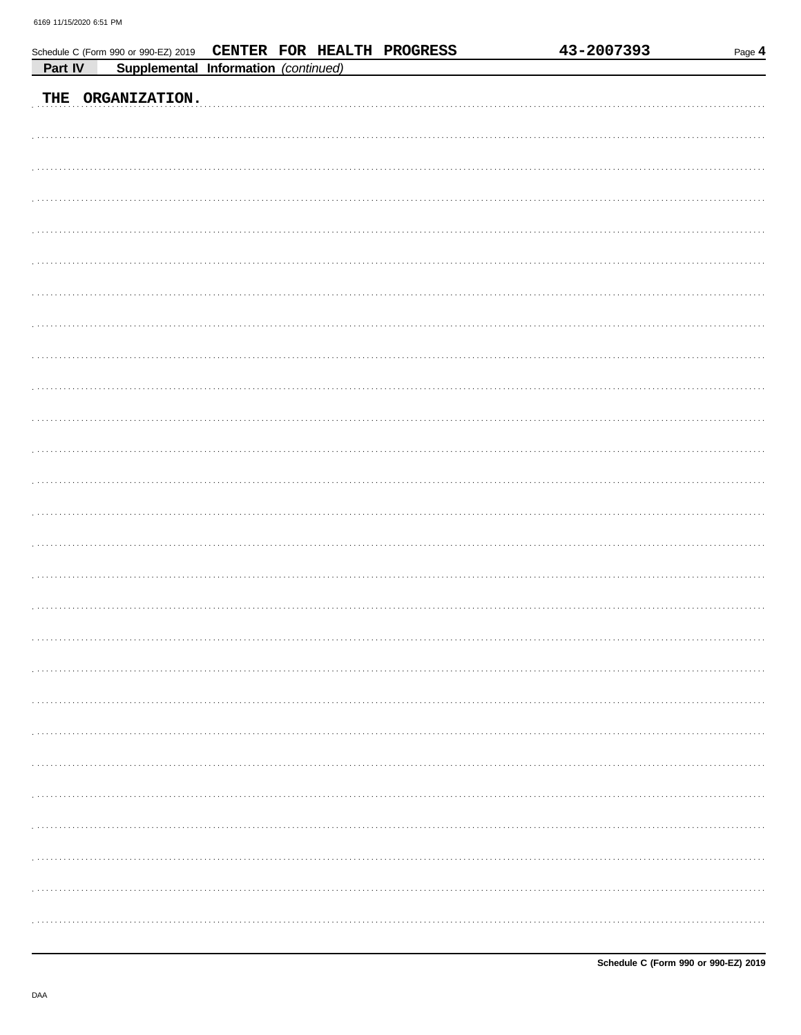Schedule C (Form 990 or 990-EZ) 2019 CENTER FOR HEALTH PROGRESS 43-2007393

**Part IV Supplemental Information** *(continued)*

THE ORGANIZATION.

**Schedule C (Form 990 or 990-EZ) 2019**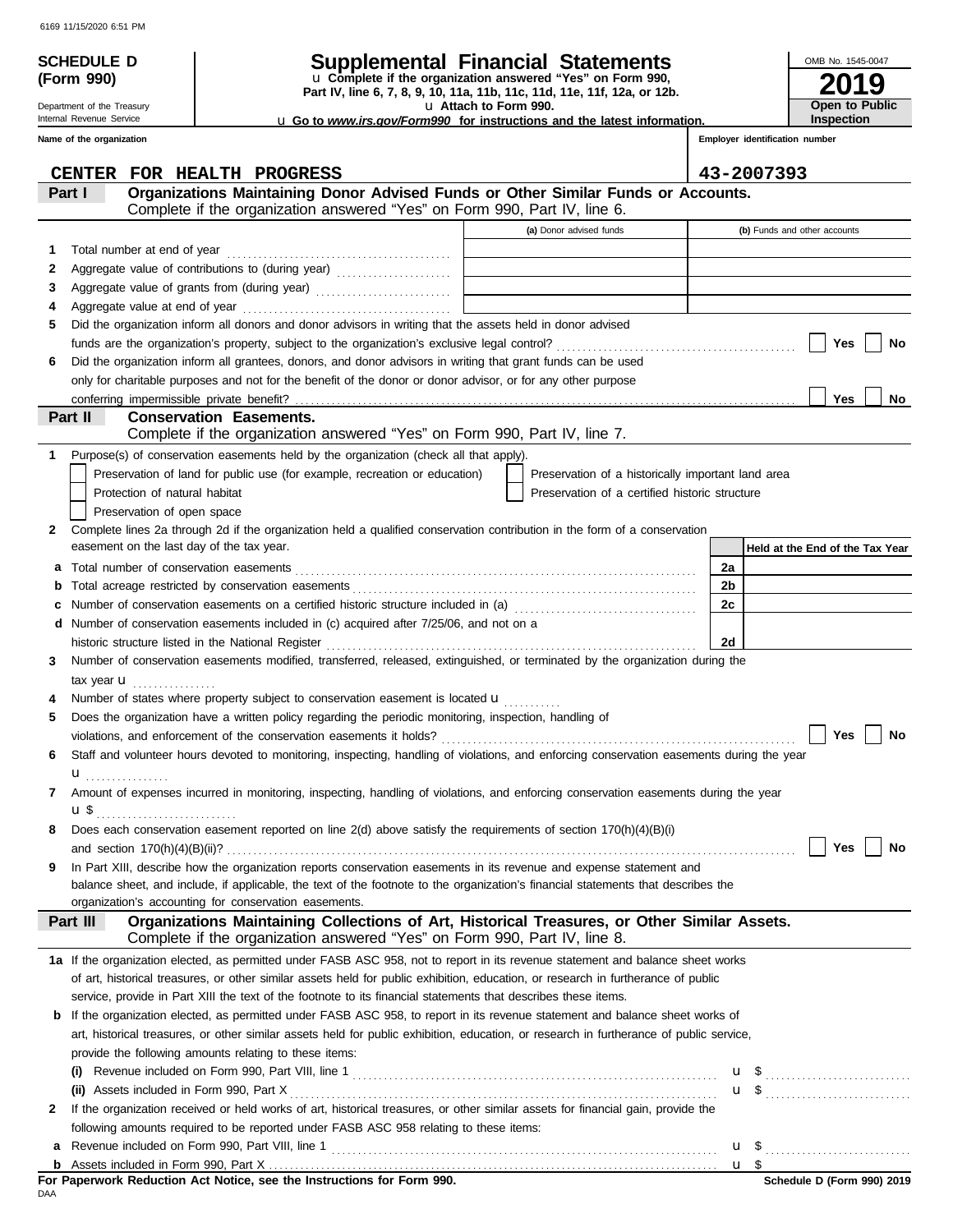**SCHEDULE D (Form 990)**

Department of the Treasury
Internal Revenue Service

# Supplemental Financial Statements

u Complete if the organization answered "Yes" on Form 990, Part IV, line 6, 7, 8, 9, 10, 11a, 11b, 11c, 11d, 11e, 11f, 12a, or 12b.
u Attach to Form 990.
u Go to *www.irs.gov/Form990* for instructions and the latest information.

OMB No. 1545-0047
**2019**
**Open to Public Inspection**

Name of the organization: CENTER FOR HEALTH PROGRESS
Employer identification number: 43-2007393

## Part I Organizations Maintaining Donor Advised Funds or Other Similar Funds or Accounts.

Complete if the organization answered "Yes" on Form 990, Part IV, line 6.

| | | (a) Donor advised funds | (b) Funds and other accounts |
|---|---|---|---|
| 1 | Total number at end of year | | |
| 2 | Aggregate value of contributions to (during year) | | |
| 3 | Aggregate value of grants from (during year) | | |
| 4 | Aggregate value at end of year | | |

5 Did the organization inform all donors and donor advisors in writing that the assets held in donor advised funds are the organization's property, subject to the organization's exclusive legal control? ☐ Yes ☐ No

6 Did the organization inform all grantees, donors, and donor advisors in writing that grant funds can be used only for charitable purposes and not for the benefit of the donor or donor advisor, or for any other purpose conferring impermissible private benefit? ☐ Yes ☐ No

## Part II Conservation Easements.

Complete if the organization answered "Yes" on Form 990, Part IV, line 7.

1 Purpose(s) of conservation easements held by the organization (check all that apply).

☐ Preservation of land for public use (for example, recreation or education)
☐ Protection of natural habitat
☐ Preservation of open space
☐ Preservation of a historically important land area
☐ Preservation of a certified historic structure

2 Complete lines 2a through 2d if the organization held a qualified conservation contribution in the form of a conservation easement on the last day of the tax year.

| | | | Held at the End of the Tax Year |
|---|---|---|---|
| a | Total number of conservation easements | 2a | |
| b | Total acreage restricted by conservation easements | 2b | |
| c | Number of conservation easements on a certified historic structure included in (a) | 2c | |
| d | Number of conservation easements included in (c) acquired after 7/25/06, and not on a historic structure listed in the National Register | 2d | |

3 Number of conservation easements modified, transferred, released, extinguished, or terminated by the organization during the tax year u

4 Number of states where property subject to conservation easement is located u

5 Does the organization have a written policy regarding the periodic monitoring, inspection, handling of violations, and enforcement of the conservation easements it holds? ☐ Yes ☐ No

6 Staff and volunteer hours devoted to monitoring, inspecting, handling of violations, and enforcing conservation easements during the year u

7 Amount of expenses incurred in monitoring, inspecting, handling of violations, and enforcing conservation easements during the year u $

8 Does each conservation easement reported on line 2(d) above satisfy the requirements of section 170(h)(4)(B)(i) and section 170(h)(4)(B)(ii)? ☐ Yes ☐ No

9 In Part XIII, describe how the organization reports conservation easements in its revenue and expense statement and balance sheet, and include, if applicable, the text of the footnote to the organization's financial statements that describes the organization's accounting for conservation easements.

## Part III Organizations Maintaining Collections of Art, Historical Treasures, or Other Similar Assets.

Complete if the organization answered "Yes" on Form 990, Part IV, line 8.

1a If the organization elected, as permitted under FASB ASC 958, not to report in its revenue statement and balance sheet works of art, historical treasures, or other similar assets held for public exhibition, education, or research in furtherance of public service, provide in Part XIII the text of the footnote to its financial statements that describes these items.

b If the organization elected, as permitted under FASB ASC 958, to report in its revenue statement and balance sheet works of art, historical treasures, or other similar assets held for public exhibition, education, or research in furtherance of public service, provide the following amounts relating to these items:

(i) Revenue included on Form 990, Part VIII, line 1 u $

(ii) Assets included in Form 990, Part X u $

2 If the organization received or held works of art, historical treasures, or other similar assets for financial gain, provide the following amounts required to be reported under FASB ASC 958 relating to these items:

a Revenue included on Form 990, Part VIII, line 1 u $

b Assets included in Form 990, Part X u $

**For Paperwork Reduction Act Notice, see the Instructions for Form 990.**

**Schedule D (Form 990) 2019**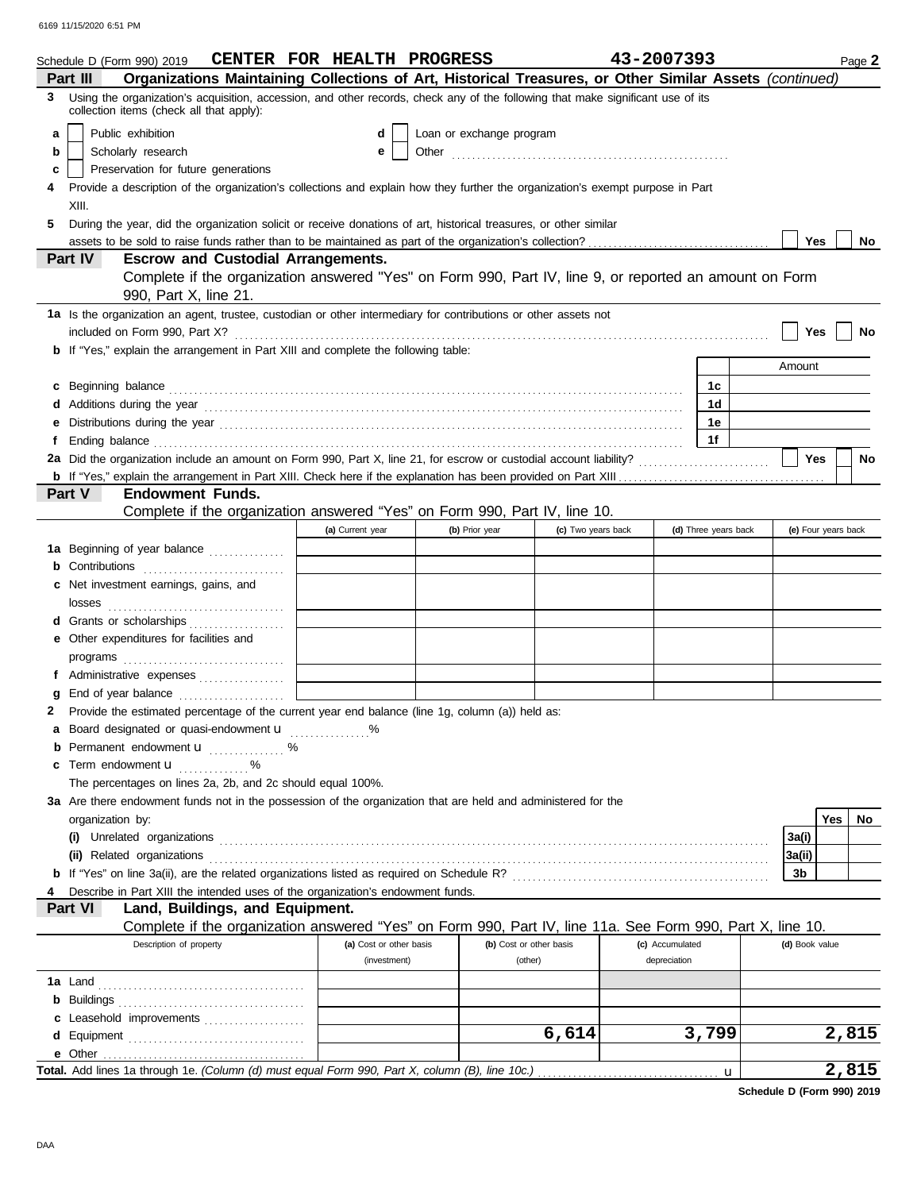Schedule D (Form 990) 2019 **CENTER FOR HEALTH PROGRESS** **43-2007393** Page **2**

**Part III** **Organizations Maintaining Collections of Art, Historical Treasures, or Other Similar Assets** *(continued)*

**3** Using the organization's acquisition, accession, and other records, check any of the following that make significant use of its collection items (check all that apply):

- **a** Public exhibition
- **b** Scholarly research
- **c** Preservation for future generations
- **d** Loan or exchange program
- **e** Other

**4** Provide a description of the organization's collections and explain how they further the organization's exempt purpose in Part XIII.

**5** During the year, did the organization solicit or receive donations of art, historical treasures, or other similar assets to be sold to raise funds rather than to be maintained as part of the organization's collection? Yes No

**Part IV** **Escrow and Custodial Arrangements.**
Complete if the organization answered "Yes" on Form 990, Part IV, line 9, or reported an amount on Form 990, Part X, line 21.

**1a** Is the organization an agent, trustee, custodian or other intermediary for contributions or other assets not included on Form 990, Part X? Yes No

**b** If "Yes," explain the arrangement in Part XIII and complete the following table:

| | | Amount |
|---|---|---|
| **c** Beginning balance | 1c | |
| **d** Additions during the year | 1d | |
| **e** Distributions during the year | 1e | |
| **f** Ending balance | 1f | |

**2a** Did the organization include an amount on Form 990, Part X, line 21, for escrow or custodial account liability? Yes No

**b** If "Yes," explain the arrangement in Part XIII. Check here if the explanation has been provided on Part XIII

**Part V** **Endowment Funds.**
Complete if the organization answered "Yes" on Form 990, Part IV, line 10.

| | (a) Current year | (b) Prior year | (c) Two years back | (d) Three years back | (e) Four years back |
|---|---|---|---|---|---|
| **1a** Beginning of year balance | | | | | |
| **b** Contributions | | | | | |
| **c** Net investment earnings, gains, and losses | | | | | |
| **d** Grants or scholarships | | | | | |
| **e** Other expenditures for facilities and programs | | | | | |
| **f** Administrative expenses | | | | | |
| **g** End of year balance | | | | | |

**2** Provide the estimated percentage of the current year end balance (line 1g, column (a)) held as:

**a** Board designated or quasi-endowment u ............... %

**b** Permanent endowment u ............... %

**c** Term endowment u ............. %

The percentages on lines 2a, 2b, and 2c should equal 100%.

**3a** Are there endowment funds not in the possession of the organization that are held and administered for the organization by:

| | | Yes | No |
|---|---|---|---|
| **(i)** Unrelated organizations | 3a(i) | | |
| **(ii)** Related organizations | 3a(ii) | | |
| **b** If "Yes" on line 3a(ii), are the related organizations listed as required on Schedule R? | 3b | | |

**4** Describe in Part XIII the intended uses of the organization's endowment funds.

**Part VI** **Land, Buildings, and Equipment.**
Complete if the organization answered "Yes" on Form 990, Part IV, line 11a. See Form 990, Part X, line 10.

| Description of property | (a) Cost or other basis (investment) | (b) Cost or other basis (other) | (c) Accumulated depreciation | (d) Book value |
|---|---|---|---|---|
| **1a** Land | | | | |
| **b** Buildings | | | | |
| **c** Leasehold improvements | | | | |
| **d** Equipment | | 6,614 | 3,799 | 2,815 |
| **e** Other | | | | |
| **Total.** Add lines 1a through 1e. *(Column (d) must equal Form 990, Part X, column (B), line 10c.)* u | | | | 2,815 |

**Schedule D (Form 990) 2019**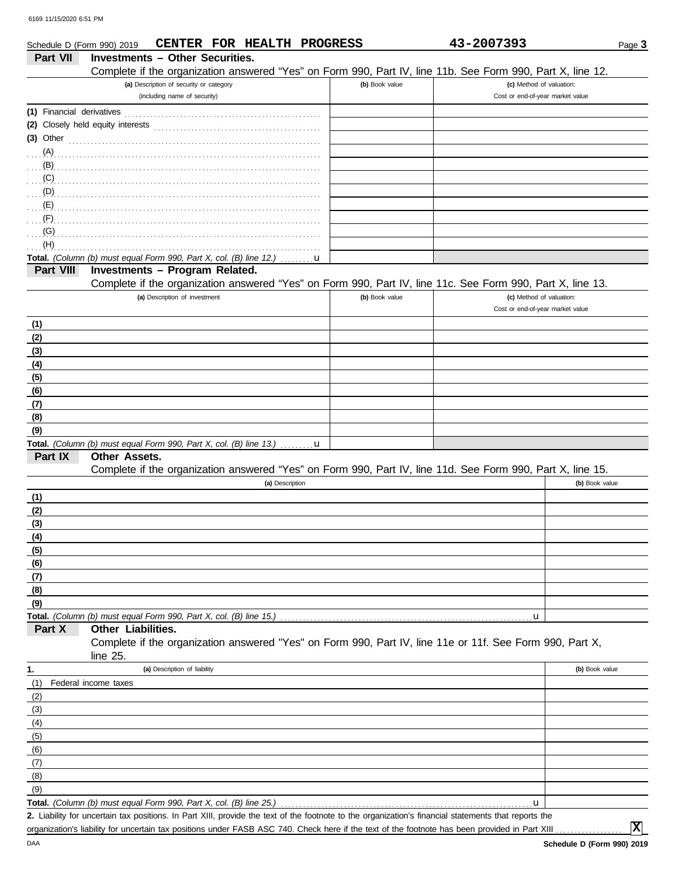Schedule D (Form 990) 2019 **CENTER FOR HEALTH PROGRESS** **43-2007393** Page **3**

## Part VII Investments – Other Securities.

Complete if the organization answered "Yes" on Form 990, Part IV, line 11b. See Form 990, Part X, line 12.

| (a) Description of security or category (including name of security) | (b) Book value | (c) Method of valuation: Cost or end-of-year market value |
|---|---|---|
| (1) Financial derivatives | | |
| (2) Closely held equity interests | | |
| (3) Other | | |
| (A) | | |
| (B) | | |
| (C) | | |
| (D) | | |
| (E) | | |
| (F) | | |
| (G) | | |
| (H) | | |
| **Total.** *(Column (b) must equal Form 990, Part X, col. (B) line 12.)* u | | |

## Part VIII Investments – Program Related.

Complete if the organization answered "Yes" on Form 990, Part IV, line 11c. See Form 990, Part X, line 13.

| (a) Description of investment | (b) Book value | (c) Method of valuation: Cost or end-of-year market value |
|---|---|---|
| (1) | | |
| (2) | | |
| (3) | | |
| (4) | | |
| (5) | | |
| (6) | | |
| (7) | | |
| (8) | | |
| (9) | | |
| **Total.** *(Column (b) must equal Form 990, Part X, col. (B) line 13.)* u | | |

## Part IX Other Assets.

Complete if the organization answered "Yes" on Form 990, Part IV, line 11d. See Form 990, Part X, line 15.

| (a) Description | (b) Book value |
|---|---|
| (1) | |
| (2) | |
| (3) | |
| (4) | |
| (5) | |
| (6) | |
| (7) | |
| (8) | |
| (9) | |
| **Total.** *(Column (b) must equal Form 990, Part X, col. (B) line 15.)* u | |

## Part X Other Liabilities.

Complete if the organization answered "Yes" on Form 990, Part IV, line 11e or 11f. See Form 990, Part X, line 25.

| 1. (a) Description of liability | (b) Book value |
|---|---|
| (1) Federal income taxes | |
| (2) | |
| (3) | |
| (4) | |
| (5) | |
| (6) | |
| (7) | |
| (8) | |
| (9) | |
| **Total.** *(Column (b) must equal Form 990, Part X, col. (B) line 25.)* u | |

**2.** Liability for uncertain tax positions. In Part XIII, provide the text of the footnote to the organization's financial statements that reports the organization's liability for uncertain tax positions under FASB ASC 740. Check here if the text of the footnote has been provided in Part XIII .................. **X**

Schedule D (Form 990) 2019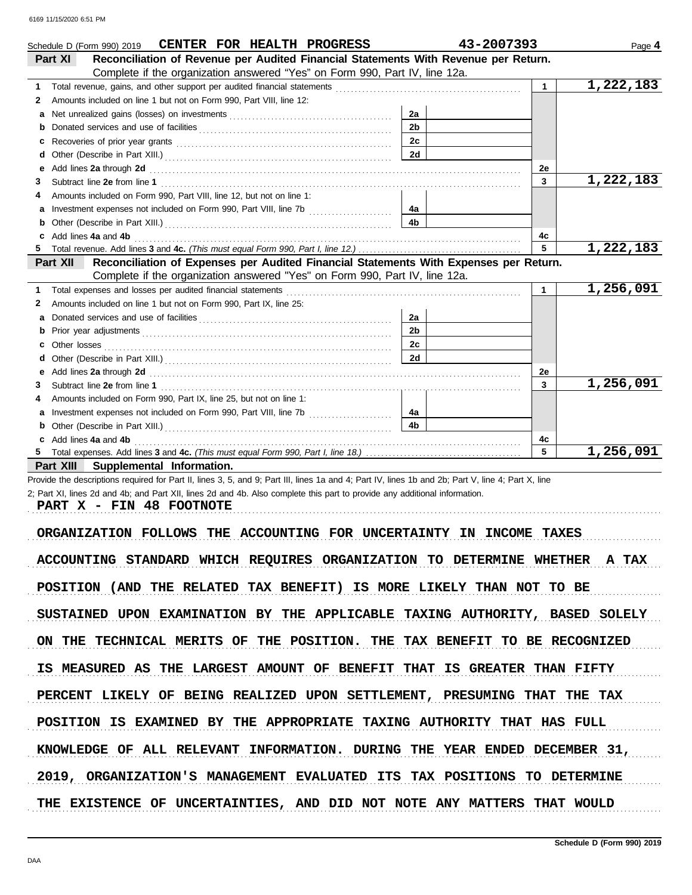Schedule D (Form 990) 2019 **CENTER FOR HEALTH PROGRESS** **43-2007393** Page **4**

**Part XI Reconciliation of Revenue per Audited Financial Statements With Revenue per Return.**
Complete if the organization answered "Yes" on Form 990, Part IV, line 12a.

| | | | | | |
|---|---|---|---|---|---|
| **1** | Total revenue, gains, and other support per audited financial statements | | | 1 | 1,222,183 |
| **2** | Amounts included on line 1 but not on Form 990, Part VIII, line 12: | | | | |
| **a** | Net unrealized gains (losses) on investments | 2a | | | |
| **b** | Donated services and use of facilities | 2b | | | |
| **c** | Recoveries of prior year grants | 2c | | | |
| **d** | Other (Describe in Part XIII.) | 2d | | | |
| **e** | Add lines **2a** through **2d** | | | 2e | |
| **3** | Subtract line **2e** from line **1** | | | 3 | 1,222,183 |
| **4** | Amounts included on Form 990, Part VIII, line 12, but not on line 1: | | | | |
| **a** | Investment expenses not included on Form 990, Part VIII, line 7b | 4a | | | |
| **b** | Other (Describe in Part XIII.) | 4b | | | |
| **c** | Add lines **4a** and **4b** | | | 4c | |
| **5** | Total revenue. Add lines **3** and **4c.** *(This must equal Form 990, Part I, line 12.)* | | | 5 | 1,222,183 |

**Part XII Reconciliation of Expenses per Audited Financial Statements With Expenses per Return.**
Complete if the organization answered "Yes" on Form 990, Part IV, line 12a.

| | | | | | |
|---|---|---|---|---|---|
| **1** | Total expenses and losses per audited financial statements | | | 1 | 1,256,091 |
| **2** | Amounts included on line 1 but not on Form 990, Part IX, line 25: | | | | |
| **a** | Donated services and use of facilities | 2a | | | |
| **b** | Prior year adjustments | 2b | | | |
| **c** | Other losses | 2c | | | |
| **d** | Other (Describe in Part XIII.) | 2d | | | |
| **e** | Add lines **2a** through **2d** | | | 2e | |
| **3** | Subtract line **2e** from line **1** | | | 3 | 1,256,091 |
| **4** | Amounts included on Form 990, Part IX, line 25, but not on line 1: | | | | |
| **a** | Investment expenses not included on Form 990, Part VIII, line 7b | 4a | | | |
| **b** | Other (Describe in Part XIII.) | 4b | | | |
| **c** | Add lines **4a** and **4b** | | | 4c | |
| **5** | Total expenses. Add lines **3** and **4c.** *(This must equal Form 990, Part I, line 18.)* | | | 5 | 1,256,091 |

**Part XIII Supplemental Information.**

Provide the descriptions required for Part II, lines 3, 5, and 9; Part III, lines 1a and 4; Part IV, lines 1b and 2b; Part V, line 4; Part X, line 2; Part XI, lines 2d and 4b; and Part XII, lines 2d and 4b. Also complete this part to provide any additional information.

PART X - FIN 48 FOOTNOTE

ORGANIZATION FOLLOWS THE ACCOUNTING FOR UNCERTAINTY IN INCOME TAXES ACCOUNTING STANDARD WHICH REQUIRES ORGANIZATION TO DETERMINE WHETHER A TAX POSITION (AND THE RELATED TAX BENEFIT) IS MORE LIKELY THAN NOT TO BE SUSTAINED UPON EXAMINATION BY THE APPLICABLE TAXING AUTHORITY, BASED SOLELY ON THE TECHNICAL MERITS OF THE POSITION. THE TAX BENEFIT TO BE RECOGNIZED IS MEASURED AS THE LARGEST AMOUNT OF BENEFIT THAT IS GREATER THAN FIFTY PERCENT LIKELY OF BEING REALIZED UPON SETTLEMENT, PRESUMING THAT THE TAX POSITION IS EXAMINED BY THE APPROPRIATE TAXING AUTHORITY THAT HAS FULL KNOWLEDGE OF ALL RELEVANT INFORMATION. DURING THE YEAR ENDED DECEMBER 31, 2019, ORGANIZATION'S MANAGEMENT EVALUATED ITS TAX POSITIONS TO DETERMINE THE EXISTENCE OF UNCERTAINTIES, AND DID NOT NOTE ANY MATTERS THAT WOULD

**Schedule D (Form 990) 2019**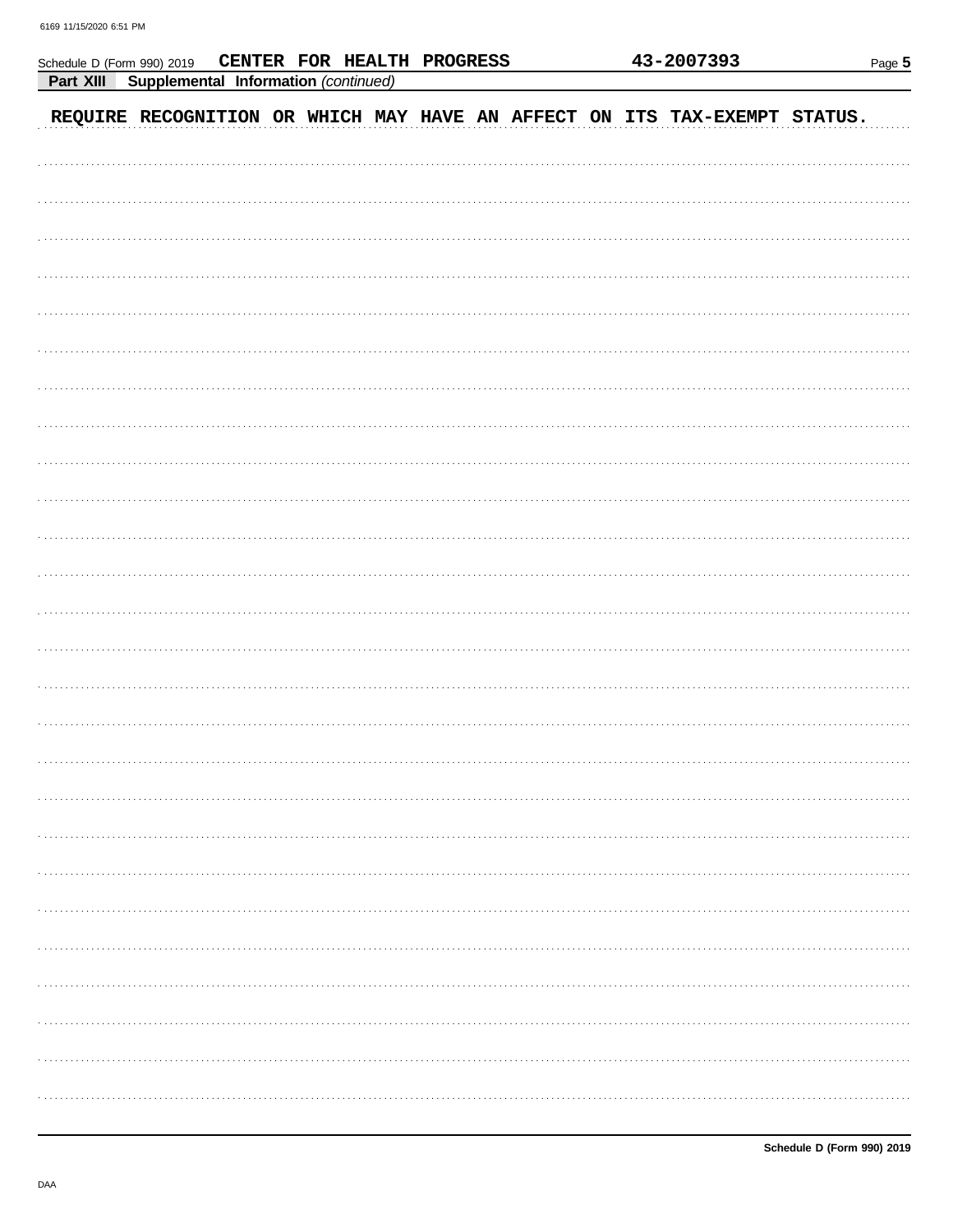Schedule D (Form 990) 2019 CENTER FOR HEALTH PROGRESS 43-2007393

**Part XIII Supplemental Information** *(continued)*

REQUIRE RECOGNITION OR WHICH MAY HAVE AN AFFECT ON ITS TAX-EXEMPT STATUS.

**Schedule D (Form 990) 2019**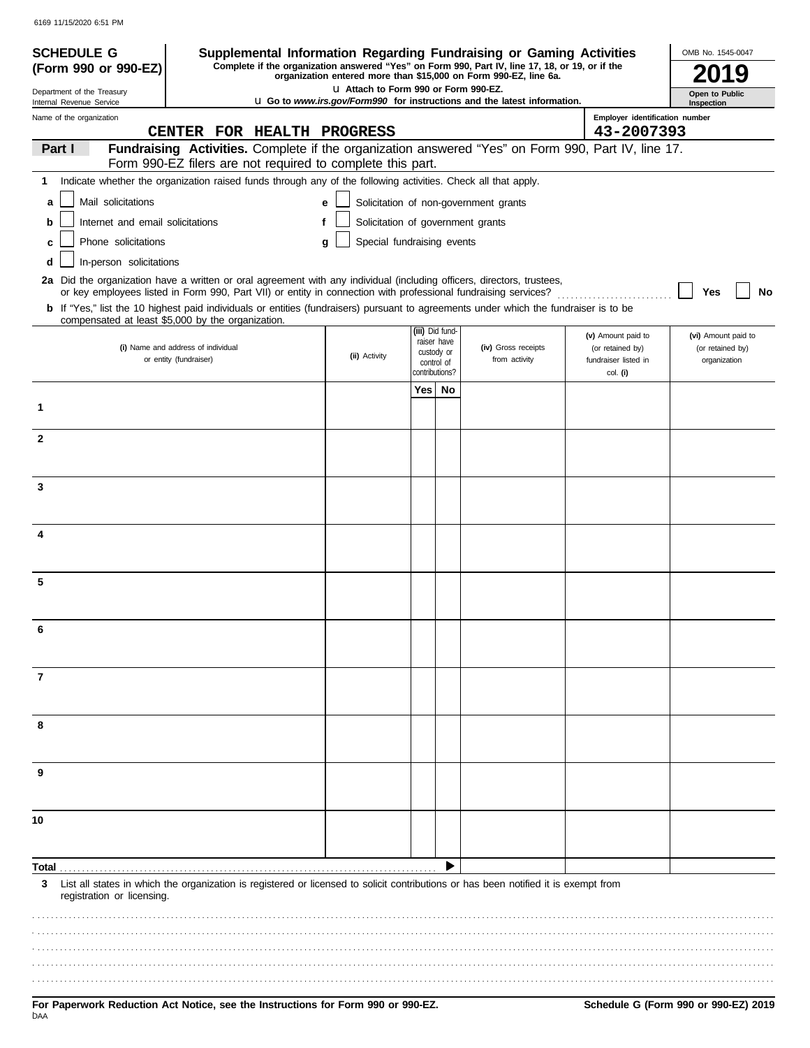6169 11/15/2020 6:51 PM

**SCHEDULE G (Form 990 or 990-EZ)**

Department of the Treasury
Internal Revenue Service

# Supplemental Information Regarding Fundraising or Gaming Activities

**Complete if the organization answered "Yes" on Form 990, Part IV, line 17, 18, or 19, or if the organization entered more than $15,000 on Form 990-EZ, line 6a.**

u Attach to Form 990 or Form 990-EZ.

u Go to *www.irs.gov/Form990* for instructions and the latest information.

OMB No. 1545-0047

**2019**

**Open to Public Inspection**

Name of the organization: CENTER FOR HEALTH PROGRESS

Employer identification number: 43-2007393

**Part I** **Fundraising Activities.** Complete if the organization answered "Yes" on Form 990, Part IV, line 17. Form 990-EZ filers are not required to complete this part.

**1** Indicate whether the organization raised funds through any of the following activities. Check all that apply.

- **a** ☐ Mail solicitations
- **b** ☐ Internet and email solicitations
- **c** ☐ Phone solicitations
- **d** ☐ In-person solicitations
- **e** ☐ Solicitation of non-government grants
- **f** ☐ Solicitation of government grants
- **g** ☐ Special fundraising events

**2a** Did the organization have a written or oral agreement with any individual (including officers, directors, trustees, or key employees listed in Form 990, Part VII) or entity in connection with professional fundraising services? ☐ Yes ☐ No

**b** If "Yes," list the 10 highest paid individuals or entities (fundraisers) pursuant to agreements under which the fundraiser is to be compensated at least $5,000 by the organization.

| | (i) Name and address of individual or entity (fundraiser) | (ii) Activity | (iii) Did fund-raiser have custody or control of contributions? Yes | No | (iv) Gross receipts from activity | (v) Amount paid to (or retained by) fundraiser listed in col. (i) | (vi) Amount paid to (or retained by) organization |
|---|---|---|---|---|---|---|---|
| 1 | | | | | | | |
| 2 | | | | | | | |
| 3 | | | | | | | |
| 4 | | | | | | | |
| 5 | | | | | | | |
| 6 | | | | | | | |
| 7 | | | | | | | |
| 8 | | | | | | | |
| 9 | | | | | | | |
| 10 | | | | | | | |
| **Total** | | | | ▶ | | | |

**3** List all states in which the organization is registered or licensed to solicit contributions or has been notified it is exempt from registration or licensing.

**For Paperwork Reduction Act Notice, see the Instructions for Form 990 or 990-EZ.**

DAA

**Schedule G (Form 990 or 990-EZ) 2019**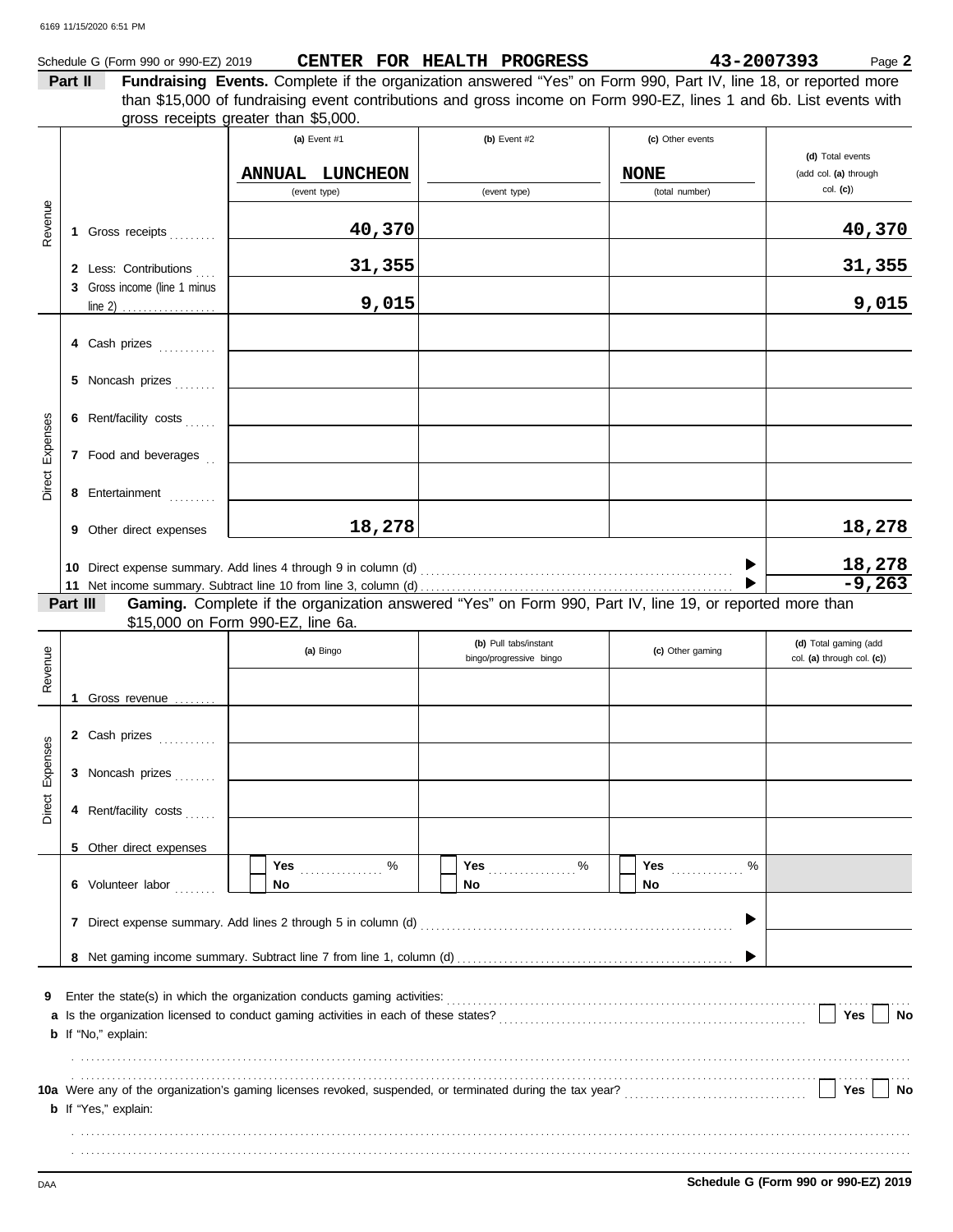Schedule G (Form 990 or 990-EZ) 2019 **CENTER FOR HEALTH PROGRESS** **43-2007393** Page **2**

**Part II** **Fundraising Events.** Complete if the organization answered "Yes" on Form 990, Part IV, line 18, or reported more than $15,000 of fundraising event contributions and gross income on Form 990-EZ, lines 1 and 6b. List events with gross receipts greater than $5,000.

| | | (a) Event #1 | (b) Event #2 | (c) Other events | (d) Total events (add col. (a) through col. (c)) |
|---|---|---|---|---|---|
| | | ANNUAL LUNCHEON (event type) | (event type) | NONE (total number) | |
| Revenue | 1 Gross receipts | 40,370 | | | 40,370 |
| | 2 Less: Contributions | 31,355 | | | 31,355 |
| | 3 Gross income (line 1 minus line 2) | 9,015 | | | 9,015 |
| Direct Expenses | 4 Cash prizes | | | | |
| | 5 Noncash prizes | | | | |
| | 6 Rent/facility costs | | | | |
| | 7 Food and beverages | | | | |
| | 8 Entertainment | | | | |
| | 9 Other direct expenses | 18,278 | | | 18,278 |
| | 10 Direct expense summary. Add lines 4 through 9 in column (d) | | | | 18,278 |
| | 11 Net income summary. Subtract line 10 from line 3, column (d) | | | | -9,263 |

**Part III** **Gaming.** Complete if the organization answered "Yes" on Form 990, Part IV, line 19, or reported more than $15,000 on Form 990-EZ, line 6a.

| | | (a) Bingo | (b) Pull tabs/instant bingo/progressive bingo | (c) Other gaming | (d) Total gaming (add col. (a) through col. (c)) |
|---|---|---|---|---|---|
| Revenue | 1 Gross revenue | | | | |
| Direct Expenses | 2 Cash prizes | | | | |
| | 3 Noncash prizes | | | | |
| | 4 Rent/facility costs | | | | |
| | 5 Other direct expenses | | | | |
| | 6 Volunteer labor | Yes ___ % / No | Yes ___ % / No | Yes ___ % / No | |
| | 7 Direct expense summary. Add lines 2 through 5 in column (d) | | | | |
| | 8 Net gaming income summary. Subtract line 7 from line 1, column (d) | | | | |

**9** Enter the state(s) in which the organization conducts gaming activities:

**a** Is the organization licensed to conduct gaming activities in each of these states? Yes No

**b** If "No," explain:

**10a** Were any of the organization's gaming licenses revoked, suspended, or terminated during the tax year? Yes No

**b** If "Yes," explain:

**Schedule G (Form 990 or 990-EZ) 2019**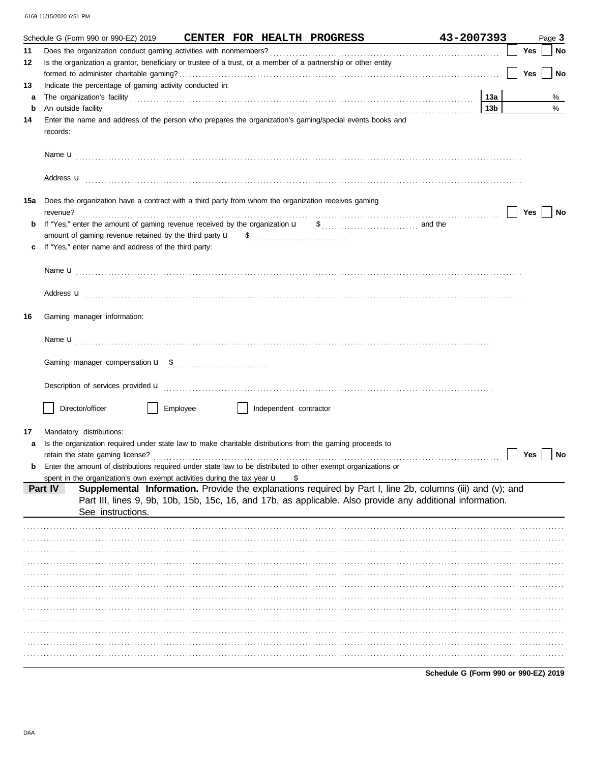Schedule G (Form 990 or 990-EZ) 2019 **CENTER FOR HEALTH PROGRESS** **43-2007393**

**11** Does the organization conduct gaming activities with nonmembers? ☐ **Yes** ☐ **No**

**12** Is the organization a grantor, beneficiary or trustee of a trust, or a member of a partnership or other entity formed to administer charitable gaming? ☐ **Yes** ☐ **No**

**13** Indicate the percentage of gaming activity conducted in:

**a** The organization's facility **13a** %

**b** An outside facility **13b** %

**14** Enter the name and address of the person who prepares the organization's gaming/special events books and records:

Name u

Address u

**15a** Does the organization have a contract with a third party from whom the organization receives gaming revenue? ☐ **Yes** ☐ **No**

**b** If "Yes," enter the amount of gaming revenue received by the organization u $ and the amount of gaming revenue retained by the third party u $

**c** If "Yes," enter name and address of the third party:

Name u

Address u

**16** Gaming manager information:

Name u

Gaming manager compensation u $

Description of services provided u

☐ Director/officer ☐ Employee ☐ Independent contractor

**17** Mandatory distributions:

**a** Is the organization required under state law to make charitable distributions from the gaming proceeds to retain the state gaming license? ☐ **Yes** ☐ **No**

**b** Enter the amount of distributions required under state law to be distributed to other exempt organizations or spent in the organization's own exempt activities during the tax year u $

**Part IV** **Supplemental Information.** Provide the explanations required by Part I, line 2b, columns (iii) and (v); and Part III, lines 9, 9b, 10b, 15b, 15c, 16, and 17b, as applicable. Also provide any additional information. See instructions.

**Schedule G (Form 990 or 990-EZ) 2019**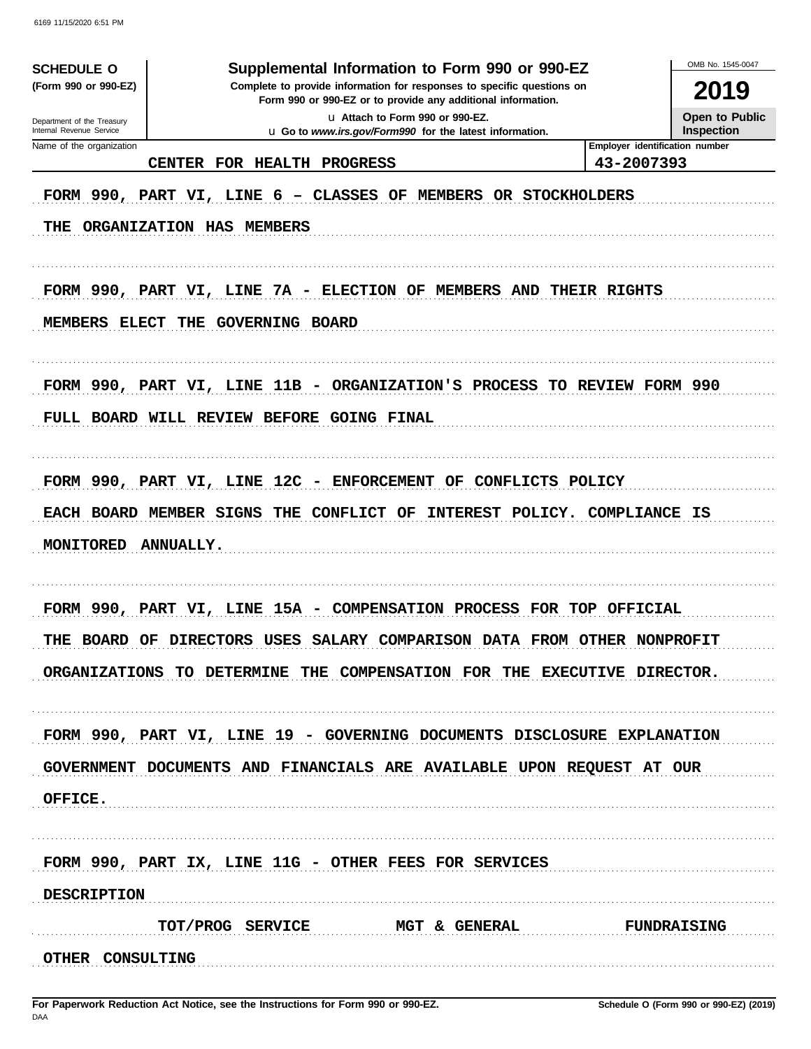**SCHEDULE O**
**(Form 990 or 990-EZ)**

Department of the Treasury
Internal Revenue Service

# Supplemental Information to Form 990 or 990-EZ

**Complete to provide information for responses to specific questions on Form 990 or 990-EZ or to provide any additional information.**

u Attach to Form 990 or 990-EZ.

u Go to *www.irs.gov/Form990* for the latest information.

OMB No. 1545-0047

**2019**

**Open to Public Inspection**

| Name of the organization | Employer identification number |
|---|---|
| CENTER FOR HEALTH PROGRESS | 43-2007393 |

FORM 990, PART VI, LINE 6 – CLASSES OF MEMBERS OR STOCKHOLDERS

THE ORGANIZATION HAS MEMBERS

FORM 990, PART VI, LINE 7A - ELECTION OF MEMBERS AND THEIR RIGHTS

MEMBERS ELECT THE GOVERNING BOARD

FORM 990, PART VI, LINE 11B - ORGANIZATION'S PROCESS TO REVIEW FORM 990

FULL BOARD WILL REVIEW BEFORE GOING FINAL

FORM 990, PART VI, LINE 12C - ENFORCEMENT OF CONFLICTS POLICY

EACH BOARD MEMBER SIGNS THE CONFLICT OF INTEREST POLICY. COMPLIANCE IS MONITORED ANNUALLY.

FORM 990, PART VI, LINE 15A - COMPENSATION PROCESS FOR TOP OFFICIAL

THE BOARD OF DIRECTORS USES SALARY COMPARISON DATA FROM OTHER NONPROFIT ORGANIZATIONS TO DETERMINE THE COMPENSATION FOR THE EXECUTIVE DIRECTOR.

FORM 990, PART VI, LINE 19 - GOVERNING DOCUMENTS DISCLOSURE EXPLANATION

GOVERNMENT DOCUMENTS AND FINANCIALS ARE AVAILABLE UPON REQUEST AT OUR OFFICE.

FORM 990, PART IX, LINE 11G - OTHER FEES FOR SERVICES

| DESCRIPTION | TOT/PROG SERVICE | MGT & GENERAL | FUNDRAISING |
|---|---|---|---|
| OTHER CONSULTING | | | |

For Paperwork Reduction Act Notice, see the Instructions for Form 990 or 990-EZ.

Schedule O (Form 990 or 990-EZ) (2019)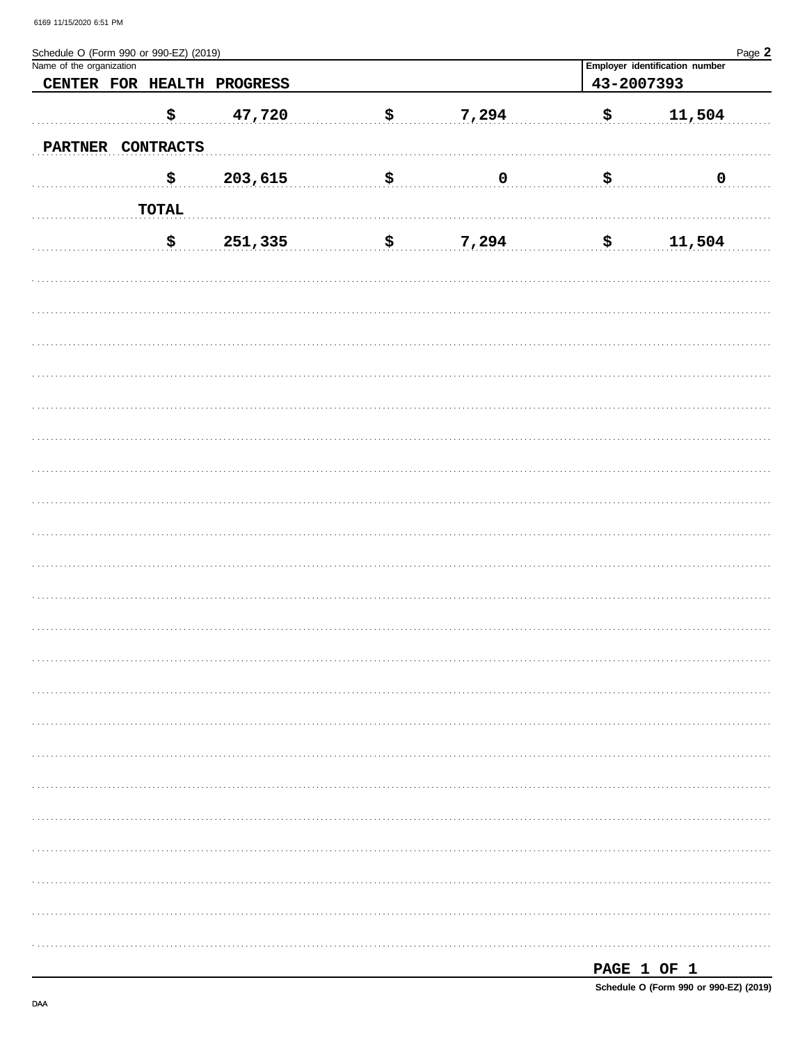Schedule O (Form 990 or 990-EZ) (2019)

Name of the organization: CENTER FOR HEALTH PROGRESS

Employer identification number: 43-2007393

| | | |
|---|---|---|
| $ 47,720 | $ 7,294 | $ 11,504 |
| PARTNER CONTRACTS | | |
| $ 203,615 | $ 0 | $ 0 |
| TOTAL | | |
| $ 251,335 | $ 7,294 | $ 11,504 |

PAGE 1 OF 1